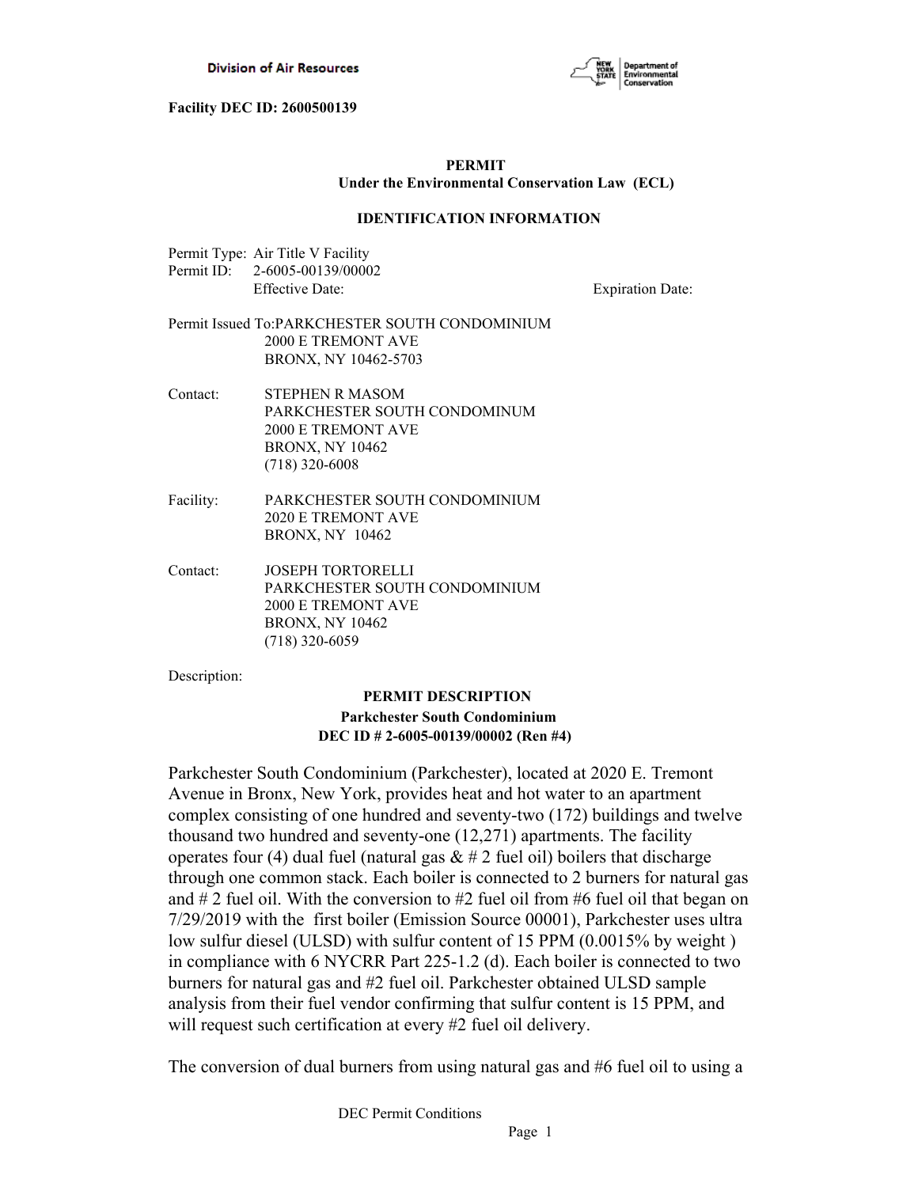Division of Air Resources

**Facility DEC ID: 2600500139**

**PERMIT**
**Under the Environmental Conservation Law (ECL)**

**IDENTIFICATION INFORMATION**

Permit Type: Air Title V Facility
Permit ID: 2-6005-00139/00002
Effective Date: Expiration Date:

Permit Issued To: PARKCHESTER SOUTH CONDOMINIUM
2000 E TREMONT AVE
BRONX, NY 10462-5703

Contact: STEPHEN R MASOM
PARKCHESTER SOUTH CONDOMINUM
2000 E TREMONT AVE
BRONX, NY 10462
(718) 320-6008

Facility: PARKCHESTER SOUTH CONDOMINIUM
2020 E TREMONT AVE
BRONX, NY 10462

Contact: JOSEPH TORTORELLI
PARKCHESTER SOUTH CONDOMINIUM
2000 E TREMONT AVE
BRONX, NY 10462
(718) 320-6059

Description:

**PERMIT DESCRIPTION**
**Parkchester South Condominium**
**DEC ID # 2-6005-00139/00002 (Ren #4)**

Parkchester South Condominium (Parkchester), located at 2020 E. Tremont Avenue in Bronx, New York, provides heat and hot water to an apartment complex consisting of one hundred and seventy-two (172) buildings and twelve thousand two hundred and seventy-one (12,271) apartments. The facility operates four (4) dual fuel (natural gas & # 2 fuel oil) boilers that discharge through one common stack. Each boiler is connected to 2 burners for natural gas and # 2 fuel oil. With the conversion to #2 fuel oil from #6 fuel oil that began on 7/29/2019 with the first boiler (Emission Source 00001), Parkchester uses ultra low sulfur diesel (ULSD) with sulfur content of 15 PPM (0.0015% by weight ) in compliance with 6 NYCRR Part 225-1.2 (d). Each boiler is connected to two burners for natural gas and #2 fuel oil. Parkchester obtained ULSD sample analysis from their fuel vendor confirming that sulfur content is 15 PPM, and will request such certification at every #2 fuel oil delivery.

The conversion of dual burners from using natural gas and #6 fuel oil to using a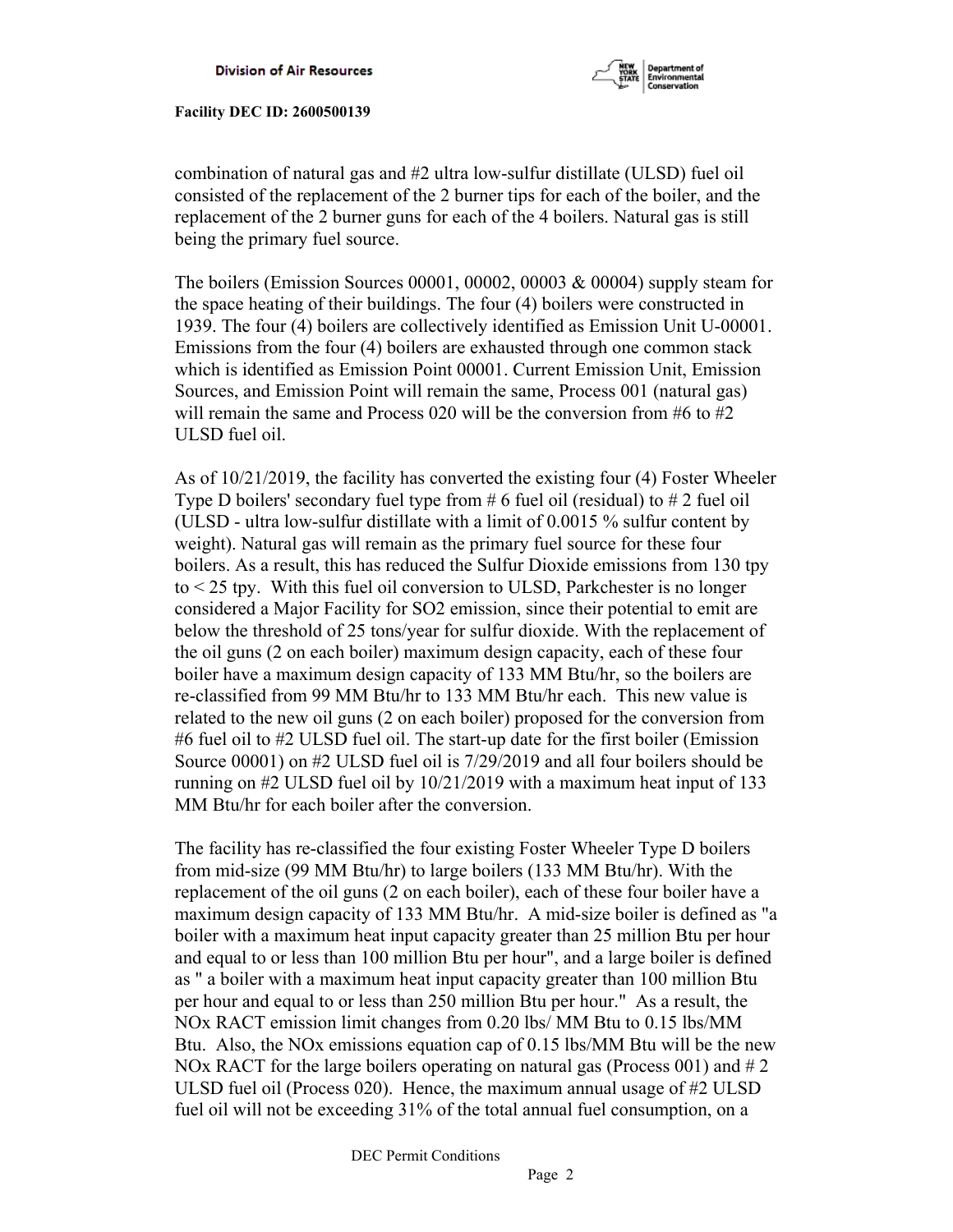combination of natural gas and #2 ultra low-sulfur distillate (ULSD) fuel oil consisted of the replacement of the 2 burner tips for each of the boiler, and the replacement of the 2 burner guns for each of the 4 boilers. Natural gas is still being the primary fuel source.

The boilers (Emission Sources 00001, 00002, 00003 & 00004) supply steam for the space heating of their buildings. The four (4) boilers were constructed in 1939. The four (4) boilers are collectively identified as Emission Unit U-00001. Emissions from the four (4) boilers are exhausted through one common stack which is identified as Emission Point 00001. Current Emission Unit, Emission Sources, and Emission Point will remain the same, Process 001 (natural gas) will remain the same and Process 020 will be the conversion from #6 to #2 ULSD fuel oil.

As of 10/21/2019, the facility has converted the existing four (4) Foster Wheeler Type D boilers' secondary fuel type from # 6 fuel oil (residual) to # 2 fuel oil (ULSD - ultra low-sulfur distillate with a limit of 0.0015 % sulfur content by weight). Natural gas will remain as the primary fuel source for these four boilers. As a result, this has reduced the Sulfur Dioxide emissions from 130 tpy to < 25 tpy. With this fuel oil conversion to ULSD, Parkchester is no longer considered a Major Facility for SO2 emission, since their potential to emit are below the threshold of 25 tons/year for sulfur dioxide. With the replacement of the oil guns (2 on each boiler) maximum design capacity, each of these four boiler have a maximum design capacity of 133 MM Btu/hr, so the boilers are re-classified from 99 MM Btu/hr to 133 MM Btu/hr each. This new value is related to the new oil guns (2 on each boiler) proposed for the conversion from #6 fuel oil to #2 ULSD fuel oil. The start-up date for the first boiler (Emission Source 00001) on #2 ULSD fuel oil is 7/29/2019 and all four boilers should be running on #2 ULSD fuel oil by 10/21/2019 with a maximum heat input of 133 MM Btu/hr for each boiler after the conversion.

The facility has re-classified the four existing Foster Wheeler Type D boilers from mid-size (99 MM Btu/hr) to large boilers (133 MM Btu/hr). With the replacement of the oil guns (2 on each boiler), each of these four boiler have a maximum design capacity of 133 MM Btu/hr. A mid-size boiler is defined as "a boiler with a maximum heat input capacity greater than 25 million Btu per hour and equal to or less than 100 million Btu per hour", and a large boiler is defined as " a boiler with a maximum heat input capacity greater than 100 million Btu per hour and equal to or less than 250 million Btu per hour." As a result, the NOx RACT emission limit changes from 0.20 lbs/ MM Btu to 0.15 lbs/MM Btu. Also, the NOx emissions equation cap of 0.15 lbs/MM Btu will be the new NOx RACT for the large boilers operating on natural gas (Process 001) and # 2 ULSD fuel oil (Process 020). Hence, the maximum annual usage of #2 ULSD fuel oil will not be exceeding 31% of the total annual fuel consumption, on a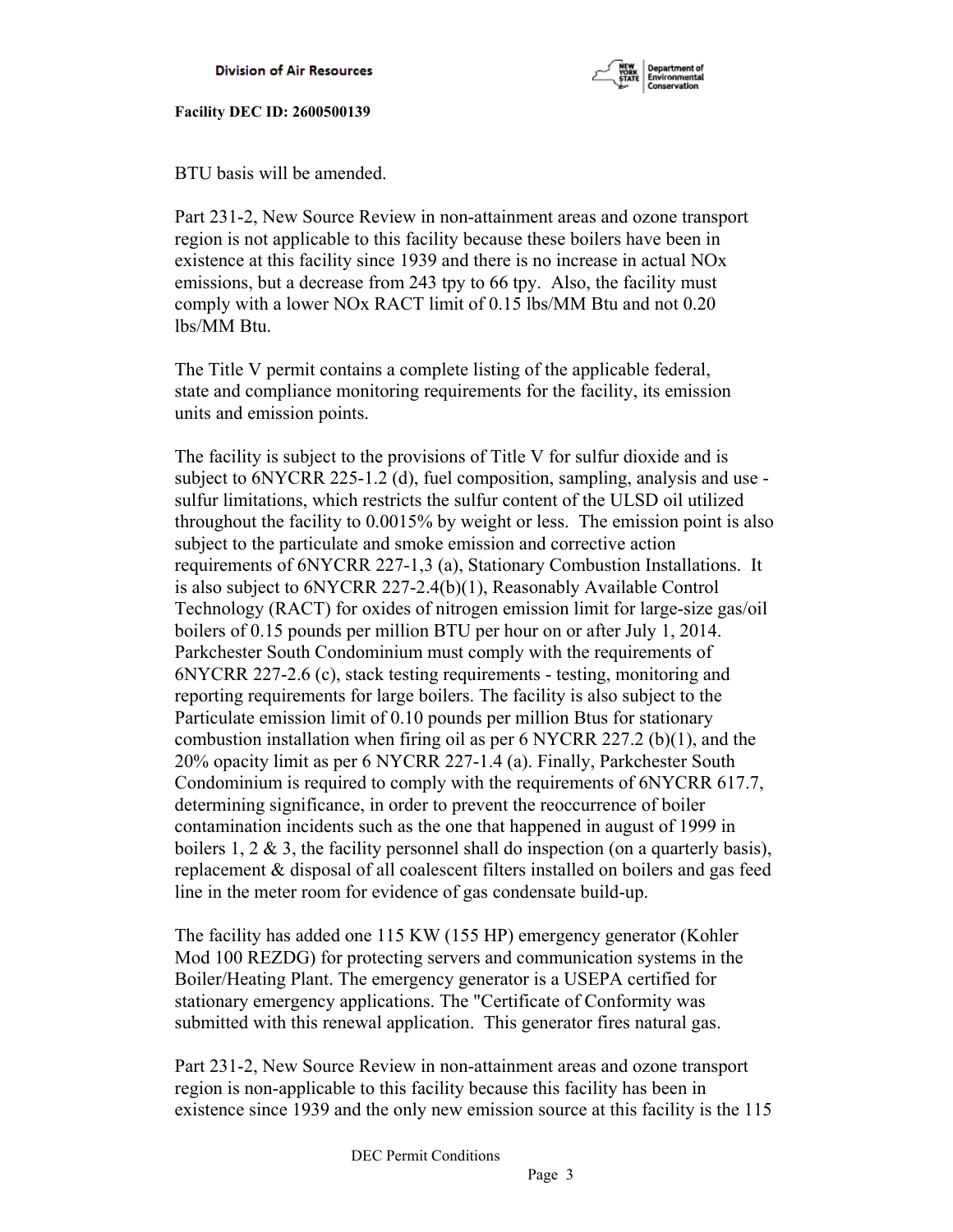BTU basis will be amended.

Part 231-2, New Source Review in non-attainment areas and ozone transport region is not applicable to this facility because these boilers have been in existence at this facility since 1939 and there is no increase in actual NOx emissions, but a decrease from 243 tpy to 66 tpy. Also, the facility must comply with a lower NOx RACT limit of 0.15 lbs/MM Btu and not 0.20 lbs/MM Btu.

The Title V permit contains a complete listing of the applicable federal, state and compliance monitoring requirements for the facility, its emission units and emission points.

The facility is subject to the provisions of Title V for sulfur dioxide and is subject to 6NYCRR 225-1.2 (d), fuel composition, sampling, analysis and use - sulfur limitations, which restricts the sulfur content of the ULSD oil utilized throughout the facility to 0.0015% by weight or less. The emission point is also subject to the particulate and smoke emission and corrective action requirements of 6NYCRR 227-1,3 (a), Stationary Combustion Installations. It is also subject to 6NYCRR 227-2.4(b)(1), Reasonably Available Control Technology (RACT) for oxides of nitrogen emission limit for large-size gas/oil boilers of 0.15 pounds per million BTU per hour on or after July 1, 2014. Parkchester South Condominium must comply with the requirements of 6NYCRR 227-2.6 (c), stack testing requirements - testing, monitoring and reporting requirements for large boilers. The facility is also subject to the Particulate emission limit of 0.10 pounds per million Btus for stationary combustion installation when firing oil as per 6 NYCRR 227.2 (b)(1), and the 20% opacity limit as per 6 NYCRR 227-1.4 (a). Finally, Parkchester South Condominium is required to comply with the requirements of 6NYCRR 617.7, determining significance, in order to prevent the reoccurrence of boiler contamination incidents such as the one that happened in august of 1999 in boilers 1, 2 & 3, the facility personnel shall do inspection (on a quarterly basis), replacement & disposal of all coalescent filters installed on boilers and gas feed line in the meter room for evidence of gas condensate build-up.

The facility has added one 115 KW (155 HP) emergency generator (Kohler Mod 100 REZDG) for protecting servers and communication systems in the Boiler/Heating Plant. The emergency generator is a USEPA certified for stationary emergency applications. The "Certificate of Conformity was submitted with this renewal application. This generator fires natural gas.

Part 231-2, New Source Review in non-attainment areas and ozone transport region is non-applicable to this facility because this facility has been in existence since 1939 and the only new emission source at this facility is the 115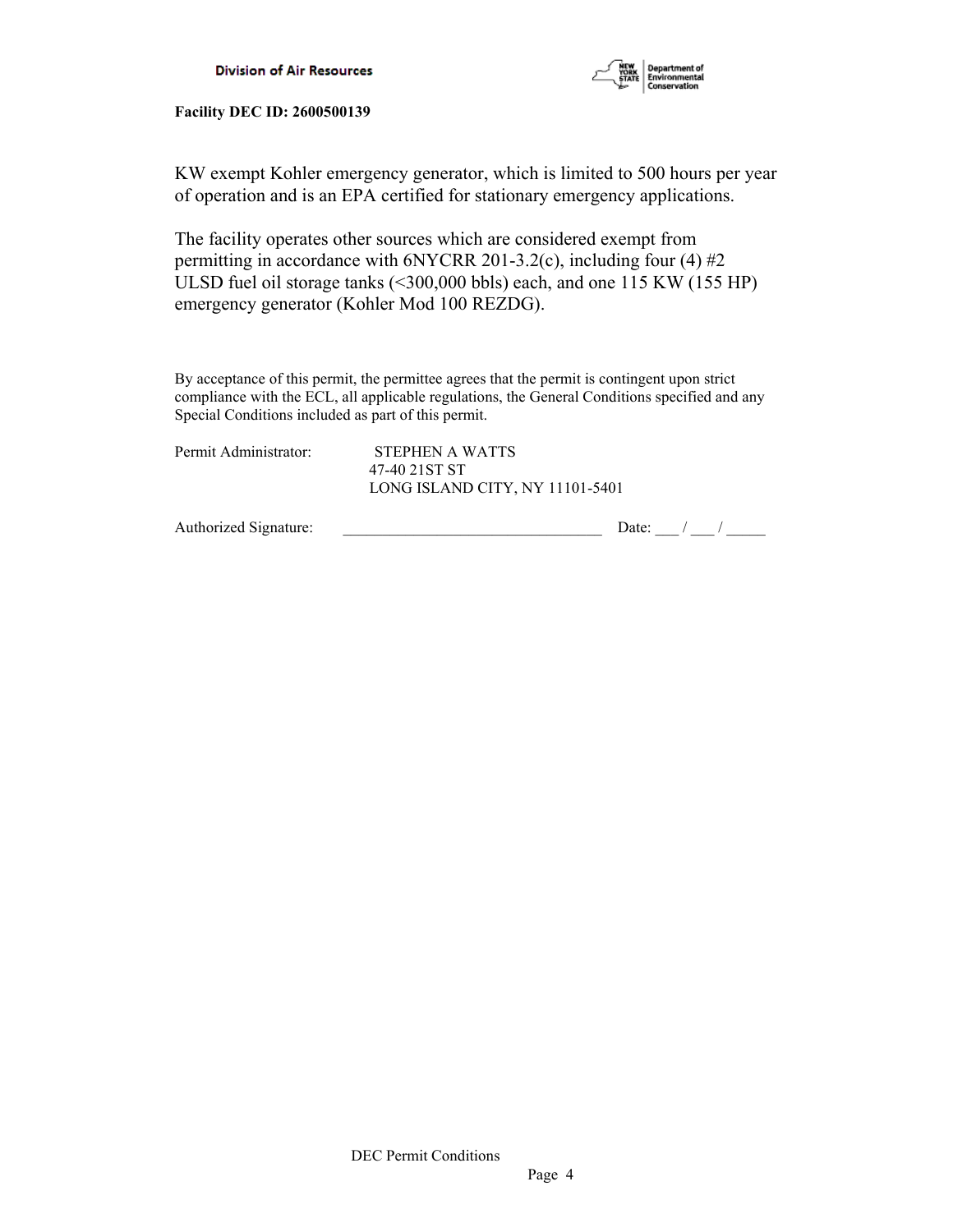KW exempt Kohler emergency generator, which is limited to 500 hours per year of operation and is an EPA certified for stationary emergency applications.

The facility operates other sources which are considered exempt from permitting in accordance with 6NYCRR 201-3.2(c), including four (4) #2 ULSD fuel oil storage tanks (<300,000 bbls) each, and one 115 KW (155 HP) emergency generator (Kohler Mod 100 REZDG).

By acceptance of this permit, the permittee agrees that the permit is contingent upon strict compliance with the ECL, all applicable regulations, the General Conditions specified and any Special Conditions included as part of this permit.

Permit Administrator: STEPHEN A WATTS
47-40 21ST ST
LONG ISLAND CITY, NY 11101-5401

Authorized Signature: _________________________________ Date: ___ / ___ / _____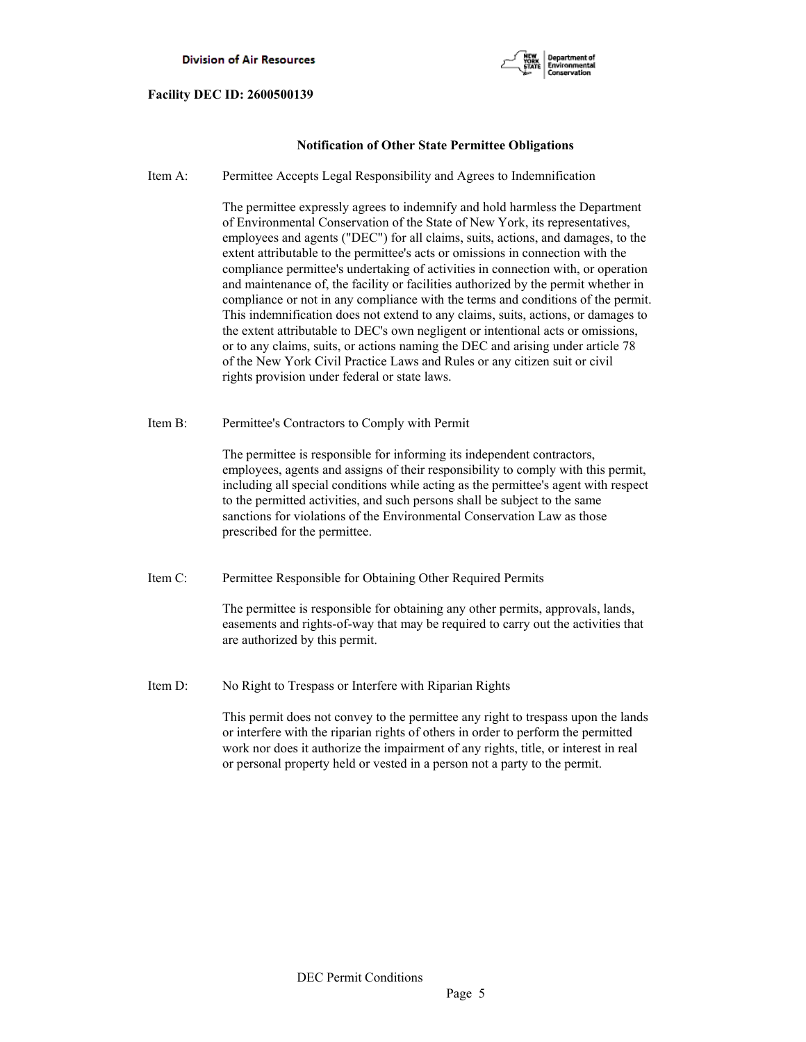**Facility DEC ID: 2600500139**

## Notification of Other State Permittee Obligations

Item A: Permittee Accepts Legal Responsibility and Agrees to Indemnification

The permittee expressly agrees to indemnify and hold harmless the Department of Environmental Conservation of the State of New York, its representatives, employees and agents ("DEC") for all claims, suits, actions, and damages, to the extent attributable to the permittee's acts or omissions in connection with the compliance permittee's undertaking of activities in connection with, or operation and maintenance of, the facility or facilities authorized by the permit whether in compliance or not in any compliance with the terms and conditions of the permit. This indemnification does not extend to any claims, suits, actions, or damages to the extent attributable to DEC's own negligent or intentional acts or omissions, or to any claims, suits, or actions naming the DEC and arising under article 78 of the New York Civil Practice Laws and Rules or any citizen suit or civil rights provision under federal or state laws.

Item B: Permittee's Contractors to Comply with Permit

The permittee is responsible for informing its independent contractors, employees, agents and assigns of their responsibility to comply with this permit, including all special conditions while acting as the permittee's agent with respect to the permitted activities, and such persons shall be subject to the same sanctions for violations of the Environmental Conservation Law as those prescribed for the permittee.

Item C: Permittee Responsible for Obtaining Other Required Permits

The permittee is responsible for obtaining any other permits, approvals, lands, easements and rights-of-way that may be required to carry out the activities that are authorized by this permit.

Item D: No Right to Trespass or Interfere with Riparian Rights

This permit does not convey to the permittee any right to trespass upon the lands or interfere with the riparian rights of others in order to perform the permitted work nor does it authorize the impairment of any rights, title, or interest in real or personal property held or vested in a person not a party to the permit.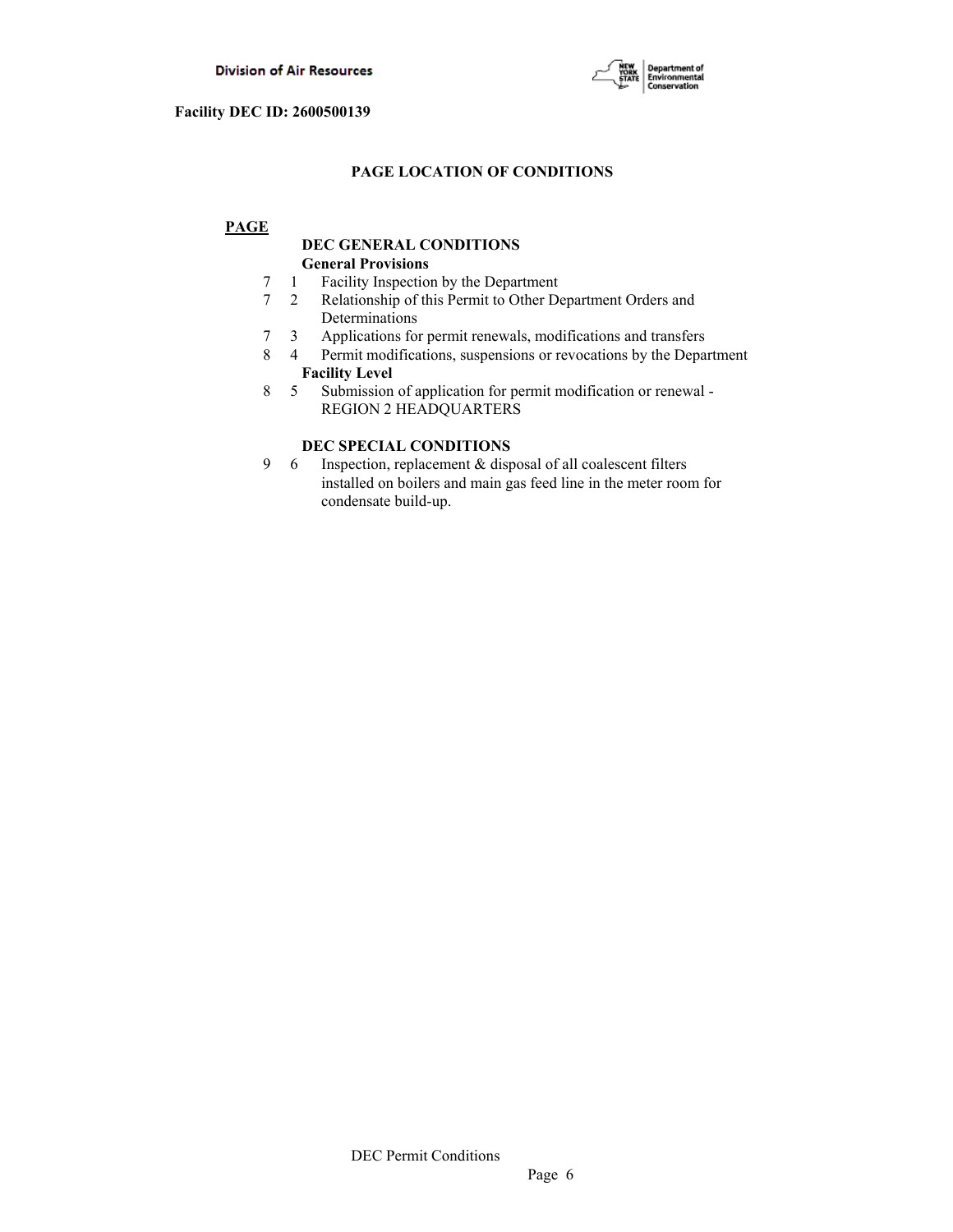**Facility DEC ID: 2600500139**

## PAGE LOCATION OF CONDITIONS

**PAGE**

**DEC GENERAL CONDITIONS**

**General Provisions**

| PAGE | | |
|---|---|---|
| 7 | 1 | Facility Inspection by the Department |
| 7 | 2 | Relationship of this Permit to Other Department Orders and Determinations |
| 7 | 3 | Applications for permit renewals, modifications and transfers |
| 8 | 4 | Permit modifications, suspensions or revocations by the Department |

**Facility Level**

| PAGE | | |
|---|---|---|
| 8 | 5 | Submission of application for permit modification or renewal - REGION 2 HEADQUARTERS |

**DEC SPECIAL CONDITIONS**

| PAGE | | |
|---|---|---|
| 9 | 6 | Inspection, replacement & disposal of all coalescent filters installed on boilers and main gas feed line in the meter room for condensate build-up. |

DEC Permit Conditions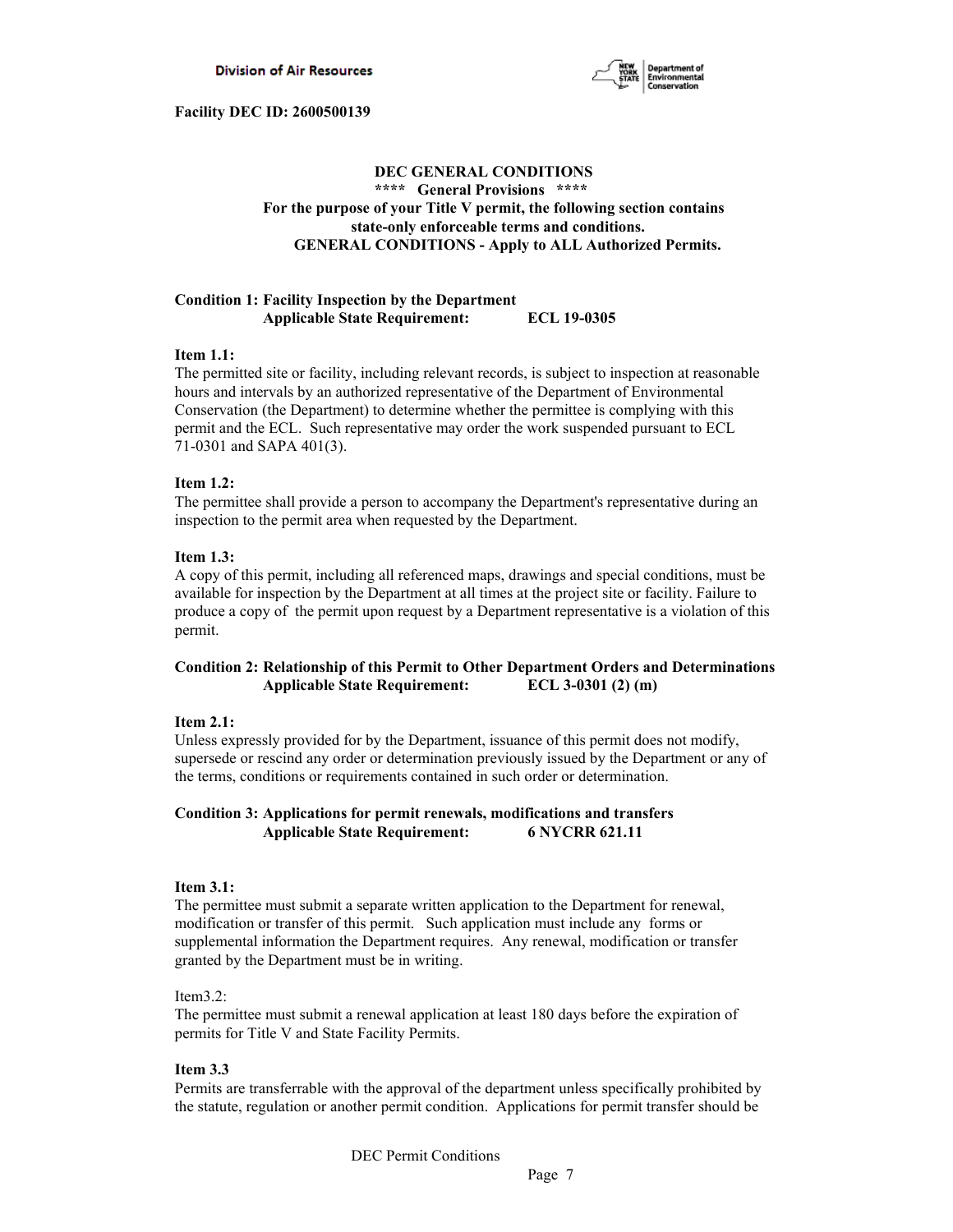**Facility DEC ID: 2600500139**

## DEC GENERAL CONDITIONS

**\*\*\*\* General Provisions \*\*\*\***

**For the purpose of your Title V permit, the following section contains state-only enforceable terms and conditions.**

**GENERAL CONDITIONS - Apply to ALL Authorized Permits.**

**Condition 1: Facility Inspection by the Department**
**Applicable State Requirement: ECL 19-0305**

**Item 1.1:**
The permitted site or facility, including relevant records, is subject to inspection at reasonable hours and intervals by an authorized representative of the Department of Environmental Conservation (the Department) to determine whether the permittee is complying with this permit and the ECL. Such representative may order the work suspended pursuant to ECL 71-0301 and SAPA 401(3).

**Item 1.2:**
The permittee shall provide a person to accompany the Department's representative during an inspection to the permit area when requested by the Department.

**Item 1.3:**
A copy of this permit, including all referenced maps, drawings and special conditions, must be available for inspection by the Department at all times at the project site or facility. Failure to produce a copy of the permit upon request by a Department representative is a violation of this permit.

**Condition 2: Relationship of this Permit to Other Department Orders and Determinations**
**Applicable State Requirement: ECL 3-0301 (2) (m)**

**Item 2.1:**
Unless expressly provided for by the Department, issuance of this permit does not modify, supersede or rescind any order or determination previously issued by the Department or any of the terms, conditions or requirements contained in such order or determination.

**Condition 3: Applications for permit renewals, modifications and transfers**
**Applicable State Requirement: 6 NYCRR 621.11**

**Item 3.1:**
The permittee must submit a separate written application to the Department for renewal, modification or transfer of this permit. Such application must include any forms or supplemental information the Department requires. Any renewal, modification or transfer granted by the Department must be in writing.

Item3.2:
The permittee must submit a renewal application at least 180 days before the expiration of permits for Title V and State Facility Permits.

**Item 3.3**
Permits are transferrable with the approval of the department unless specifically prohibited by the statute, regulation or another permit condition. Applications for permit transfer should be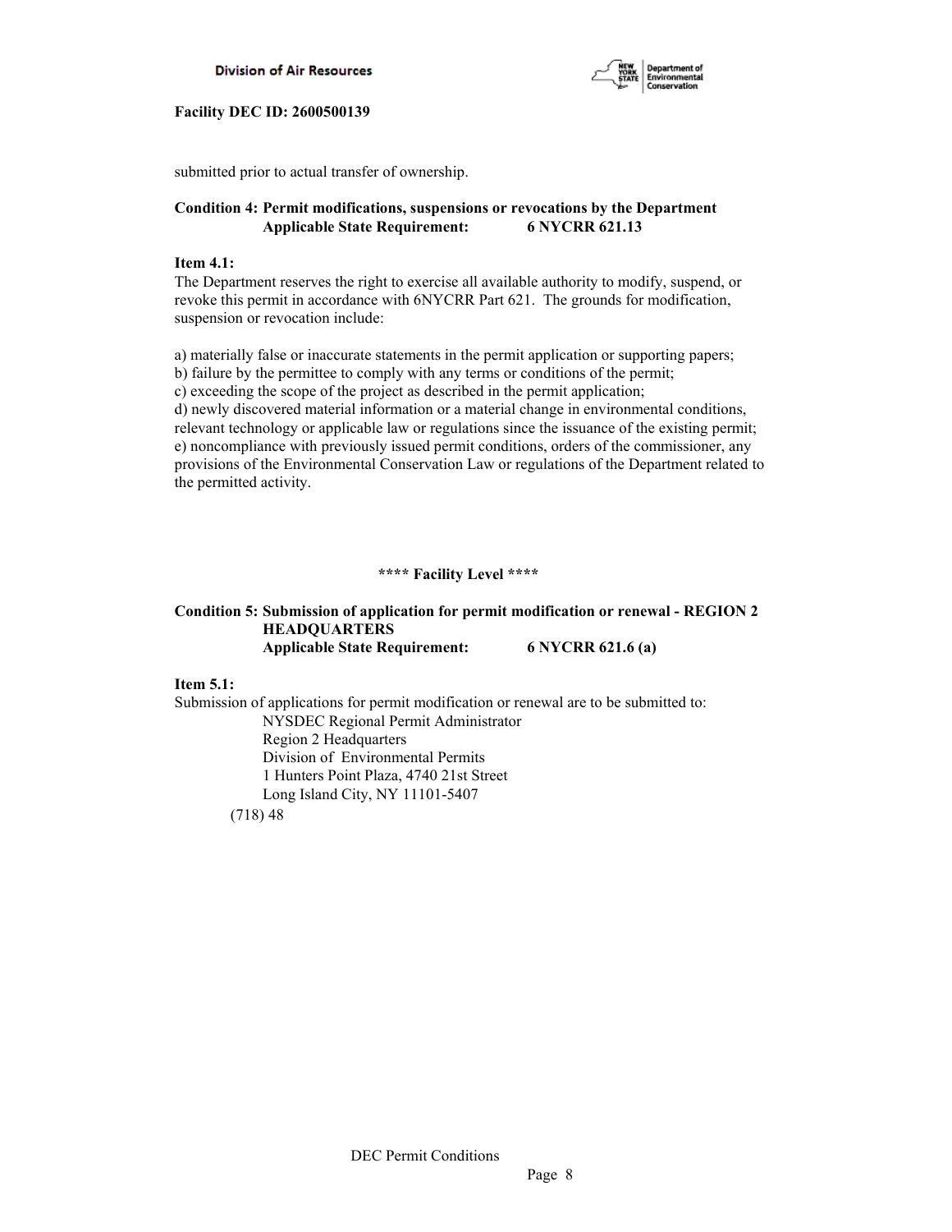submitted prior to actual transfer of ownership.

**Condition 4: Permit modifications, suspensions or revocations by the Department**
**Applicable State Requirement: 6 NYCRR 621.13**

**Item 4.1:**
The Department reserves the right to exercise all available authority to modify, suspend, or revoke this permit in accordance with 6NYCRR Part 621. The grounds for modification, suspension or revocation include:

a) materially false or inaccurate statements in the permit application or supporting papers;
b) failure by the permittee to comply with any terms or conditions of the permit;
c) exceeding the scope of the project as described in the permit application;
d) newly discovered material information or a material change in environmental conditions, relevant technology or applicable law or regulations since the issuance of the existing permit;
e) noncompliance with previously issued permit conditions, orders of the commissioner, any provisions of the Environmental Conservation Law or regulations of the Department related to the permitted activity.

**\*\*\*\* Facility Level \*\*\*\***

**Condition 5: Submission of application for permit modification or renewal - REGION 2 HEADQUARTERS**
**Applicable State Requirement: 6 NYCRR 621.6 (a)**

**Item 5.1:**
Submission of applications for permit modification or renewal are to be submitted to:

NYSDEC Regional Permit Administrator
Region 2 Headquarters
Division of Environmental Permits
1 Hunters Point Plaza, 4740 21st Street
Long Island City, NY 11101-5407

(718) 48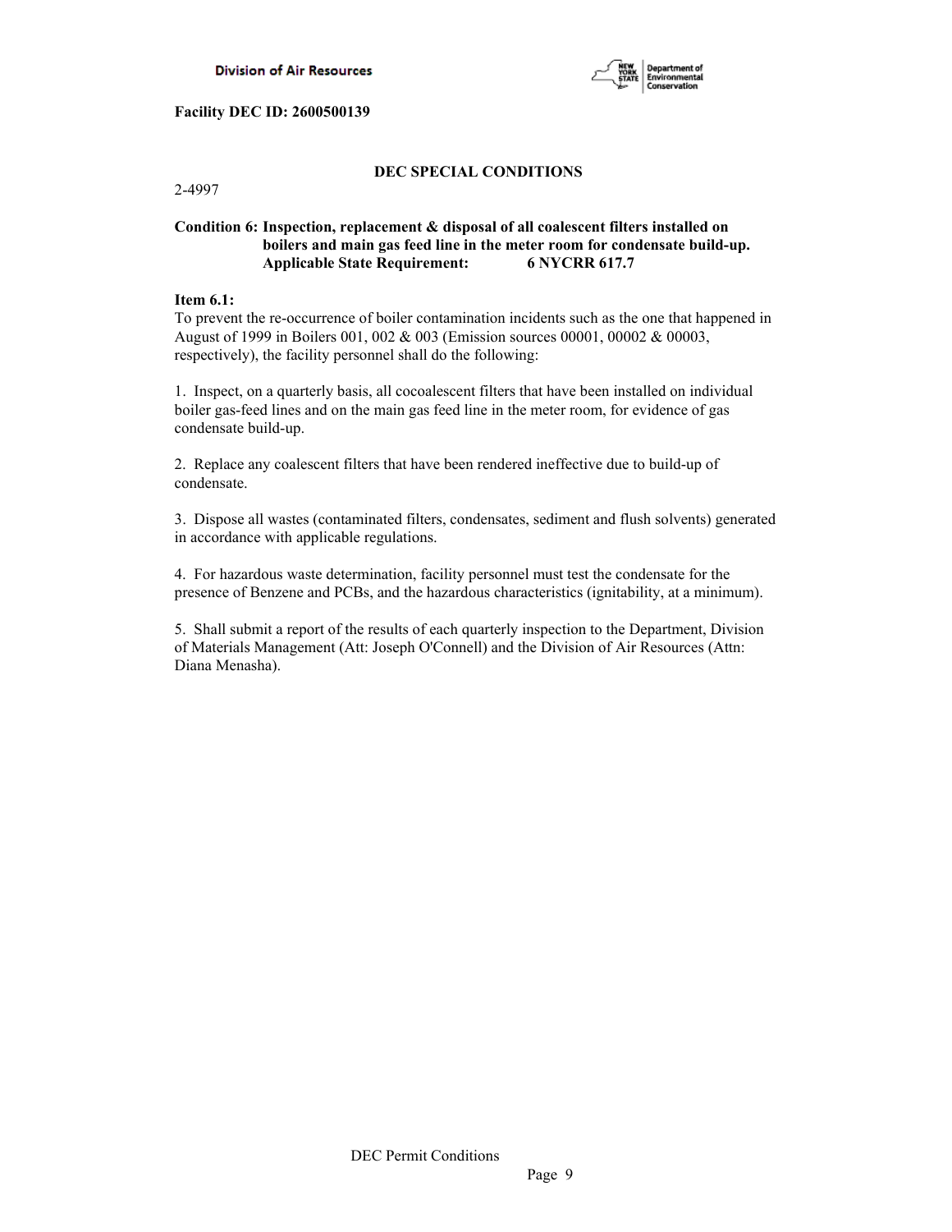**Facility DEC ID: 2600500139**

## DEC SPECIAL CONDITIONS

2-4997

**Condition 6: Inspection, replacement & disposal of all coalescent filters installed on boilers and main gas feed line in the meter room for condensate build-up.**
**Applicable State Requirement: 6 NYCRR 617.7**

**Item 6.1:**
To prevent the re-occurrence of boiler contamination incidents such as the one that happened in August of 1999 in Boilers 001, 002 & 003 (Emission sources 00001, 00002 & 00003, respectively), the facility personnel shall do the following:

1. Inspect, on a quarterly basis, all cocoalescent filters that have been installed on individual boiler gas-feed lines and on the main gas feed line in the meter room, for evidence of gas condensate build-up.

2. Replace any coalescent filters that have been rendered ineffective due to build-up of condensate.

3. Dispose all wastes (contaminated filters, condensates, sediment and flush solvents) generated in accordance with applicable regulations.

4. For hazardous waste determination, facility personnel must test the condensate for the presence of Benzene and PCBs, and the hazardous characteristics (ignitability, at a minimum).

5. Shall submit a report of the results of each quarterly inspection to the Department, Division of Materials Management (Att: Joseph O'Connell) and the Division of Air Resources (Attn: Diana Menasha).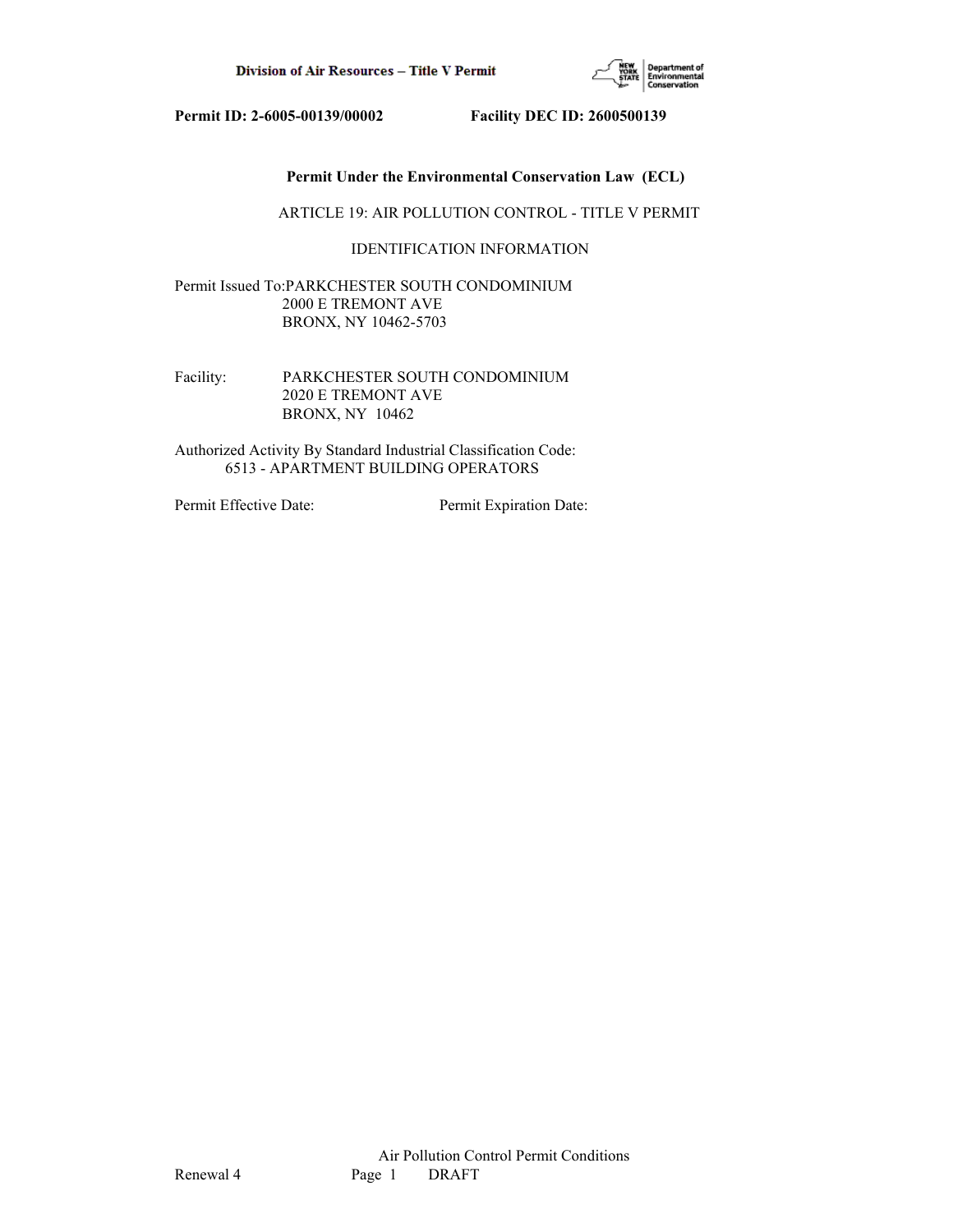**Permit ID: 2-6005-00139/00002 Facility DEC ID: 2600500139**

**Permit Under the Environmental Conservation Law (ECL)**

ARTICLE 19: AIR POLLUTION CONTROL - TITLE V PERMIT

IDENTIFICATION INFORMATION

Permit Issued To: PARKCHESTER SOUTH CONDOMINIUM
2000 E TREMONT AVE
BRONX, NY 10462-5703

Facility: PARKCHESTER SOUTH CONDOMINIUM
2020 E TREMONT AVE
BRONX, NY 10462

Authorized Activity By Standard Industrial Classification Code:
6513 - APARTMENT BUILDING OPERATORS

Permit Effective Date: Permit Expiration Date: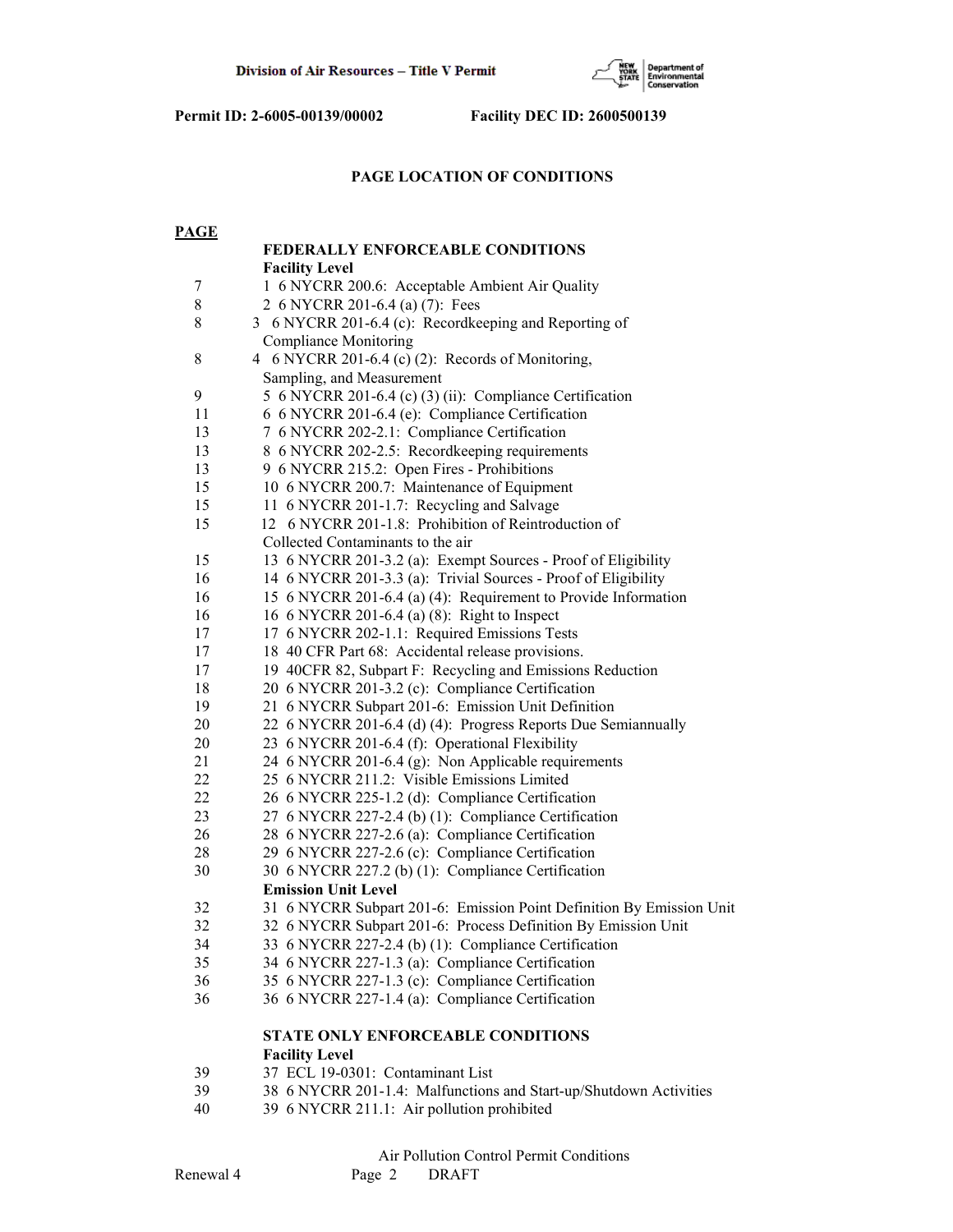Permit ID: 2-6005-00139/00002 Facility DEC ID: 2600500139

## PAGE LOCATION OF CONDITIONS

| PAGE | |
|---|---|
| | **FEDERALLY ENFORCEABLE CONDITIONS** |
| | **Facility Level** |
| 7 | 1 6 NYCRR 200.6: Acceptable Ambient Air Quality |
| 8 | 2 6 NYCRR 201-6.4 (a) (7): Fees |
| 8 | 3 6 NYCRR 201-6.4 (c): Recordkeeping and Reporting of Compliance Monitoring |
| 8 | 4 6 NYCRR 201-6.4 (c) (2): Records of Monitoring, Sampling, and Measurement |
| 9 | 5 6 NYCRR 201-6.4 (c) (3) (ii): Compliance Certification |
| 11 | 6 6 NYCRR 201-6.4 (e): Compliance Certification |
| 13 | 7 6 NYCRR 202-2.1: Compliance Certification |
| 13 | 8 6 NYCRR 202-2.5: Recordkeeping requirements |
| 13 | 9 6 NYCRR 215.2: Open Fires - Prohibitions |
| 15 | 10 6 NYCRR 200.7: Maintenance of Equipment |
| 15 | 11 6 NYCRR 201-1.7: Recycling and Salvage |
| 15 | 12 6 NYCRR 201-1.8: Prohibition of Reintroduction of Collected Contaminants to the air |
| 15 | 13 6 NYCRR 201-3.2 (a): Exempt Sources - Proof of Eligibility |
| 16 | 14 6 NYCRR 201-3.3 (a): Trivial Sources - Proof of Eligibility |
| 16 | 15 6 NYCRR 201-6.4 (a) (4): Requirement to Provide Information |
| 16 | 16 6 NYCRR 201-6.4 (a) (8): Right to Inspect |
| 17 | 17 6 NYCRR 202-1.1: Required Emissions Tests |
| 17 | 18 40 CFR Part 68: Accidental release provisions. |
| 17 | 19 40CFR 82, Subpart F: Recycling and Emissions Reduction |
| 18 | 20 6 NYCRR 201-3.2 (c): Compliance Certification |
| 19 | 21 6 NYCRR Subpart 201-6: Emission Unit Definition |
| 20 | 22 6 NYCRR 201-6.4 (d) (4): Progress Reports Due Semiannually |
| 20 | 23 6 NYCRR 201-6.4 (f): Operational Flexibility |
| 21 | 24 6 NYCRR 201-6.4 (g): Non Applicable requirements |
| 22 | 25 6 NYCRR 211.2: Visible Emissions Limited |
| 22 | 26 6 NYCRR 225-1.2 (d): Compliance Certification |
| 23 | 27 6 NYCRR 227-2.4 (b) (1): Compliance Certification |
| 26 | 28 6 NYCRR 227-2.6 (a): Compliance Certification |
| 28 | 29 6 NYCRR 227-2.6 (c): Compliance Certification |
| 30 | 30 6 NYCRR 227.2 (b) (1): Compliance Certification |
| | **Emission Unit Level** |
| 32 | 31 6 NYCRR Subpart 201-6: Emission Point Definition By Emission Unit |
| 32 | 32 6 NYCRR Subpart 201-6: Process Definition By Emission Unit |
| 34 | 33 6 NYCRR 227-2.4 (b) (1): Compliance Certification |
| 35 | 34 6 NYCRR 227-1.3 (a): Compliance Certification |
| 36 | 35 6 NYCRR 227-1.3 (c): Compliance Certification |
| 36 | 36 6 NYCRR 227-1.4 (a): Compliance Certification |
| | **STATE ONLY ENFORCEABLE CONDITIONS** |
| | **Facility Level** |
| 39 | 37 ECL 19-0301: Contaminant List |
| 39 | 38 6 NYCRR 201-1.4: Malfunctions and Start-up/Shutdown Activities |
| 40 | 39 6 NYCRR 211.1: Air pollution prohibited |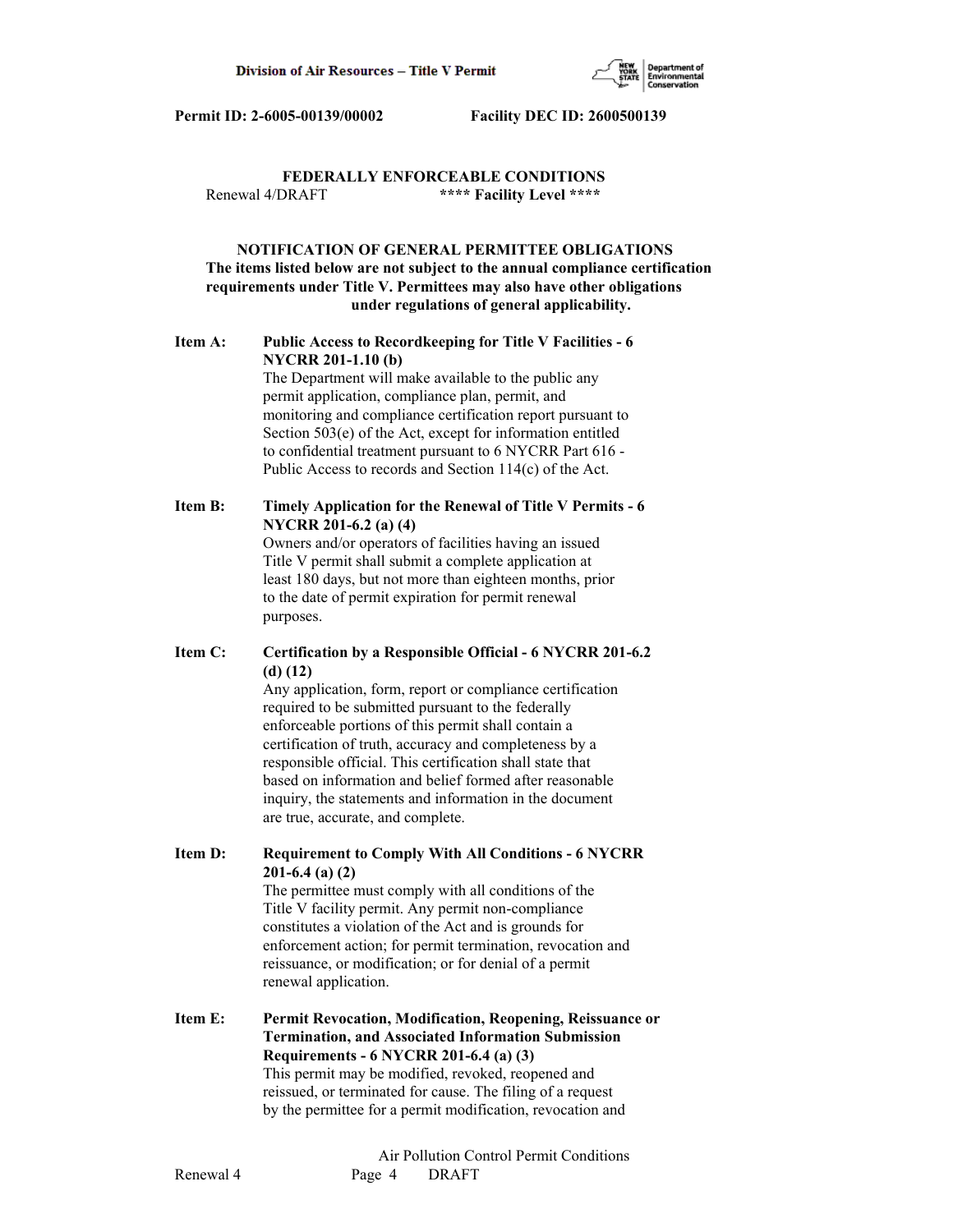**Permit ID: 2-6005-00139/00002        Facility DEC ID: 2600500139**

## FEDERALLY ENFORCEABLE CONDITIONS

Renewal 4/DRAFT        **\*\*\*\* Facility Level \*\*\*\***

### NOTIFICATION OF GENERAL PERMITTEE OBLIGATIONS

**The items listed below are not subject to the annual compliance certification requirements under Title V. Permittees may also have other obligations under regulations of general applicability.**

**Item A: Public Access to Recordkeeping for Title V Facilities - 6 NYCRR 201-1.10 (b)**

The Department will make available to the public any permit application, compliance plan, permit, and monitoring and compliance certification report pursuant to Section 503(e) of the Act, except for information entitled to confidential treatment pursuant to 6 NYCRR Part 616 - Public Access to records and Section 114(c) of the Act.

**Item B: Timely Application for the Renewal of Title V Permits - 6 NYCRR 201-6.2 (a) (4)**

Owners and/or operators of facilities having an issued Title V permit shall submit a complete application at least 180 days, but not more than eighteen months, prior to the date of permit expiration for permit renewal purposes.

**Item C: Certification by a Responsible Official - 6 NYCRR 201-6.2 (d) (12)**

Any application, form, report or compliance certification required to be submitted pursuant to the federally enforceable portions of this permit shall contain a certification of truth, accuracy and completeness by a responsible official. This certification shall state that based on information and belief formed after reasonable inquiry, the statements and information in the document are true, accurate, and complete.

**Item D: Requirement to Comply With All Conditions - 6 NYCRR 201-6.4 (a) (2)**

The permittee must comply with all conditions of the Title V facility permit. Any permit non-compliance constitutes a violation of the Act and is grounds for enforcement action; for permit termination, revocation and reissuance, or modification; or for denial of a permit renewal application.

**Item E: Permit Revocation, Modification, Reopening, Reissuance or Termination, and Associated Information Submission Requirements - 6 NYCRR 201-6.4 (a) (3)**

This permit may be modified, revoked, reopened and reissued, or terminated for cause. The filing of a request by the permittee for a permit modification, revocation and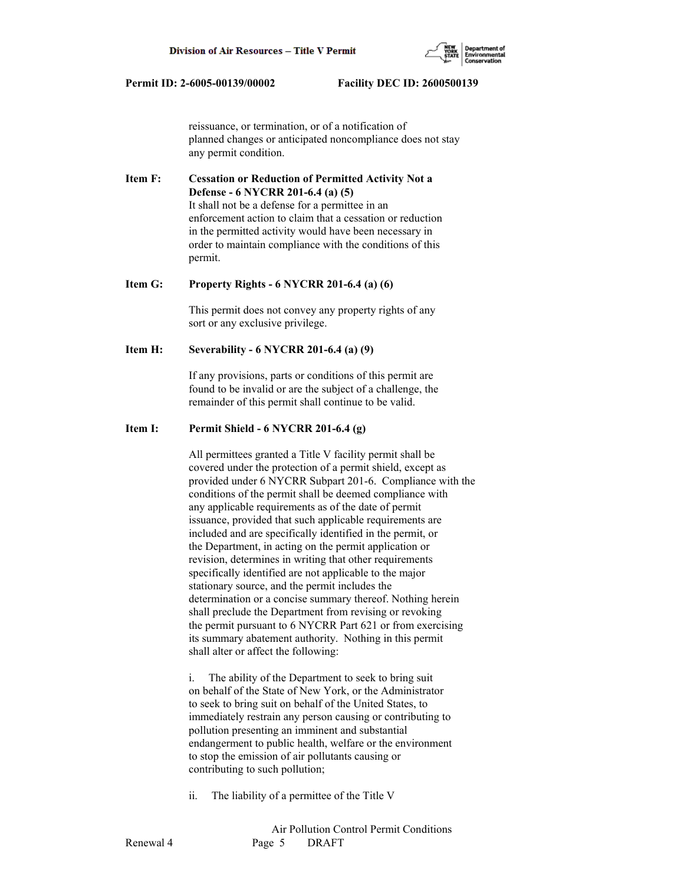reissuance, or termination, or of a notification of planned changes or anticipated noncompliance does not stay any permit condition.

**Item F: Cessation or Reduction of Permitted Activity Not a Defense - 6 NYCRR 201-6.4 (a) (5)**

It shall not be a defense for a permittee in an enforcement action to claim that a cessation or reduction in the permitted activity would have been necessary in order to maintain compliance with the conditions of this permit.

**Item G: Property Rights - 6 NYCRR 201-6.4 (a) (6)**

This permit does not convey any property rights of any sort or any exclusive privilege.

**Item H: Severability - 6 NYCRR 201-6.4 (a) (9)**

If any provisions, parts or conditions of this permit are found to be invalid or are the subject of a challenge, the remainder of this permit shall continue to be valid.

**Item I: Permit Shield - 6 NYCRR 201-6.4 (g)**

All permittees granted a Title V facility permit shall be covered under the protection of a permit shield, except as provided under 6 NYCRR Subpart 201-6. Compliance with the conditions of the permit shall be deemed compliance with any applicable requirements as of the date of permit issuance, provided that such applicable requirements are included and are specifically identified in the permit, or the Department, in acting on the permit application or revision, determines in writing that other requirements specifically identified are not applicable to the major stationary source, and the permit includes the determination or a concise summary thereof. Nothing herein shall preclude the Department from revising or revoking the permit pursuant to 6 NYCRR Part 621 or from exercising its summary abatement authority. Nothing in this permit shall alter or affect the following:

i. The ability of the Department to seek to bring suit on behalf of the State of New York, or the Administrator to seek to bring suit on behalf of the United States, to immediately restrain any person causing or contributing to pollution presenting an imminent and substantial endangerment to public health, welfare or the environment to stop the emission of air pollutants causing or contributing to such pollution;

ii. The liability of a permittee of the Title V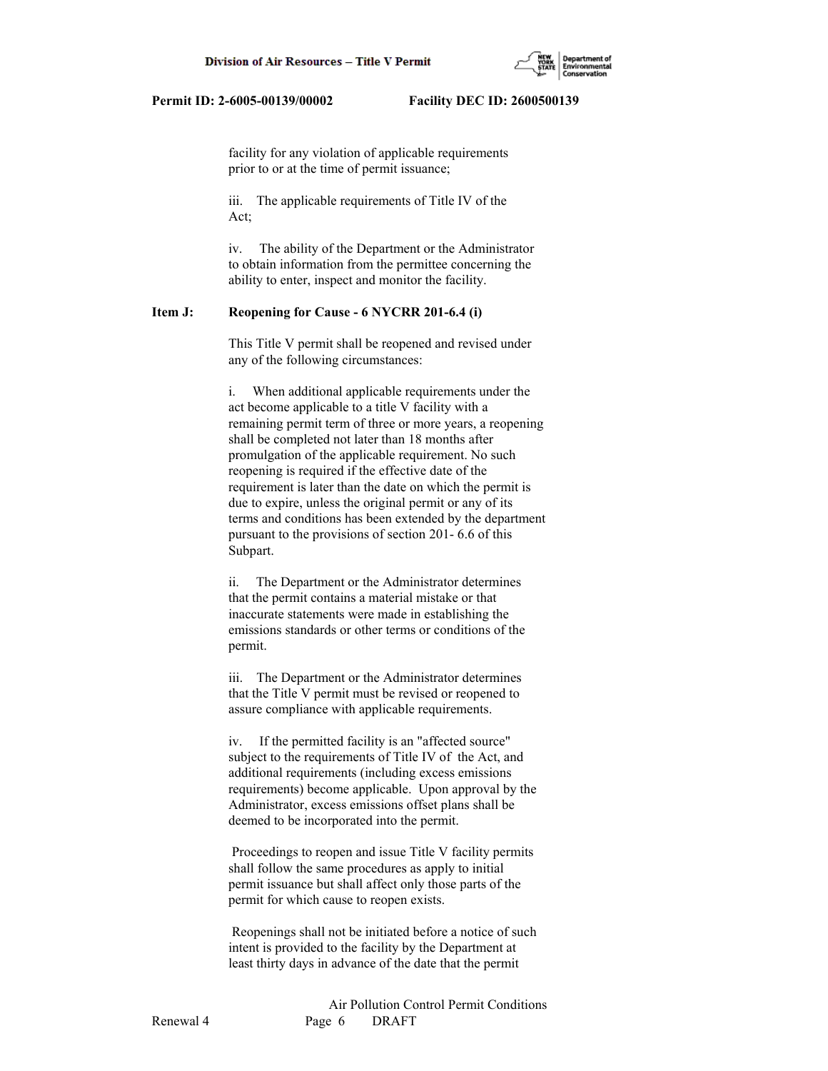facility for any violation of applicable requirements prior to or at the time of permit issuance;

iii. The applicable requirements of Title IV of the Act;

iv. The ability of the Department or the Administrator to obtain information from the permittee concerning the ability to enter, inspect and monitor the facility.

**Item J: Reopening for Cause - 6 NYCRR 201-6.4 (i)**

This Title V permit shall be reopened and revised under any of the following circumstances:

i. When additional applicable requirements under the act become applicable to a title V facility with a remaining permit term of three or more years, a reopening shall be completed not later than 18 months after promulgation of the applicable requirement. No such reopening is required if the effective date of the requirement is later than the date on which the permit is due to expire, unless the original permit or any of its terms and conditions has been extended by the department pursuant to the provisions of section 201- 6.6 of this Subpart.

ii. The Department or the Administrator determines that the permit contains a material mistake or that inaccurate statements were made in establishing the emissions standards or other terms or conditions of the permit.

iii. The Department or the Administrator determines that the Title V permit must be revised or reopened to assure compliance with applicable requirements.

iv. If the permitted facility is an "affected source" subject to the requirements of Title IV of the Act, and additional requirements (including excess emissions requirements) become applicable. Upon approval by the Administrator, excess emissions offset plans shall be deemed to be incorporated into the permit.

Proceedings to reopen and issue Title V facility permits shall follow the same procedures as apply to initial permit issuance but shall affect only those parts of the permit for which cause to reopen exists.

Reopenings shall not be initiated before a notice of such intent is provided to the facility by the Department at least thirty days in advance of the date that the permit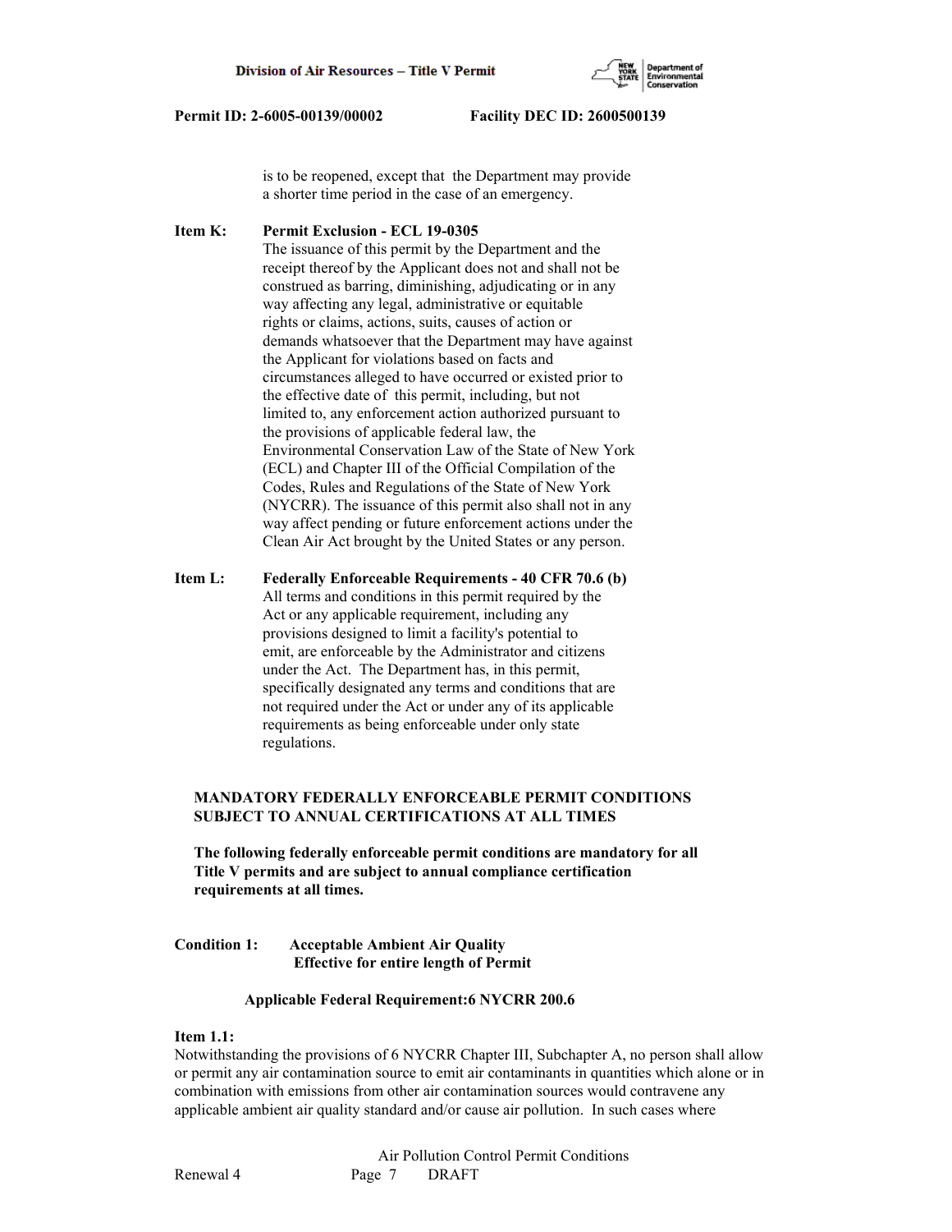is to be reopened, except that the Department may provide a shorter time period in the case of an emergency.

**Item K: Permit Exclusion - ECL 19-0305**

The issuance of this permit by the Department and the receipt thereof by the Applicant does not and shall not be construed as barring, diminishing, adjudicating or in any way affecting any legal, administrative or equitable rights or claims, actions, suits, causes of action or demands whatsoever that the Department may have against the Applicant for violations based on facts and circumstances alleged to have occurred or existed prior to the effective date of this permit, including, but not limited to, any enforcement action authorized pursuant to the provisions of applicable federal law, the Environmental Conservation Law of the State of New York (ECL) and Chapter III of the Official Compilation of the Codes, Rules and Regulations of the State of New York (NYCRR). The issuance of this permit also shall not in any way affect pending or future enforcement actions under the Clean Air Act brought by the United States or any person.

**Item L: Federally Enforceable Requirements - 40 CFR 70.6 (b)**

All terms and conditions in this permit required by the Act or any applicable requirement, including any provisions designed to limit a facility's potential to emit, are enforceable by the Administrator and citizens under the Act. The Department has, in this permit, specifically designated any terms and conditions that are not required under the Act or under any of its applicable requirements as being enforceable under only state regulations.

**MANDATORY FEDERALLY ENFORCEABLE PERMIT CONDITIONS SUBJECT TO ANNUAL CERTIFICATIONS AT ALL TIMES**

**The following federally enforceable permit conditions are mandatory for all Title V permits and are subject to annual compliance certification requirements at all times.**

**Condition 1: Acceptable Ambient Air Quality**
**Effective for entire length of Permit**

**Applicable Federal Requirement:6 NYCRR 200.6**

**Item 1.1:**

Notwithstanding the provisions of 6 NYCRR Chapter III, Subchapter A, no person shall allow or permit any air contamination source to emit air contaminants in quantities which alone or in combination with emissions from other air contamination sources would contravene any applicable ambient air quality standard and/or cause air pollution. In such cases where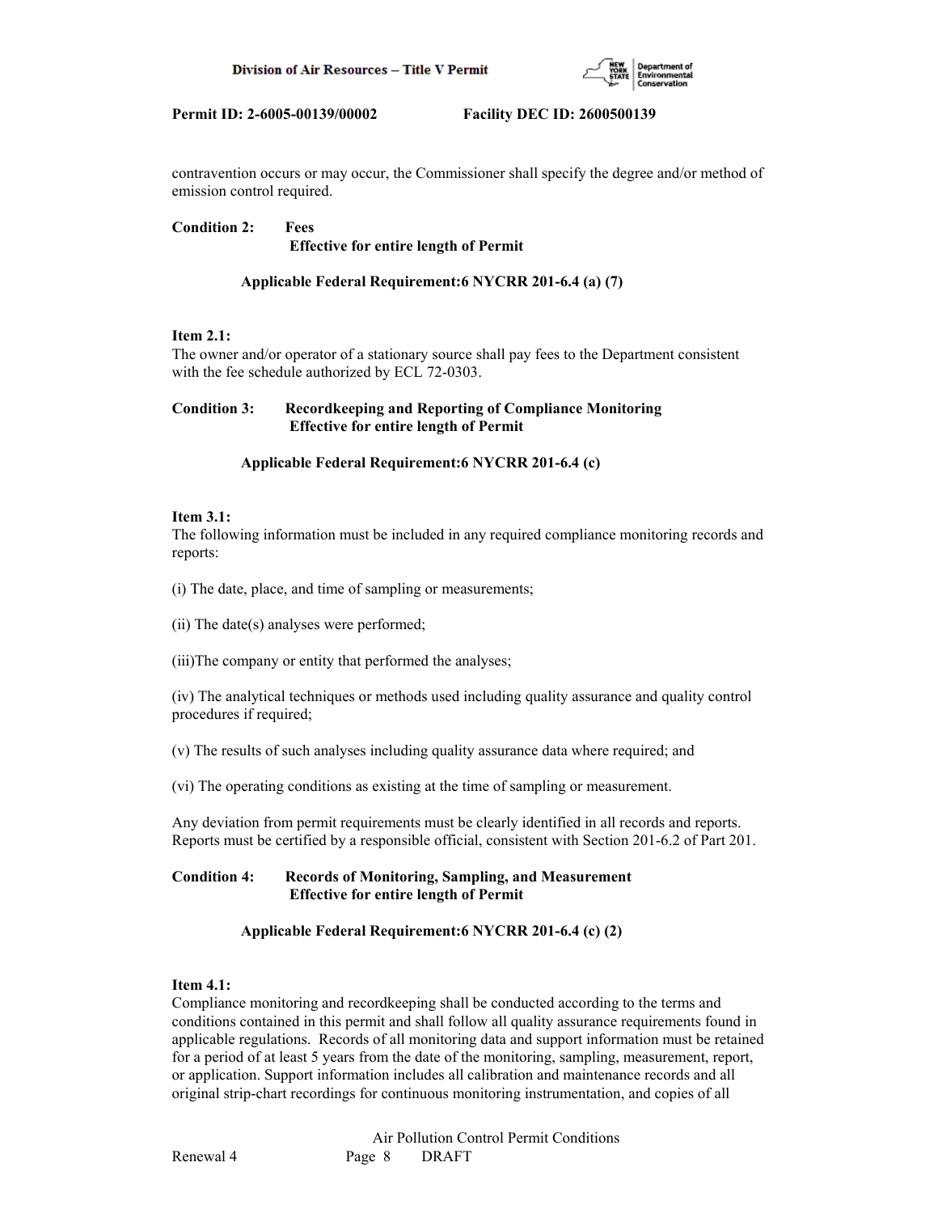contravention occurs or may occur, the Commissioner shall specify the degree and/or method of emission control required.

**Condition 2: Fees**
**Effective for entire length of Permit**

**Applicable Federal Requirement:6 NYCRR 201-6.4 (a) (7)**

**Item 2.1:**
The owner and/or operator of a stationary source shall pay fees to the Department consistent with the fee schedule authorized by ECL 72-0303.

**Condition 3: Recordkeeping and Reporting of Compliance Monitoring**
**Effective for entire length of Permit**

**Applicable Federal Requirement:6 NYCRR 201-6.4 (c)**

**Item 3.1:**
The following information must be included in any required compliance monitoring records and reports:

(i) The date, place, and time of sampling or measurements;

(ii) The date(s) analyses were performed;

(iii)The company or entity that performed the analyses;

(iv) The analytical techniques or methods used including quality assurance and quality control procedures if required;

(v) The results of such analyses including quality assurance data where required; and

(vi) The operating conditions as existing at the time of sampling or measurement.

Any deviation from permit requirements must be clearly identified in all records and reports. Reports must be certified by a responsible official, consistent with Section 201-6.2 of Part 201.

**Condition 4: Records of Monitoring, Sampling, and Measurement**
**Effective for entire length of Permit**

**Applicable Federal Requirement:6 NYCRR 201-6.4 (c) (2)**

**Item 4.1:**
Compliance monitoring and recordkeeping shall be conducted according to the terms and conditions contained in this permit and shall follow all quality assurance requirements found in applicable regulations. Records of all monitoring data and support information must be retained for a period of at least 5 years from the date of the monitoring, sampling, measurement, report, or application. Support information includes all calibration and maintenance records and all original strip-chart recordings for continuous monitoring instrumentation, and copies of all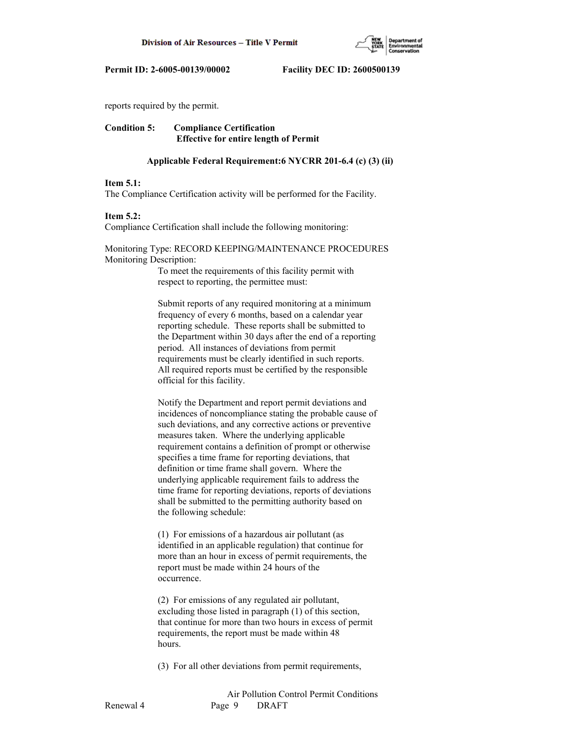reports required by the permit.

**Condition 5: Compliance Certification**
**Effective for entire length of Permit**

**Applicable Federal Requirement:6 NYCRR 201-6.4 (c) (3) (ii)**

**Item 5.1:**
The Compliance Certification activity will be performed for the Facility.

**Item 5.2:**
Compliance Certification shall include the following monitoring:

Monitoring Type: RECORD KEEPING/MAINTENANCE PROCEDURES
Monitoring Description:

To meet the requirements of this facility permit with respect to reporting, the permittee must:

Submit reports of any required monitoring at a minimum frequency of every 6 months, based on a calendar year reporting schedule. These reports shall be submitted to the Department within 30 days after the end of a reporting period. All instances of deviations from permit requirements must be clearly identified in such reports. All required reports must be certified by the responsible official for this facility.

Notify the Department and report permit deviations and incidences of noncompliance stating the probable cause of such deviations, and any corrective actions or preventive measures taken. Where the underlying applicable requirement contains a definition of prompt or otherwise specifies a time frame for reporting deviations, that definition or time frame shall govern. Where the underlying applicable requirement fails to address the time frame for reporting deviations, reports of deviations shall be submitted to the permitting authority based on the following schedule:

(1) For emissions of a hazardous air pollutant (as identified in an applicable regulation) that continue for more than an hour in excess of permit requirements, the report must be made within 24 hours of the occurrence.

(2) For emissions of any regulated air pollutant, excluding those listed in paragraph (1) of this section, that continue for more than two hours in excess of permit requirements, the report must be made within 48 hours.

(3) For all other deviations from permit requirements,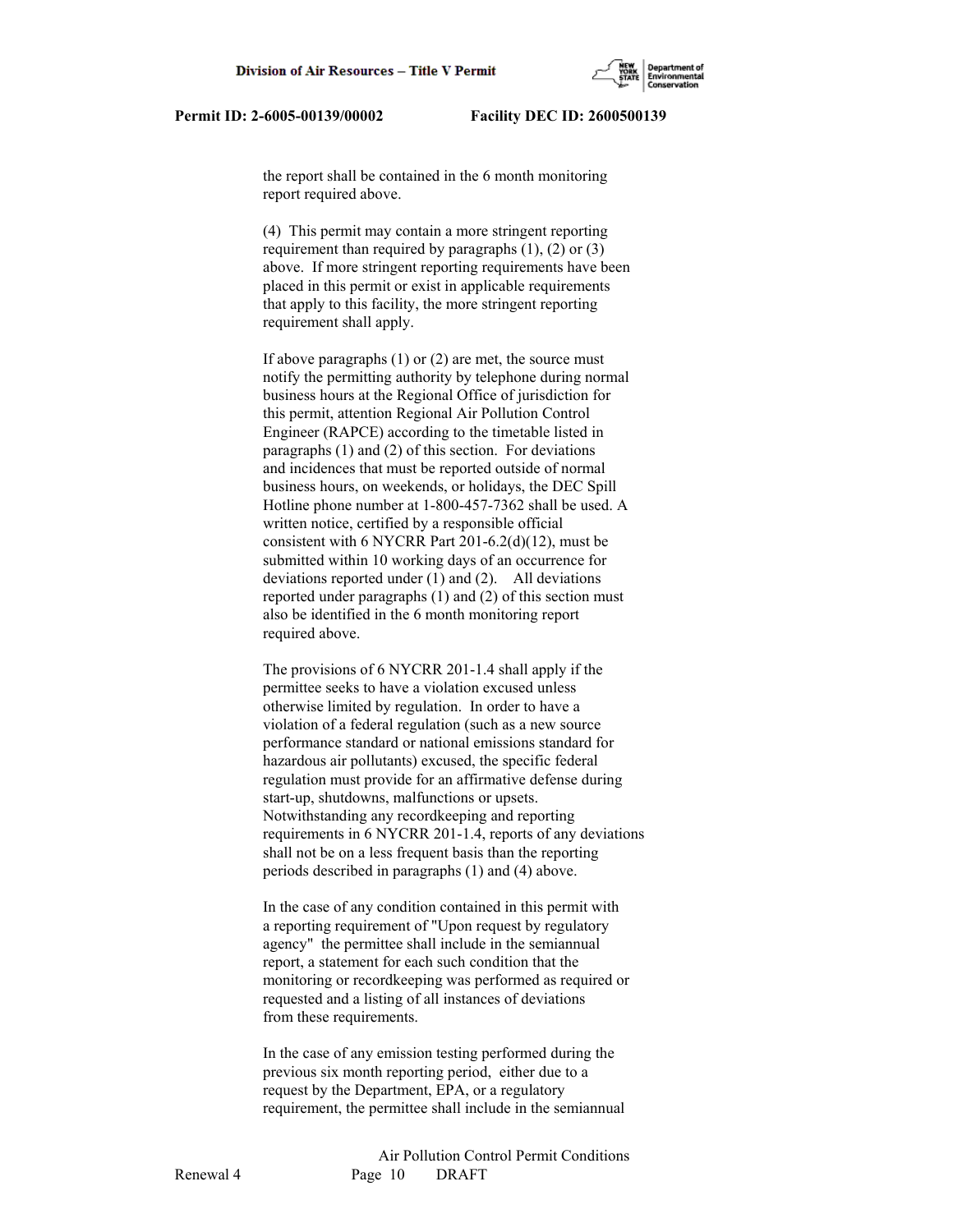the report shall be contained in the 6 month monitoring report required above.

(4) This permit may contain a more stringent reporting requirement than required by paragraphs (1), (2) or (3) above. If more stringent reporting requirements have been placed in this permit or exist in applicable requirements that apply to this facility, the more stringent reporting requirement shall apply.

If above paragraphs (1) or (2) are met, the source must notify the permitting authority by telephone during normal business hours at the Regional Office of jurisdiction for this permit, attention Regional Air Pollution Control Engineer (RAPCE) according to the timetable listed in paragraphs (1) and (2) of this section. For deviations and incidences that must be reported outside of normal business hours, on weekends, or holidays, the DEC Spill Hotline phone number at 1-800-457-7362 shall be used. A written notice, certified by a responsible official consistent with 6 NYCRR Part 201-6.2(d)(12), must be submitted within 10 working days of an occurrence for deviations reported under (1) and (2). All deviations reported under paragraphs (1) and (2) of this section must also be identified in the 6 month monitoring report required above.

The provisions of 6 NYCRR 201-1.4 shall apply if the permittee seeks to have a violation excused unless otherwise limited by regulation. In order to have a violation of a federal regulation (such as a new source performance standard or national emissions standard for hazardous air pollutants) excused, the specific federal regulation must provide for an affirmative defense during start-up, shutdowns, malfunctions or upsets. Notwithstanding any recordkeeping and reporting requirements in 6 NYCRR 201-1.4, reports of any deviations shall not be on a less frequent basis than the reporting periods described in paragraphs (1) and (4) above.

In the case of any condition contained in this permit with a reporting requirement of "Upon request by regulatory agency" the permittee shall include in the semiannual report, a statement for each such condition that the monitoring or recordkeeping was performed as required or requested and a listing of all instances of deviations from these requirements.

In the case of any emission testing performed during the previous six month reporting period, either due to a request by the Department, EPA, or a regulatory requirement, the permittee shall include in the semiannual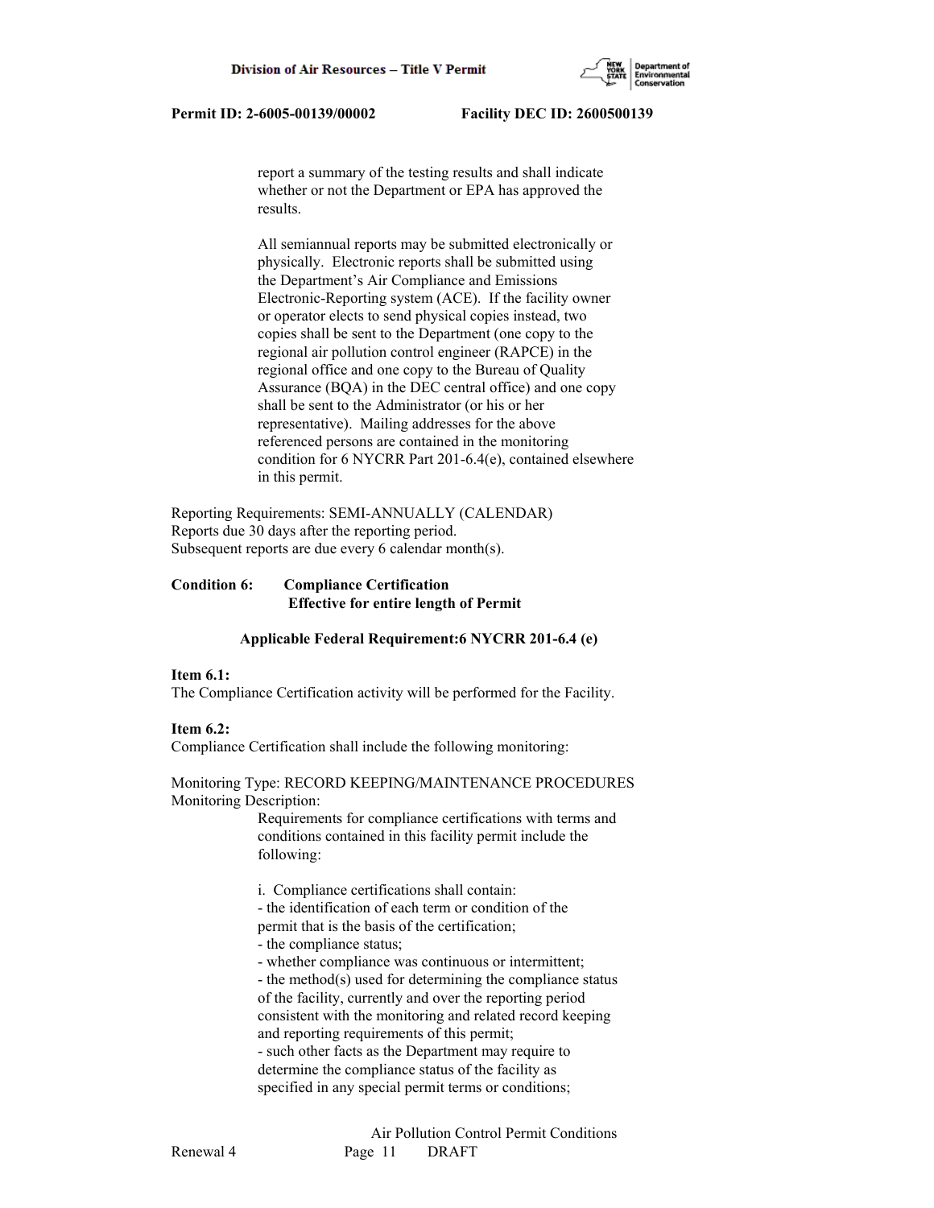report a summary of the testing results and shall indicate whether or not the Department or EPA has approved the results.

All semiannual reports may be submitted electronically or physically. Electronic reports shall be submitted using the Department's Air Compliance and Emissions Electronic-Reporting system (ACE). If the facility owner or operator elects to send physical copies instead, two copies shall be sent to the Department (one copy to the regional air pollution control engineer (RAPCE) in the regional office and one copy to the Bureau of Quality Assurance (BQA) in the DEC central office) and one copy shall be sent to the Administrator (or his or her representative). Mailing addresses for the above referenced persons are contained in the monitoring condition for 6 NYCRR Part 201-6.4(e), contained elsewhere in this permit.

Reporting Requirements: SEMI-ANNUALLY (CALENDAR)
Reports due 30 days after the reporting period.
Subsequent reports are due every 6 calendar month(s).

**Condition 6: Compliance Certification**
**Effective for entire length of Permit**

**Applicable Federal Requirement:6 NYCRR 201-6.4 (e)**

**Item 6.1:**
The Compliance Certification activity will be performed for the Facility.

**Item 6.2:**
Compliance Certification shall include the following monitoring:

Monitoring Type: RECORD KEEPING/MAINTENANCE PROCEDURES
Monitoring Description:

Requirements for compliance certifications with terms and conditions contained in this facility permit include the following:

i. Compliance certifications shall contain:
- the identification of each term or condition of the permit that is the basis of the certification;
- the compliance status;
- whether compliance was continuous or intermittent;
- the method(s) used for determining the compliance status of the facility, currently and over the reporting period consistent with the monitoring and related record keeping and reporting requirements of this permit;
- such other facts as the Department may require to determine the compliance status of the facility as specified in any special permit terms or conditions;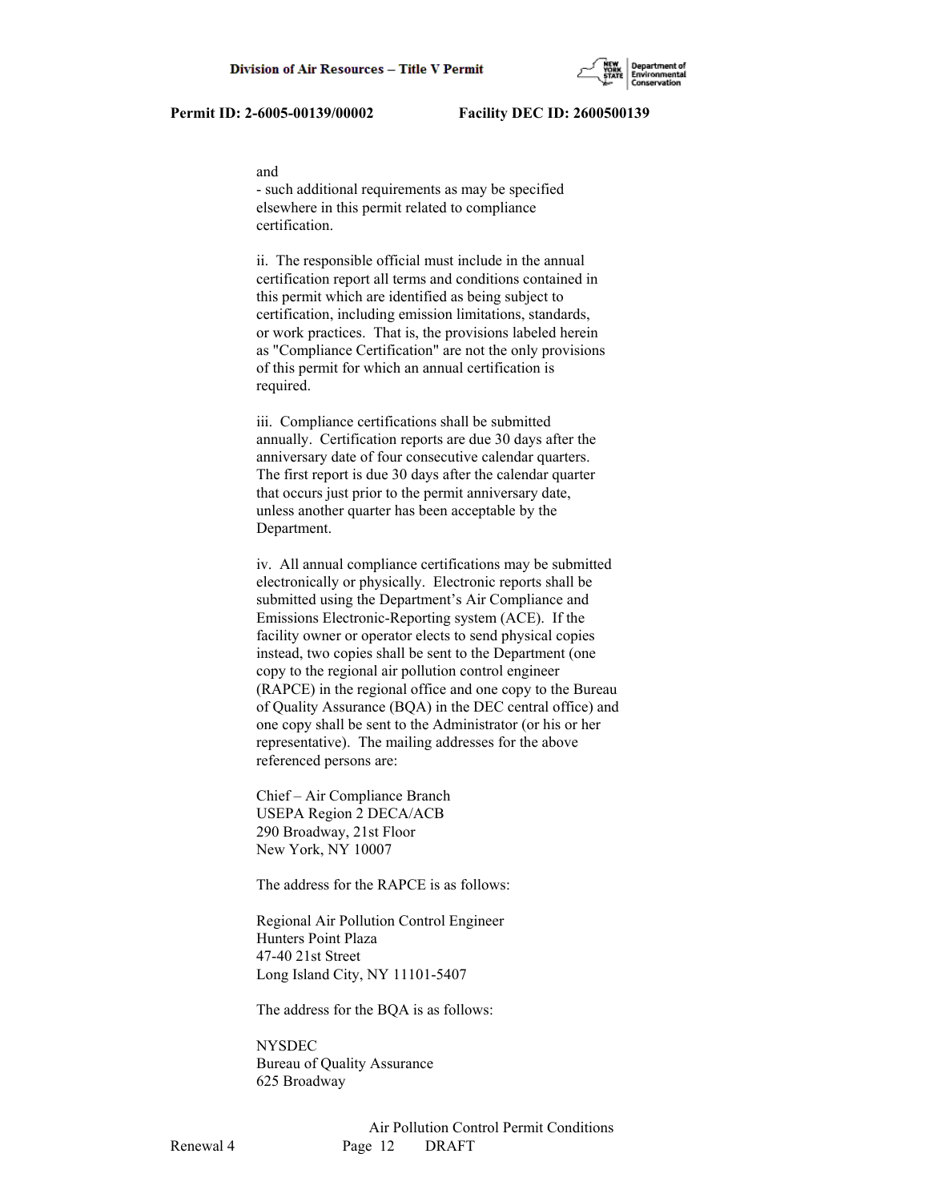and

- such additional requirements as may be specified elsewhere in this permit related to compliance certification.

ii. The responsible official must include in the annual certification report all terms and conditions contained in this permit which are identified as being subject to certification, including emission limitations, standards, or work practices. That is, the provisions labeled herein as "Compliance Certification" are not the only provisions of this permit for which an annual certification is required.

iii. Compliance certifications shall be submitted annually. Certification reports are due 30 days after the anniversary date of four consecutive calendar quarters. The first report is due 30 days after the calendar quarter that occurs just prior to the permit anniversary date, unless another quarter has been acceptable by the Department.

iv. All annual compliance certifications may be submitted electronically or physically. Electronic reports shall be submitted using the Department's Air Compliance and Emissions Electronic-Reporting system (ACE). If the facility owner or operator elects to send physical copies instead, two copies shall be sent to the Department (one copy to the regional air pollution control engineer (RAPCE) in the regional office and one copy to the Bureau of Quality Assurance (BQA) in the DEC central office) and one copy shall be sent to the Administrator (or his or her representative). The mailing addresses for the above referenced persons are:

Chief – Air Compliance Branch
USEPA Region 2 DECA/ACB
290 Broadway, 21st Floor
New York, NY 10007

The address for the RAPCE is as follows:

Regional Air Pollution Control Engineer
Hunters Point Plaza
47-40 21st Street
Long Island City, NY 11101-5407

The address for the BQA is as follows:

NYSDEC
Bureau of Quality Assurance
625 Broadway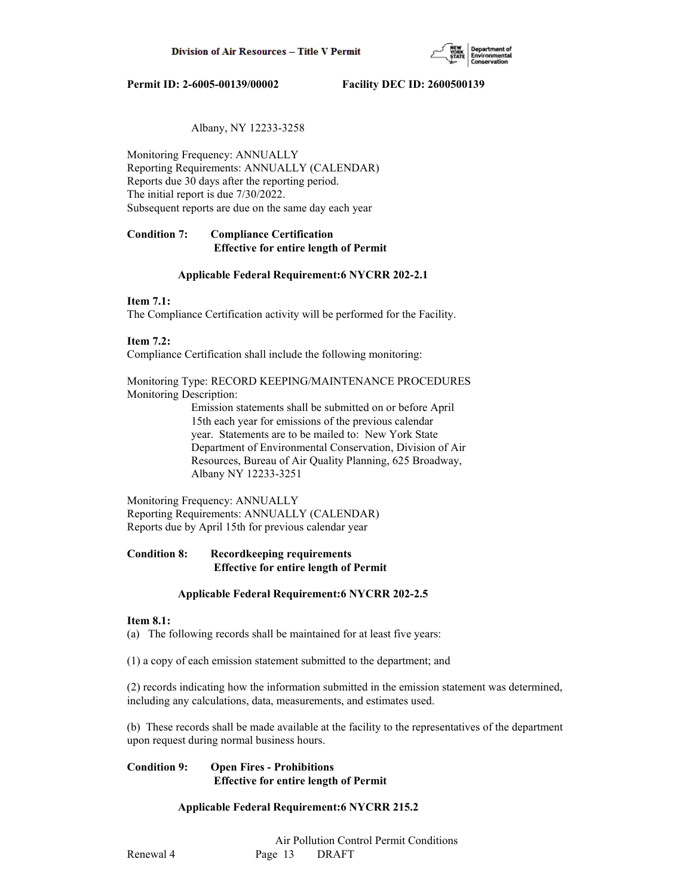Albany, NY 12233-3258

Monitoring Frequency: ANNUALLY
Reporting Requirements: ANNUALLY (CALENDAR)
Reports due 30 days after the reporting period.
The initial report is due 7/30/2022.
Subsequent reports are due on the same day each year

**Condition 7: Compliance Certification**
**Effective for entire length of Permit**

**Applicable Federal Requirement:6 NYCRR 202-2.1**

**Item 7.1:**
The Compliance Certification activity will be performed for the Facility.

**Item 7.2:**
Compliance Certification shall include the following monitoring:

Monitoring Type: RECORD KEEPING/MAINTENANCE PROCEDURES
Monitoring Description:
Emission statements shall be submitted on or before April 15th each year for emissions of the previous calendar year. Statements are to be mailed to: New York State Department of Environmental Conservation, Division of Air Resources, Bureau of Air Quality Planning, 625 Broadway, Albany NY 12233-3251

Monitoring Frequency: ANNUALLY
Reporting Requirements: ANNUALLY (CALENDAR)
Reports due by April 15th for previous calendar year

**Condition 8: Recordkeeping requirements**
**Effective for entire length of Permit**

**Applicable Federal Requirement:6 NYCRR 202-2.5**

**Item 8.1:**
(a) The following records shall be maintained for at least five years:

(1) a copy of each emission statement submitted to the department; and

(2) records indicating how the information submitted in the emission statement was determined, including any calculations, data, measurements, and estimates used.

(b) These records shall be made available at the facility to the representatives of the department upon request during normal business hours.

**Condition 9: Open Fires - Prohibitions**
**Effective for entire length of Permit**

**Applicable Federal Requirement:6 NYCRR 215.2**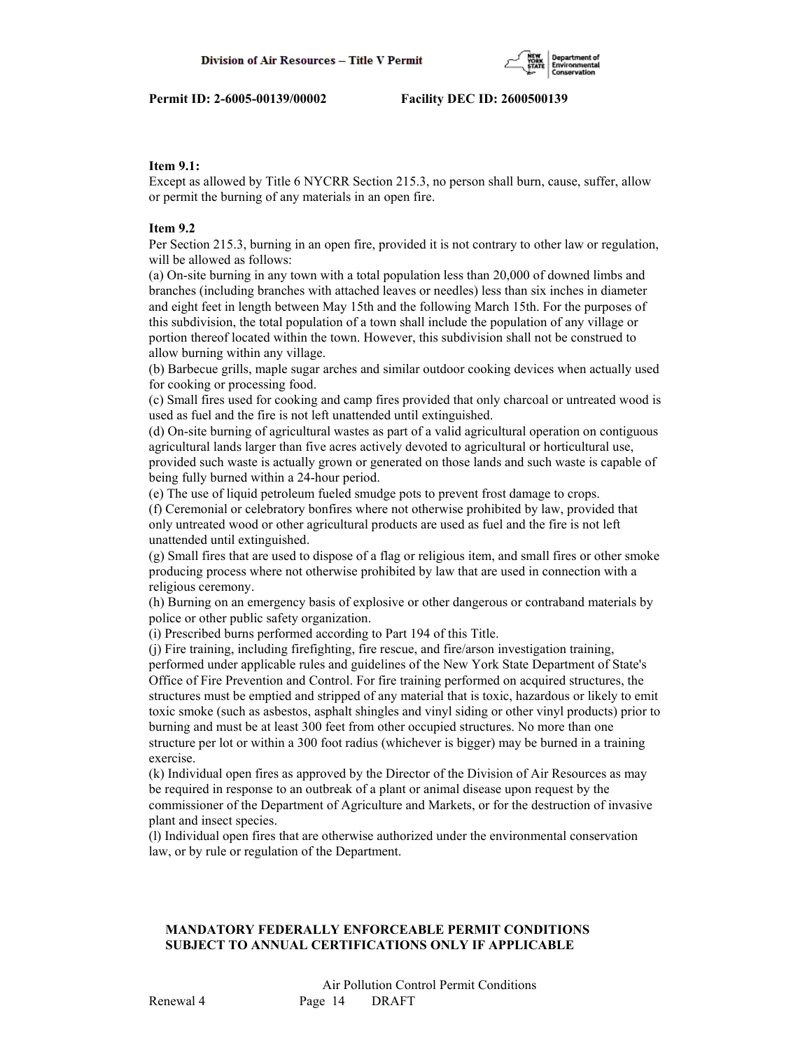**Item 9.1:**
Except as allowed by Title 6 NYCRR Section 215.3, no person shall burn, cause, suffer, allow or permit the burning of any materials in an open fire.

**Item 9.2**
Per Section 215.3, burning in an open fire, provided it is not contrary to other law or regulation, will be allowed as follows:
(a) On-site burning in any town with a total population less than 20,000 of downed limbs and branches (including branches with attached leaves or needles) less than six inches in diameter and eight feet in length between May 15th and the following March 15th. For the purposes of this subdivision, the total population of a town shall include the population of any village or portion thereof located within the town. However, this subdivision shall not be construed to allow burning within any village.
(b) Barbecue grills, maple sugar arches and similar outdoor cooking devices when actually used for cooking or processing food.
(c) Small fires used for cooking and camp fires provided that only charcoal or untreated wood is used as fuel and the fire is not left unattended until extinguished.
(d) On-site burning of agricultural wastes as part of a valid agricultural operation on contiguous agricultural lands larger than five acres actively devoted to agricultural or horticultural use, provided such waste is actually grown or generated on those lands and such waste is capable of being fully burned within a 24-hour period.
(e) The use of liquid petroleum fueled smudge pots to prevent frost damage to crops.
(f) Ceremonial or celebratory bonfires where not otherwise prohibited by law, provided that only untreated wood or other agricultural products are used as fuel and the fire is not left unattended until extinguished.
(g) Small fires that are used to dispose of a flag or religious item, and small fires or other smoke producing process where not otherwise prohibited by law that are used in connection with a religious ceremony.
(h) Burning on an emergency basis of explosive or other dangerous or contraband materials by police or other public safety organization.
(i) Prescribed burns performed according to Part 194 of this Title.
(j) Fire training, including firefighting, fire rescue, and fire/arson investigation training, performed under applicable rules and guidelines of the New York State Department of State's Office of Fire Prevention and Control. For fire training performed on acquired structures, the structures must be emptied and stripped of any material that is toxic, hazardous or likely to emit toxic smoke (such as asbestos, asphalt shingles and vinyl siding or other vinyl products) prior to burning and must be at least 300 feet from other occupied structures. No more than one structure per lot or within a 300 foot radius (whichever is bigger) may be burned in a training exercise.
(k) Individual open fires as approved by the Director of the Division of Air Resources as may be required in response to an outbreak of a plant or animal disease upon request by the commissioner of the Department of Agriculture and Markets, or for the destruction of invasive plant and insect species.
(l) Individual open fires that are otherwise authorized under the environmental conservation law, or by rule or regulation of the Department.

**MANDATORY FEDERALLY ENFORCEABLE PERMIT CONDITIONS SUBJECT TO ANNUAL CERTIFICATIONS ONLY IF APPLICABLE**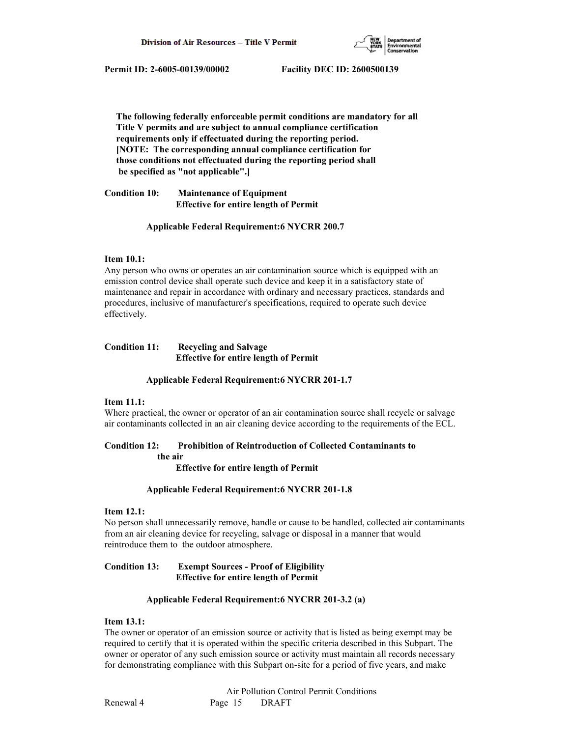**The following federally enforceable permit conditions are mandatory for all Title V permits and are subject to annual compliance certification requirements only if effectuated during the reporting period. [NOTE: The corresponding annual compliance certification for those conditions not effectuated during the reporting period shall be specified as "not applicable".]**

**Condition 10: Maintenance of Equipment**
**Effective for entire length of Permit**

**Applicable Federal Requirement:6 NYCRR 200.7**

**Item 10.1:**
Any person who owns or operates an air contamination source which is equipped with an emission control device shall operate such device and keep it in a satisfactory state of maintenance and repair in accordance with ordinary and necessary practices, standards and procedures, inclusive of manufacturer's specifications, required to operate such device effectively.

**Condition 11: Recycling and Salvage**
**Effective for entire length of Permit**

**Applicable Federal Requirement:6 NYCRR 201-1.7**

**Item 11.1:**
Where practical, the owner or operator of an air contamination source shall recycle or salvage air contaminants collected in an air cleaning device according to the requirements of the ECL.

**Condition 12: Prohibition of Reintroduction of Collected Contaminants to the air**
**Effective for entire length of Permit**

**Applicable Federal Requirement:6 NYCRR 201-1.8**

**Item 12.1:**
No person shall unnecessarily remove, handle or cause to be handled, collected air contaminants from an air cleaning device for recycling, salvage or disposal in a manner that would reintroduce them to the outdoor atmosphere.

**Condition 13: Exempt Sources - Proof of Eligibility**
**Effective for entire length of Permit**

**Applicable Federal Requirement:6 NYCRR 201-3.2 (a)**

**Item 13.1:**
The owner or operator of an emission source or activity that is listed as being exempt may be required to certify that it is operated within the specific criteria described in this Subpart. The owner or operator of any such emission source or activity must maintain all records necessary for demonstrating compliance with this Subpart on-site for a period of five years, and make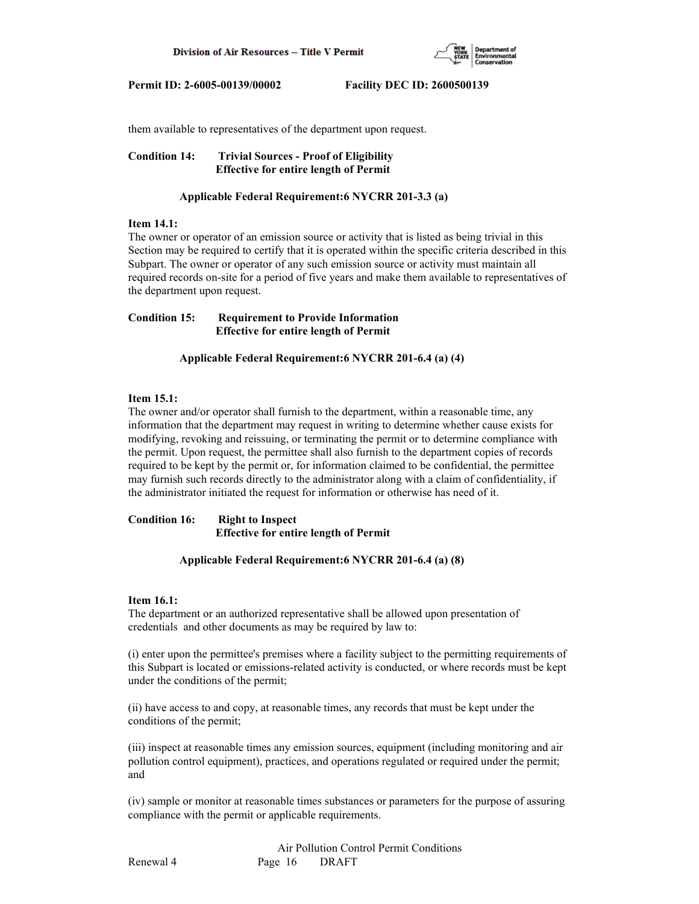them available to representatives of the department upon request.

**Condition 14: Trivial Sources - Proof of Eligibility**
**Effective for entire length of Permit**

**Applicable Federal Requirement:6 NYCRR 201-3.3 (a)**

**Item 14.1:**
The owner or operator of an emission source or activity that is listed as being trivial in this Section may be required to certify that it is operated within the specific criteria described in this Subpart. The owner or operator of any such emission source or activity must maintain all required records on-site for a period of five years and make them available to representatives of the department upon request.

**Condition 15: Requirement to Provide Information**
**Effective for entire length of Permit**

**Applicable Federal Requirement:6 NYCRR 201-6.4 (a) (4)**

**Item 15.1:**
The owner and/or operator shall furnish to the department, within a reasonable time, any information that the department may request in writing to determine whether cause exists for modifying, revoking and reissuing, or terminating the permit or to determine compliance with the permit. Upon request, the permittee shall also furnish to the department copies of records required to be kept by the permit or, for information claimed to be confidential, the permittee may furnish such records directly to the administrator along with a claim of confidentiality, if the administrator initiated the request for information or otherwise has need of it.

**Condition 16: Right to Inspect**
**Effective for entire length of Permit**

**Applicable Federal Requirement:6 NYCRR 201-6.4 (a) (8)**

**Item 16.1:**
The department or an authorized representative shall be allowed upon presentation of credentials and other documents as may be required by law to:

(i) enter upon the permittee's premises where a facility subject to the permitting requirements of this Subpart is located or emissions-related activity is conducted, or where records must be kept under the conditions of the permit;

(ii) have access to and copy, at reasonable times, any records that must be kept under the conditions of the permit;

(iii) inspect at reasonable times any emission sources, equipment (including monitoring and air pollution control equipment), practices, and operations regulated or required under the permit; and

(iv) sample or monitor at reasonable times substances or parameters for the purpose of assuring compliance with the permit or applicable requirements.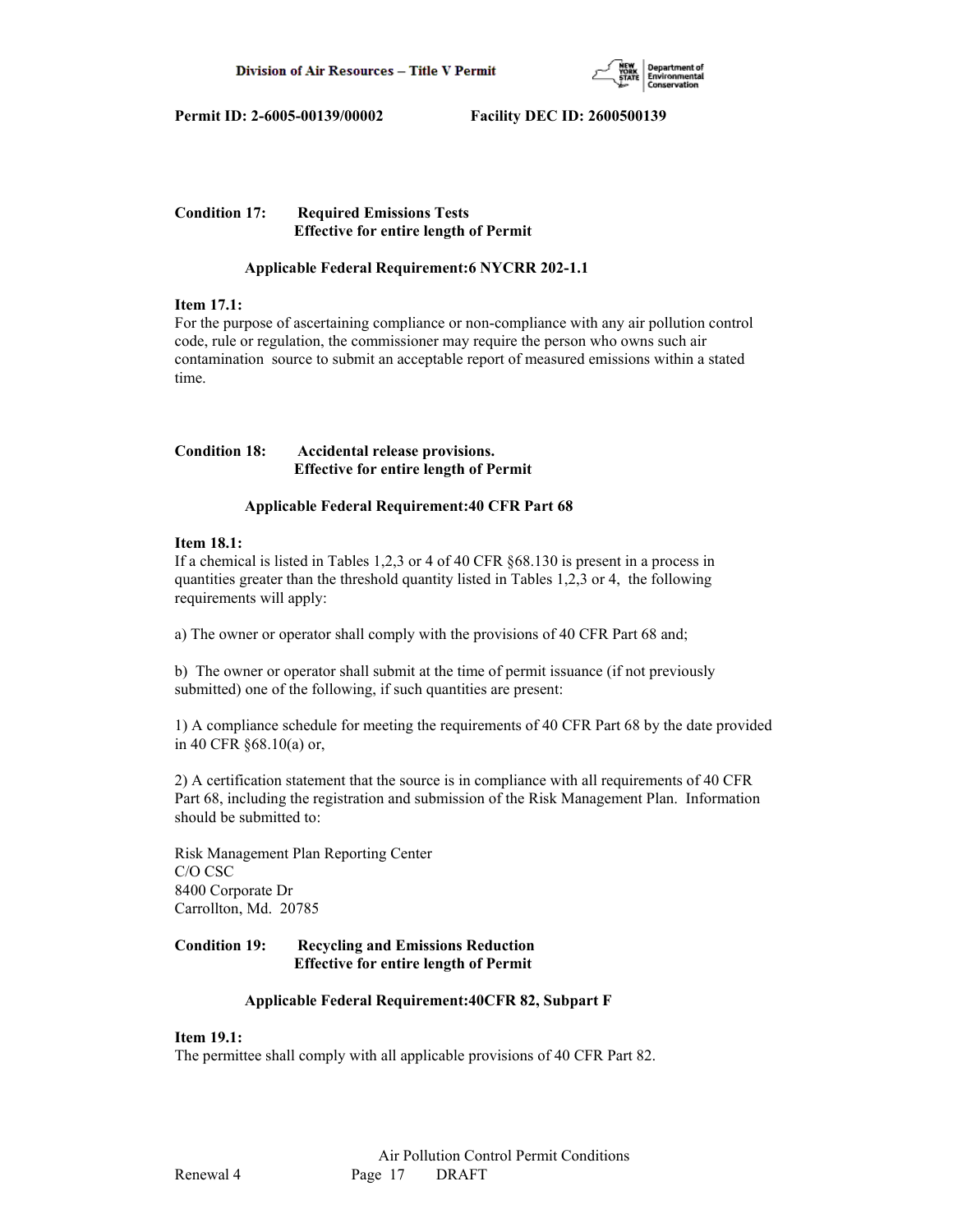**Permit ID: 2-6005-00139/00002 Facility DEC ID: 2600500139**

**Condition 17: Required Emissions Tests**
**Effective for entire length of Permit**

**Applicable Federal Requirement:6 NYCRR 202-1.1**

**Item 17.1:**
For the purpose of ascertaining compliance or non-compliance with any air pollution control code, rule or regulation, the commissioner may require the person who owns such air contamination source to submit an acceptable report of measured emissions within a stated time.

**Condition 18: Accidental release provisions.**
**Effective for entire length of Permit**

**Applicable Federal Requirement:40 CFR Part 68**

**Item 18.1:**
If a chemical is listed in Tables 1,2,3 or 4 of 40 CFR §68.130 is present in a process in quantities greater than the threshold quantity listed in Tables 1,2,3 or 4, the following requirements will apply:

a) The owner or operator shall comply with the provisions of 40 CFR Part 68 and;

b) The owner or operator shall submit at the time of permit issuance (if not previously submitted) one of the following, if such quantities are present:

1) A compliance schedule for meeting the requirements of 40 CFR Part 68 by the date provided in 40 CFR §68.10(a) or,

2) A certification statement that the source is in compliance with all requirements of 40 CFR Part 68, including the registration and submission of the Risk Management Plan. Information should be submitted to:

Risk Management Plan Reporting Center
C/O CSC
8400 Corporate Dr
Carrollton, Md. 20785

**Condition 19: Recycling and Emissions Reduction**
**Effective for entire length of Permit**

**Applicable Federal Requirement:40CFR 82, Subpart F**

**Item 19.1:**
The permittee shall comply with all applicable provisions of 40 CFR Part 82.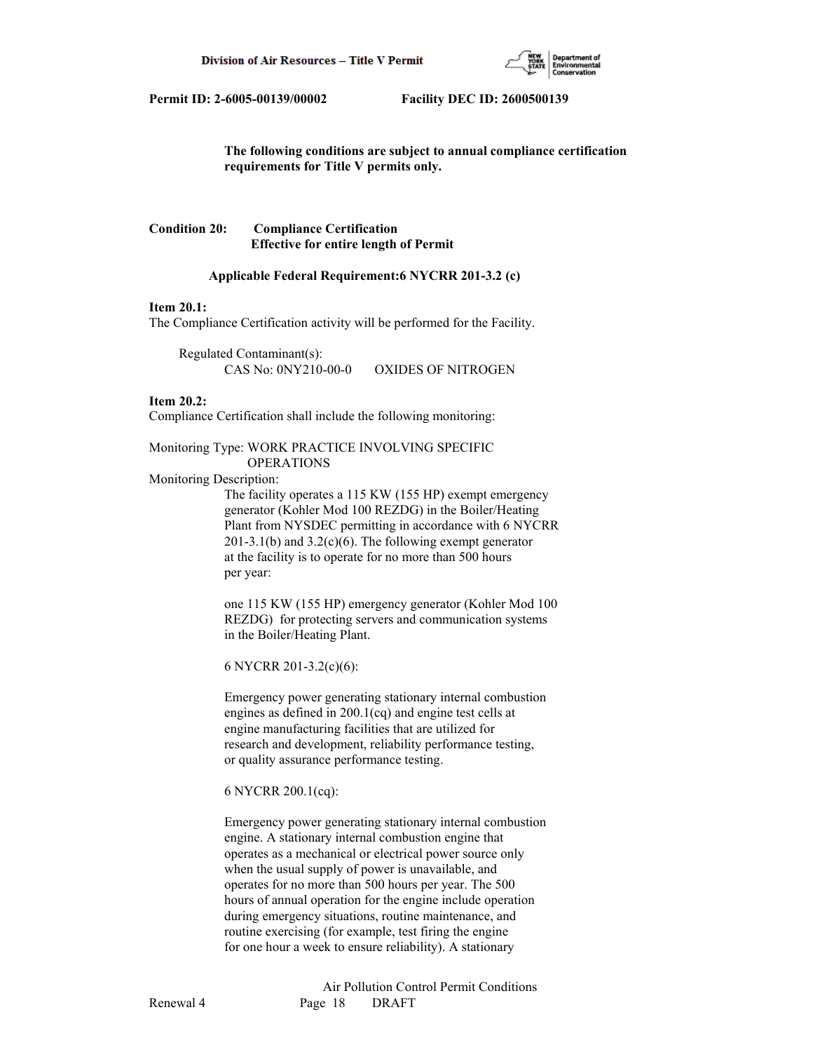**Permit ID: 2-6005-00139/00002 Facility DEC ID: 2600500139**

**The following conditions are subject to annual compliance certification requirements for Title V permits only.**

**Condition 20: Compliance Certification**
**Effective for entire length of Permit**

**Applicable Federal Requirement:6 NYCRR 201-3.2 (c)**

**Item 20.1:**
The Compliance Certification activity will be performed for the Facility.

Regulated Contaminant(s):
CAS No: 0NY210-00-0 OXIDES OF NITROGEN

**Item 20.2:**
Compliance Certification shall include the following monitoring:

Monitoring Type: WORK PRACTICE INVOLVING SPECIFIC OPERATIONS

Monitoring Description:

The facility operates a 115 KW (155 HP) exempt emergency generator (Kohler Mod 100 REZDG) in the Boiler/Heating Plant from NYSDEC permitting in accordance with 6 NYCRR 201-3.1(b) and 3.2(c)(6). The following exempt generator at the facility is to operate for no more than 500 hours per year:

one 115 KW (155 HP) emergency generator (Kohler Mod 100 REZDG) for protecting servers and communication systems in the Boiler/Heating Plant.

6 NYCRR 201-3.2(c)(6):

Emergency power generating stationary internal combustion engines as defined in 200.1(cq) and engine test cells at engine manufacturing facilities that are utilized for research and development, reliability performance testing, or quality assurance performance testing.

6 NYCRR 200.1(cq):

Emergency power generating stationary internal combustion engine. A stationary internal combustion engine that operates as a mechanical or electrical power source only when the usual supply of power is unavailable, and operates for no more than 500 hours per year. The 500 hours of annual operation for the engine include operation during emergency situations, routine maintenance, and routine exercising (for example, test firing the engine for one hour a week to ensure reliability). A stationary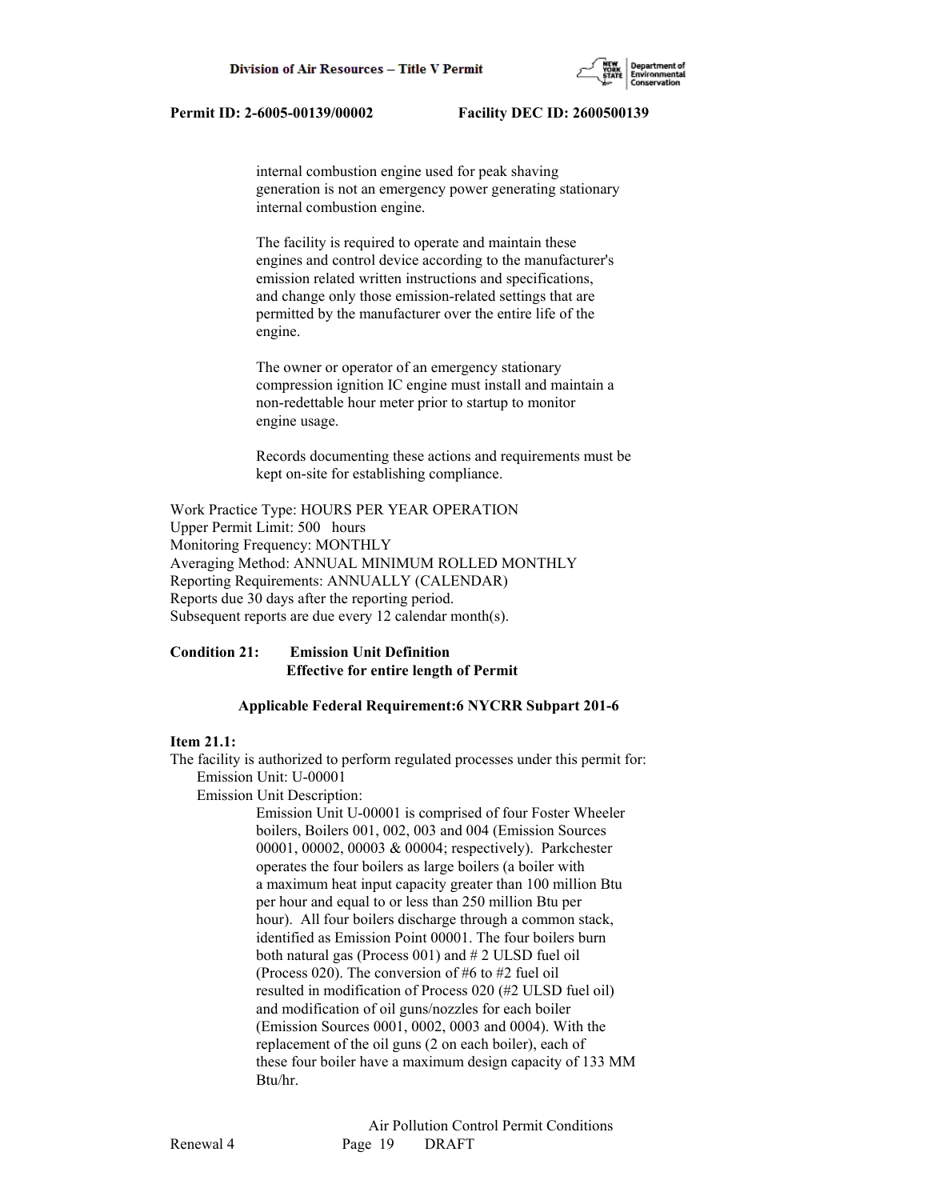internal combustion engine used for peak shaving generation is not an emergency power generating stationary internal combustion engine.

The facility is required to operate and maintain these engines and control device according to the manufacturer's emission related written instructions and specifications, and change only those emission-related settings that are permitted by the manufacturer over the entire life of the engine.

The owner or operator of an emergency stationary compression ignition IC engine must install and maintain a non-redettable hour meter prior to startup to monitor engine usage.

Records documenting these actions and requirements must be kept on-site for establishing compliance.

Work Practice Type: HOURS PER YEAR OPERATION
Upper Permit Limit: 500 hours
Monitoring Frequency: MONTHLY
Averaging Method: ANNUAL MINIMUM ROLLED MONTHLY
Reporting Requirements: ANNUALLY (CALENDAR)
Reports due 30 days after the reporting period.
Subsequent reports are due every 12 calendar month(s).

**Condition 21: Emission Unit Definition**
**Effective for entire length of Permit**

**Applicable Federal Requirement:6 NYCRR Subpart 201-6**

**Item 21.1:**
The facility is authorized to perform regulated processes under this permit for:
Emission Unit: U-00001
Emission Unit Description:
Emission Unit U-00001 is comprised of four Foster Wheeler boilers, Boilers 001, 002, 003 and 004 (Emission Sources 00001, 00002, 00003 & 00004; respectively). Parkchester operates the four boilers as large boilers (a boiler with a maximum heat input capacity greater than 100 million Btu per hour and equal to or less than 250 million Btu per hour). All four boilers discharge through a common stack, identified as Emission Point 00001. The four boilers burn both natural gas (Process 001) and # 2 ULSD fuel oil (Process 020). The conversion of #6 to #2 fuel oil resulted in modification of Process 020 (#2 ULSD fuel oil) and modification of oil guns/nozzles for each boiler (Emission Sources 0001, 0002, 0003 and 0004). With the replacement of the oil guns (2 on each boiler), each of these four boiler have a maximum design capacity of 133 MM Btu/hr.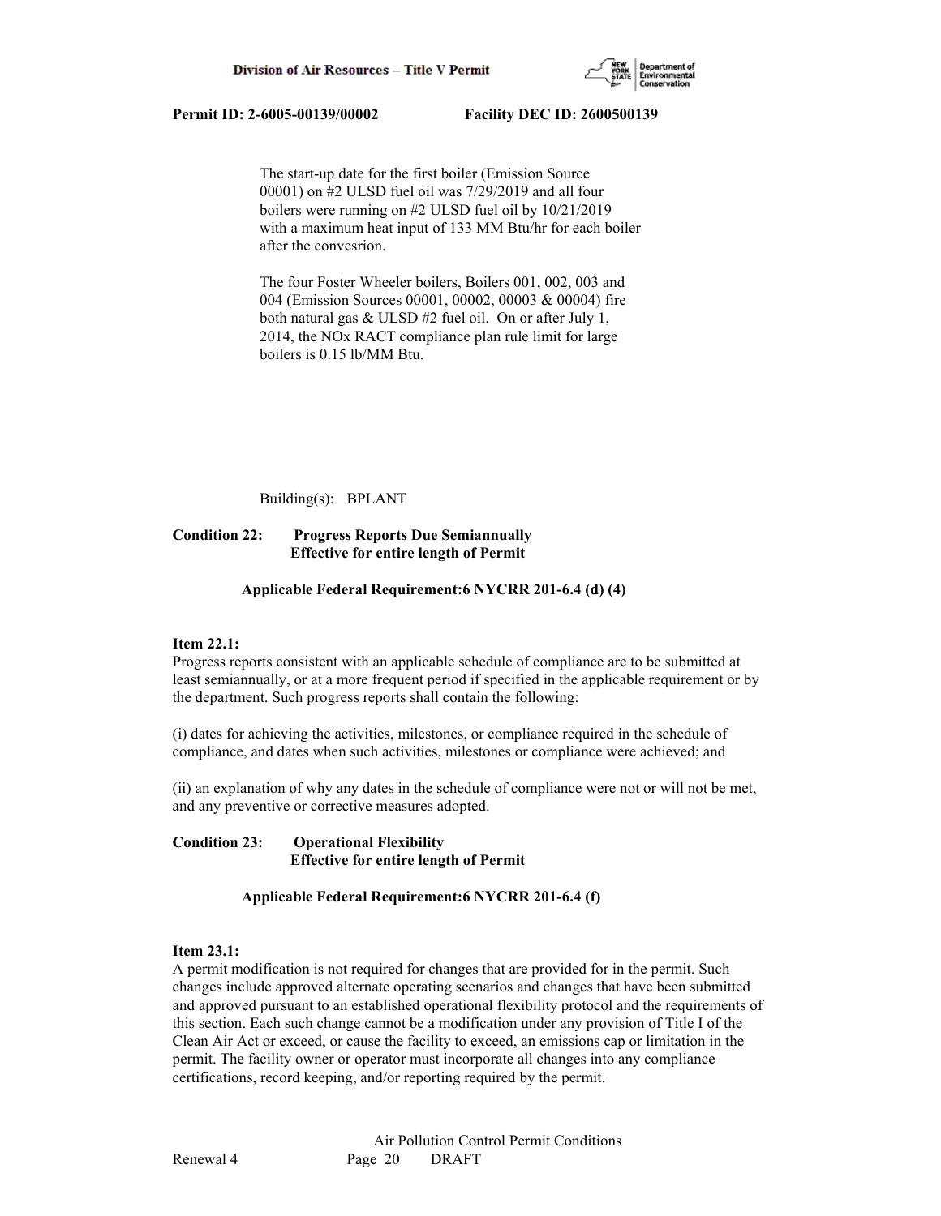The start-up date for the first boiler (Emission Source 00001) on #2 ULSD fuel oil was 7/29/2019 and all four boilers were running on #2 ULSD fuel oil by 10/21/2019 with a maximum heat input of 133 MM Btu/hr for each boiler after the convesrion.

The four Foster Wheeler boilers, Boilers 001, 002, 003 and 004 (Emission Sources 00001, 00002, 00003 & 00004) fire both natural gas & ULSD #2 fuel oil. On or after July 1, 2014, the NOx RACT compliance plan rule limit for large boilers is 0.15 lb/MM Btu.

Building(s): BPLANT

**Condition 22: Progress Reports Due Semiannually**
**Effective for entire length of Permit**

**Applicable Federal Requirement:6 NYCRR 201-6.4 (d) (4)**

**Item 22.1:**
Progress reports consistent with an applicable schedule of compliance are to be submitted at least semiannually, or at a more frequent period if specified in the applicable requirement or by the department. Such progress reports shall contain the following:

(i) dates for achieving the activities, milestones, or compliance required in the schedule of compliance, and dates when such activities, milestones or compliance were achieved; and

(ii) an explanation of why any dates in the schedule of compliance were not or will not be met, and any preventive or corrective measures adopted.

**Condition 23: Operational Flexibility**
**Effective for entire length of Permit**

**Applicable Federal Requirement:6 NYCRR 201-6.4 (f)**

**Item 23.1:**
A permit modification is not required for changes that are provided for in the permit. Such changes include approved alternate operating scenarios and changes that have been submitted and approved pursuant to an established operational flexibility protocol and the requirements of this section. Each such change cannot be a modification under any provision of Title I of the Clean Air Act or exceed, or cause the facility to exceed, an emissions cap or limitation in the permit. The facility owner or operator must incorporate all changes into any compliance certifications, record keeping, and/or reporting required by the permit.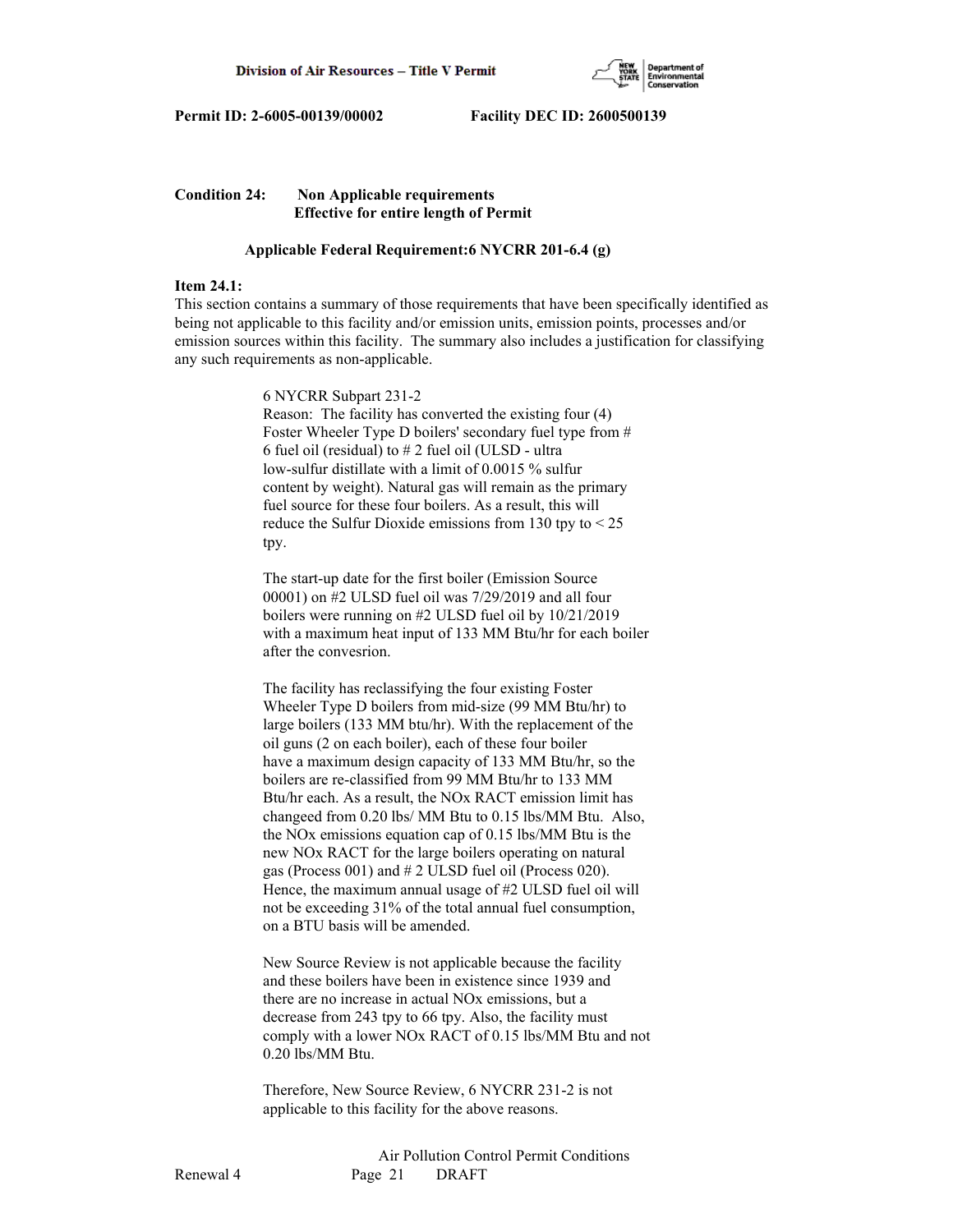**Condition 24: Non Applicable requirements**
**Effective for entire length of Permit**

**Applicable Federal Requirement:6 NYCRR 201-6.4 (g)**

**Item 24.1:**

This section contains a summary of those requirements that have been specifically identified as being not applicable to this facility and/or emission units, emission points, processes and/or emission sources within this facility. The summary also includes a justification for classifying any such requirements as non-applicable.

6 NYCRR Subpart 231-2

Reason: The facility has converted the existing four (4) Foster Wheeler Type D boilers' secondary fuel type from # 6 fuel oil (residual) to # 2 fuel oil (ULSD - ultra low-sulfur distillate with a limit of 0.0015 % sulfur content by weight). Natural gas will remain as the primary fuel source for these four boilers. As a result, this will reduce the Sulfur Dioxide emissions from 130 tpy to < 25 tpy.

The start-up date for the first boiler (Emission Source 00001) on #2 ULSD fuel oil was 7/29/2019 and all four boilers were running on #2 ULSD fuel oil by 10/21/2019 with a maximum heat input of 133 MM Btu/hr for each boiler after the convesrion.

The facility has reclassifying the four existing Foster Wheeler Type D boilers from mid-size (99 MM Btu/hr) to large boilers (133 MM btu/hr). With the replacement of the oil guns (2 on each boiler), each of these four boiler have a maximum design capacity of 133 MM Btu/hr, so the boilers are re-classified from 99 MM Btu/hr to 133 MM Btu/hr each. As a result, the NOx RACT emission limit has changeed from 0.20 lbs/ MM Btu to 0.15 lbs/MM Btu. Also, the NOx emissions equation cap of 0.15 lbs/MM Btu is the new NOx RACT for the large boilers operating on natural gas (Process 001) and # 2 ULSD fuel oil (Process 020). Hence, the maximum annual usage of #2 ULSD fuel oil will not be exceeding 31% of the total annual fuel consumption, on a BTU basis will be amended.

New Source Review is not applicable because the facility and these boilers have been in existence since 1939 and there are no increase in actual NOx emissions, but a decrease from 243 tpy to 66 tpy. Also, the facility must comply with a lower NOx RACT of 0.15 lbs/MM Btu and not 0.20 lbs/MM Btu.

Therefore, New Source Review, 6 NYCRR 231-2 is not applicable to this facility for the above reasons.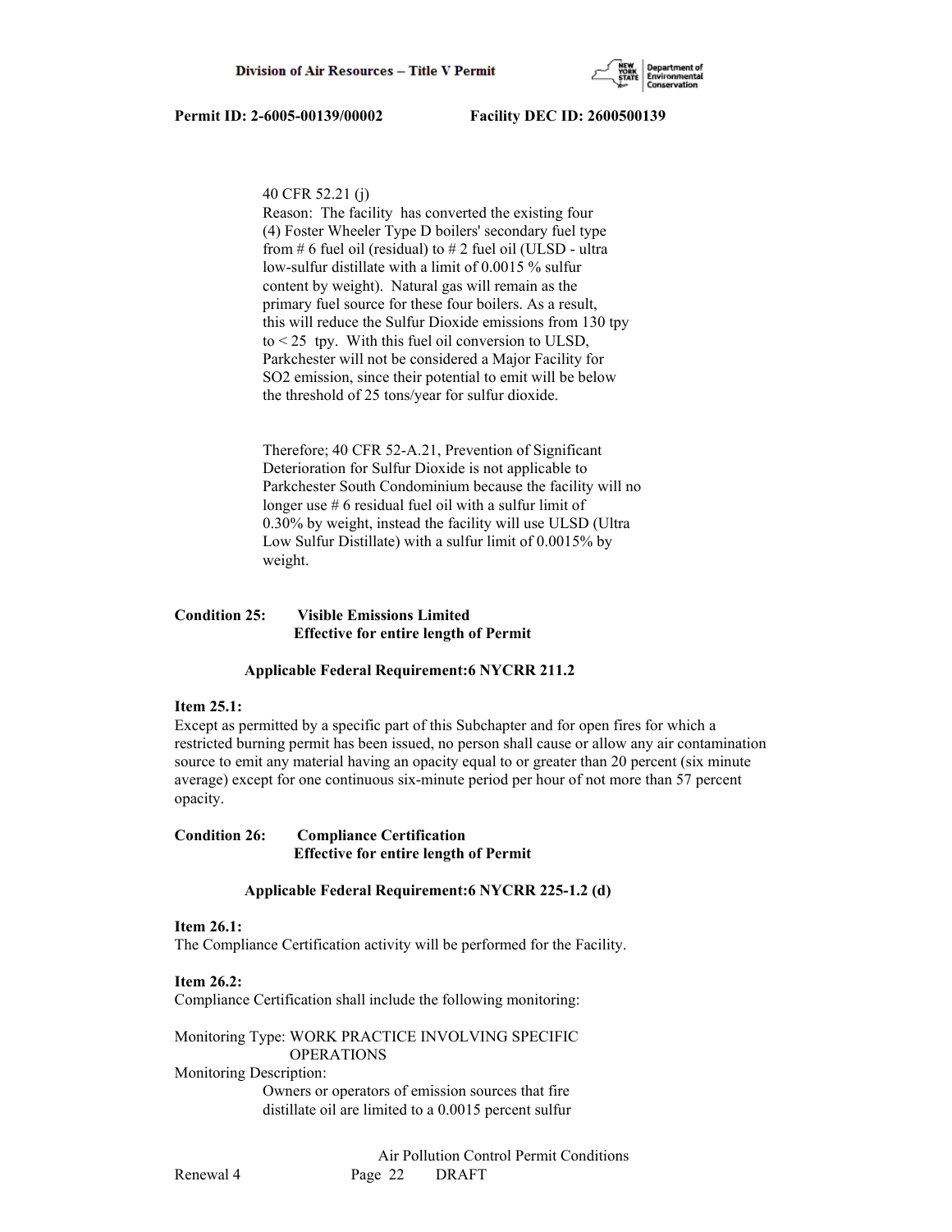40 CFR 52.21 (j)
Reason: The facility has converted the existing four (4) Foster Wheeler Type D boilers' secondary fuel type from # 6 fuel oil (residual) to # 2 fuel oil (ULSD - ultra low-sulfur distillate with a limit of 0.0015 % sulfur content by weight). Natural gas will remain as the primary fuel source for these four boilers. As a result, this will reduce the Sulfur Dioxide emissions from 130 tpy to < 25 tpy. With this fuel oil conversion to ULSD, Parkchester will not be considered a Major Facility for SO2 emission, since their potential to emit will be below the threshold of 25 tons/year for sulfur dioxide.

Therefore; 40 CFR 52-A.21, Prevention of Significant Deterioration for Sulfur Dioxide is not applicable to Parkchester South Condominium because the facility will no longer use # 6 residual fuel oil with a sulfur limit of 0.30% by weight, instead the facility will use ULSD (Ultra Low Sulfur Distillate) with a sulfur limit of 0.0015% by weight.

**Condition 25: Visible Emissions Limited**
**Effective for entire length of Permit**

**Applicable Federal Requirement:6 NYCRR 211.2**

**Item 25.1:**
Except as permitted by a specific part of this Subchapter and for open fires for which a restricted burning permit has been issued, no person shall cause or allow any air contamination source to emit any material having an opacity equal to or greater than 20 percent (six minute average) except for one continuous six-minute period per hour of not more than 57 percent opacity.

**Condition 26: Compliance Certification**
**Effective for entire length of Permit**

**Applicable Federal Requirement:6 NYCRR 225-1.2 (d)**

**Item 26.1:**
The Compliance Certification activity will be performed for the Facility.

**Item 26.2:**
Compliance Certification shall include the following monitoring:

Monitoring Type: WORK PRACTICE INVOLVING SPECIFIC OPERATIONS
Monitoring Description:
Owners or operators of emission sources that fire distillate oil are limited to a 0.0015 percent sulfur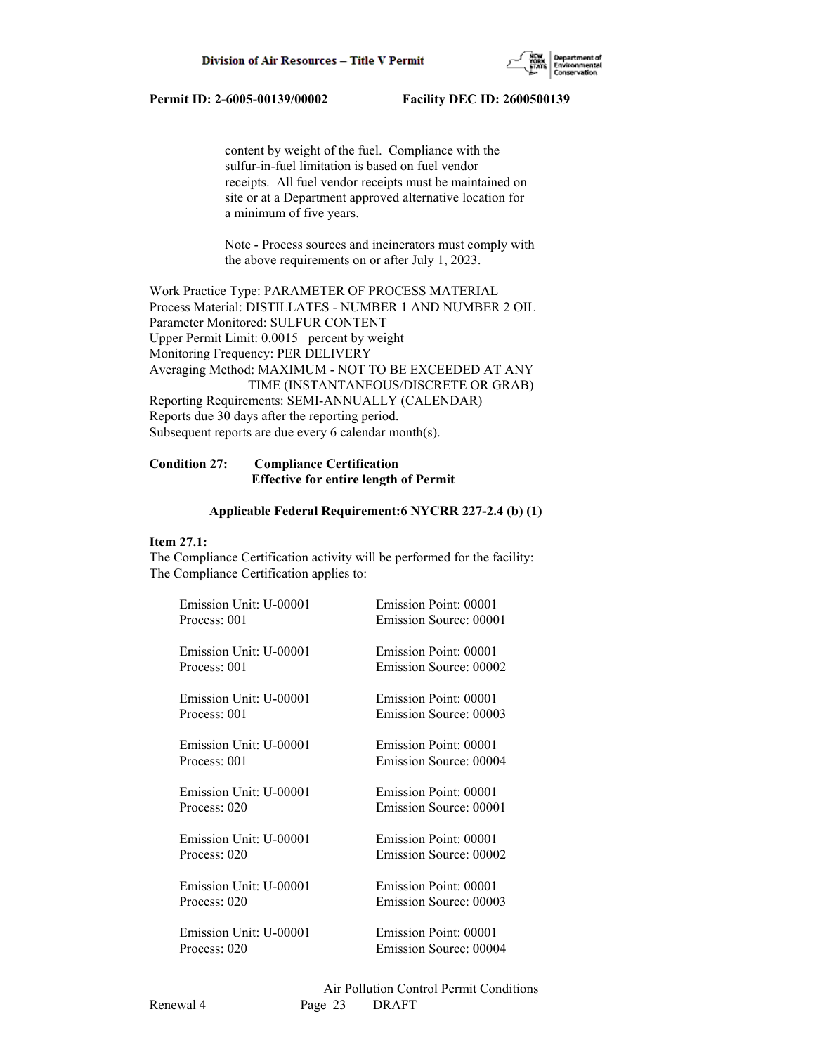content by weight of the fuel. Compliance with the sulfur-in-fuel limitation is based on fuel vendor receipts. All fuel vendor receipts must be maintained on site or at a Department approved alternative location for a minimum of five years.

Note - Process sources and incinerators must comply with the above requirements on or after July 1, 2023.

Work Practice Type: PARAMETER OF PROCESS MATERIAL
Process Material: DISTILLATES - NUMBER 1 AND NUMBER 2 OIL
Parameter Monitored: SULFUR CONTENT
Upper Permit Limit: 0.0015 percent by weight
Monitoring Frequency: PER DELIVERY
Averaging Method: MAXIMUM - NOT TO BE EXCEEDED AT ANY TIME (INSTANTANEOUS/DISCRETE OR GRAB)
Reporting Requirements: SEMI-ANNUALLY (CALENDAR)
Reports due 30 days after the reporting period.
Subsequent reports are due every 6 calendar month(s).

**Condition 27: Compliance Certification**
**Effective for entire length of Permit**

**Applicable Federal Requirement:6 NYCRR 227-2.4 (b) (1)**

**Item 27.1:**
The Compliance Certification activity will be performed for the facility:
The Compliance Certification applies to:

Emission Unit: U-00001 Emission Point: 00001
Process: 001 Emission Source: 00001

Emission Unit: U-00001 Emission Point: 00001
Process: 001 Emission Source: 00002

Emission Unit: U-00001 Emission Point: 00001
Process: 001 Emission Source: 00003

Emission Unit: U-00001 Emission Point: 00001
Process: 001 Emission Source: 00004

Emission Unit: U-00001 Emission Point: 00001
Process: 020 Emission Source: 00001

Emission Unit: U-00001 Emission Point: 00001
Process: 020 Emission Source: 00002

Emission Unit: U-00001 Emission Point: 00001
Process: 020 Emission Source: 00003

Emission Unit: U-00001 Emission Point: 00001
Process: 020 Emission Source: 00004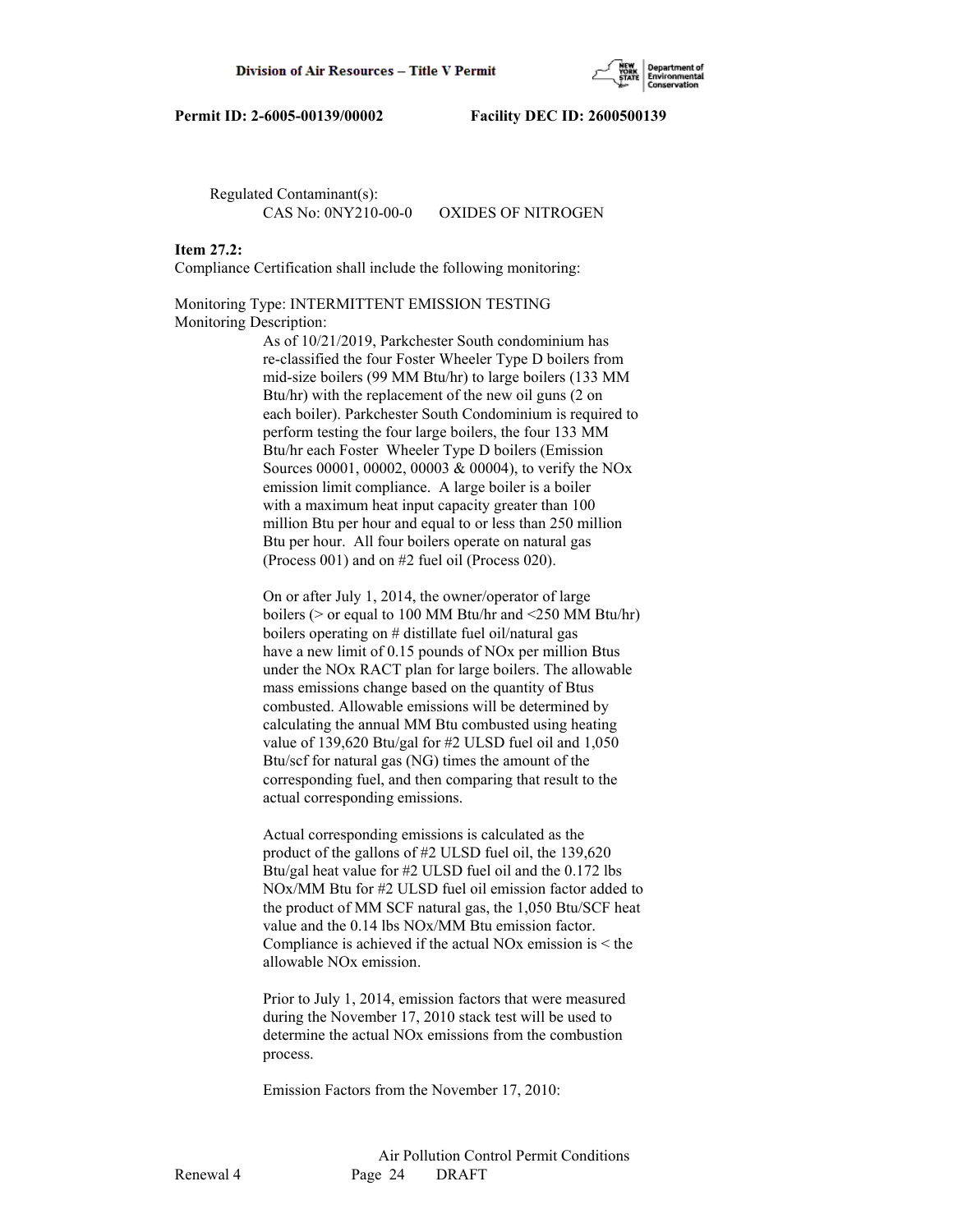Regulated Contaminant(s):
CAS No: 0NY210-00-0 OXIDES OF NITROGEN

**Item 27.2:**
Compliance Certification shall include the following monitoring:

Monitoring Type: INTERMITTENT EMISSION TESTING
Monitoring Description:

As of 10/21/2019, Parkchester South condominium has re-classified the four Foster Wheeler Type D boilers from mid-size boilers (99 MM Btu/hr) to large boilers (133 MM Btu/hr) with the replacement of the new oil guns (2 on each boiler). Parkchester South Condominium is required to perform testing the four large boilers, the four 133 MM Btu/hr each Foster Wheeler Type D boilers (Emission Sources 00001, 00002, 00003 & 00004), to verify the NOx emission limit compliance. A large boiler is a boiler with a maximum heat input capacity greater than 100 million Btu per hour and equal to or less than 250 million Btu per hour. All four boilers operate on natural gas (Process 001) and on #2 fuel oil (Process 020).

On or after July 1, 2014, the owner/operator of large boilers (> or equal to 100 MM Btu/hr and <250 MM Btu/hr) boilers operating on # distillate fuel oil/natural gas have a new limit of 0.15 pounds of NOx per million Btus under the NOx RACT plan for large boilers. The allowable mass emissions change based on the quantity of Btus combusted. Allowable emissions will be determined by calculating the annual MM Btu combusted using heating value of 139,620 Btu/gal for #2 ULSD fuel oil and 1,050 Btu/scf for natural gas (NG) times the amount of the corresponding fuel, and then comparing that result to the actual corresponding emissions.

Actual corresponding emissions is calculated as the product of the gallons of #2 ULSD fuel oil, the 139,620 Btu/gal heat value for #2 ULSD fuel oil and the 0.172 lbs NOx/MM Btu for #2 ULSD fuel oil emission factor added to the product of MM SCF natural gas, the 1,050 Btu/SCF heat value and the 0.14 lbs NOx/MM Btu emission factor. Compliance is achieved if the actual NOx emission is < the allowable NOx emission.

Prior to July 1, 2014, emission factors that were measured during the November 17, 2010 stack test will be used to determine the actual NOx emissions from the combustion process.

Emission Factors from the November 17, 2010: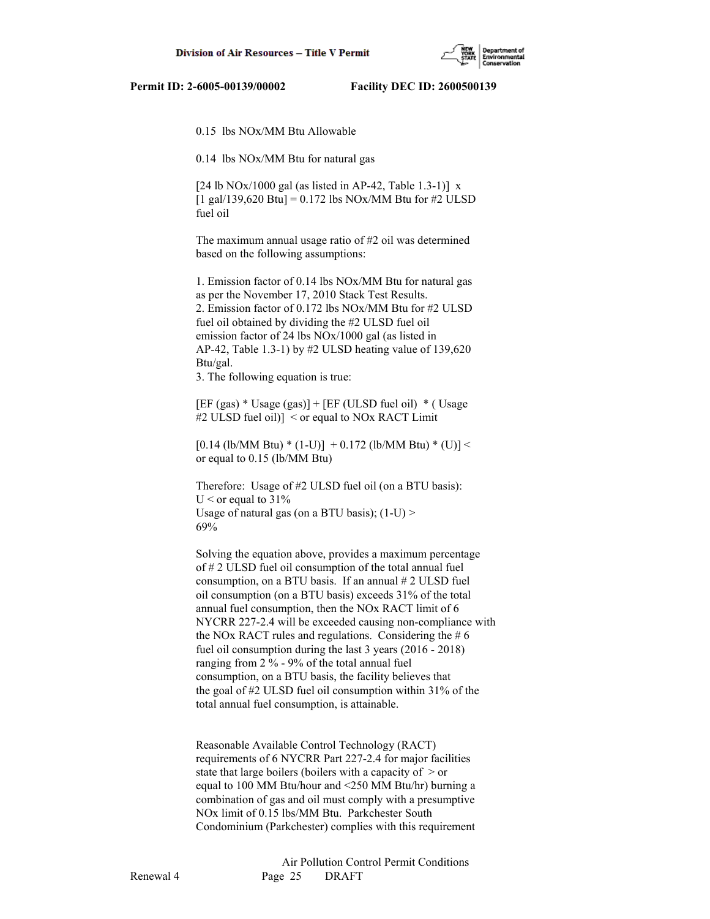0.15 lbs NOx/MM Btu Allowable

0.14 lbs NOx/MM Btu for natural gas

[24 lb NOx/1000 gal (as listed in AP-42, Table 1.3-1)] x [1 gal/139,620 Btu] = 0.172 lbs NOx/MM Btu for #2 ULSD fuel oil

The maximum annual usage ratio of #2 oil was determined based on the following assumptions:

1. Emission factor of 0.14 lbs NOx/MM Btu for natural gas as per the November 17, 2010 Stack Test Results.
2. Emission factor of 0.172 lbs NOx/MM Btu for #2 ULSD fuel oil obtained by dividing the #2 ULSD fuel oil emission factor of 24 lbs NOx/1000 gal (as listed in AP-42, Table 1.3-1) by #2 ULSD heating value of 139,620 Btu/gal.
3. The following equation is true:

[EF (gas) * Usage (gas)] + [EF (ULSD fuel oil) * ( Usage #2 ULSD fuel oil)] < or equal to NOx RACT Limit

[0.14 (lb/MM Btu) * (1-U)] + 0.172 (lb/MM Btu) * (U)] < or equal to 0.15 (lb/MM Btu)

Therefore: Usage of #2 ULSD fuel oil (on a BTU basis): U < or equal to 31%
Usage of natural gas (on a BTU basis); (1-U) > 69%

Solving the equation above, provides a maximum percentage of # 2 ULSD fuel oil consumption of the total annual fuel consumption, on a BTU basis. If an annual # 2 ULSD fuel oil consumption (on a BTU basis) exceeds 31% of the total annual fuel consumption, then the NOx RACT limit of 6 NYCRR 227-2.4 will be exceeded causing non-compliance with the NOx RACT rules and regulations. Considering the # 6 fuel oil consumption during the last 3 years (2016 - 2018) ranging from 2 % - 9% of the total annual fuel consumption, on a BTU basis, the facility believes that the goal of #2 ULSD fuel oil consumption within 31% of the total annual fuel consumption, is attainable.

Reasonable Available Control Technology (RACT) requirements of 6 NYCRR Part 227-2.4 for major facilities state that large boilers (boilers with a capacity of > or equal to 100 MM Btu/hour and <250 MM Btu/hr) burning a combination of gas and oil must comply with a presumptive NOx limit of 0.15 lbs/MM Btu. Parkchester South Condominium (Parkchester) complies with this requirement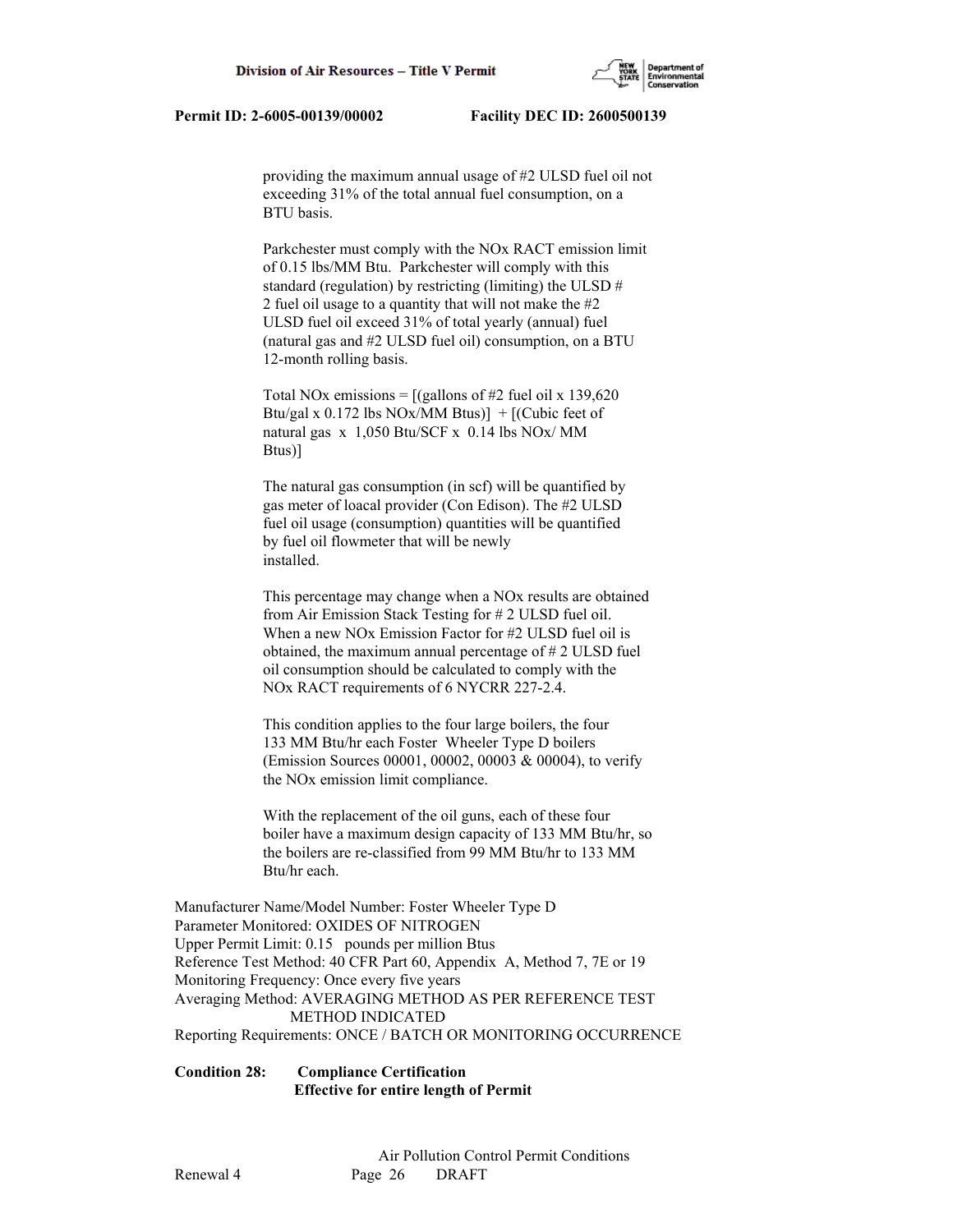providing the maximum annual usage of #2 ULSD fuel oil not exceeding 31% of the total annual fuel consumption, on a BTU basis.

Parkchester must comply with the NOx RACT emission limit of 0.15 lbs/MM Btu. Parkchester will comply with this standard (regulation) by restricting (limiting) the ULSD # 2 fuel oil usage to a quantity that will not make the #2 ULSD fuel oil exceed 31% of total yearly (annual) fuel (natural gas and #2 ULSD fuel oil) consumption, on a BTU 12-month rolling basis.

Total NOx emissions = [(gallons of #2 fuel oil x 139,620 Btu/gal x 0.172 lbs NOx/MM Btus)] + [(Cubic feet of natural gas x 1,050 Btu/SCF x 0.14 lbs NOx/ MM Btus)]

The natural gas consumption (in scf) will be quantified by gas meter of loacal provider (Con Edison). The #2 ULSD fuel oil usage (consumption) quantities will be quantified by fuel oil flowmeter that will be newly installed.

This percentage may change when a NOx results are obtained from Air Emission Stack Testing for # 2 ULSD fuel oil. When a new NOx Emission Factor for #2 ULSD fuel oil is obtained, the maximum annual percentage of # 2 ULSD fuel oil consumption should be calculated to comply with the NOx RACT requirements of 6 NYCRR 227-2.4.

This condition applies to the four large boilers, the four 133 MM Btu/hr each Foster Wheeler Type D boilers (Emission Sources 00001, 00002, 00003 & 00004), to verify the NOx emission limit compliance.

With the replacement of the oil guns, each of these four boiler have a maximum design capacity of 133 MM Btu/hr, so the boilers are re-classified from 99 MM Btu/hr to 133 MM Btu/hr each.

Manufacturer Name/Model Number: Foster Wheeler Type D
Parameter Monitored: OXIDES OF NITROGEN
Upper Permit Limit: 0.15 pounds per million Btus
Reference Test Method: 40 CFR Part 60, Appendix A, Method 7, 7E or 19
Monitoring Frequency: Once every five years
Averaging Method: AVERAGING METHOD AS PER REFERENCE TEST METHOD INDICATED
Reporting Requirements: ONCE / BATCH OR MONITORING OCCURRENCE

**Condition 28: Compliance Certification**
**Effective for entire length of Permit**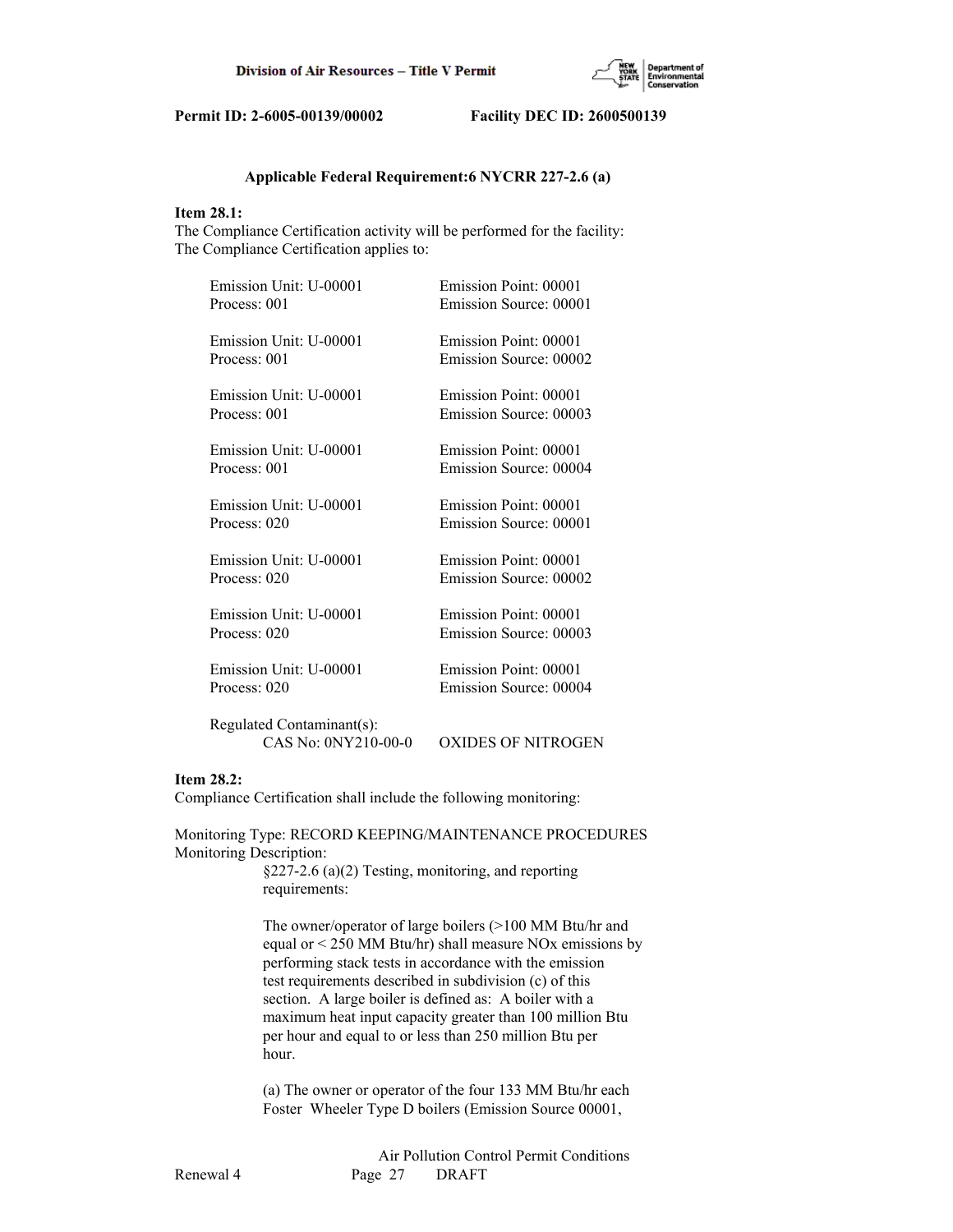**Applicable Federal Requirement:6 NYCRR 227-2.6 (a)**

**Item 28.1:**
The Compliance Certification activity will be performed for the facility:
The Compliance Certification applies to:

| | |
|---|---|
| Emission Unit: U-00001 | Emission Point: 00001 |
| Process: 001 | Emission Source: 00001 |
| Emission Unit: U-00001 | Emission Point: 00001 |
| Process: 001 | Emission Source: 00002 |
| Emission Unit: U-00001 | Emission Point: 00001 |
| Process: 001 | Emission Source: 00003 |
| Emission Unit: U-00001 | Emission Point: 00001 |
| Process: 001 | Emission Source: 00004 |
| Emission Unit: U-00001 | Emission Point: 00001 |
| Process: 020 | Emission Source: 00001 |
| Emission Unit: U-00001 | Emission Point: 00001 |
| Process: 020 | Emission Source: 00002 |
| Emission Unit: U-00001 | Emission Point: 00001 |
| Process: 020 | Emission Source: 00003 |
| Emission Unit: U-00001 | Emission Point: 00001 |
| Process: 020 | Emission Source: 00004 |

Regulated Contaminant(s):
CAS No: 0NY210-00-0 OXIDES OF NITROGEN

**Item 28.2:**
Compliance Certification shall include the following monitoring:

Monitoring Type: RECORD KEEPING/MAINTENANCE PROCEDURES
Monitoring Description:

§227-2.6 (a)(2) Testing, monitoring, and reporting requirements:

The owner/operator of large boilers (>100 MM Btu/hr and equal or < 250 MM Btu/hr) shall measure NOx emissions by performing stack tests in accordance with the emission test requirements described in subdivision (c) of this section. A large boiler is defined as: A boiler with a maximum heat input capacity greater than 100 million Btu per hour and equal to or less than 250 million Btu per hour.

(a) The owner or operator of the four 133 MM Btu/hr each Foster Wheeler Type D boilers (Emission Source 00001,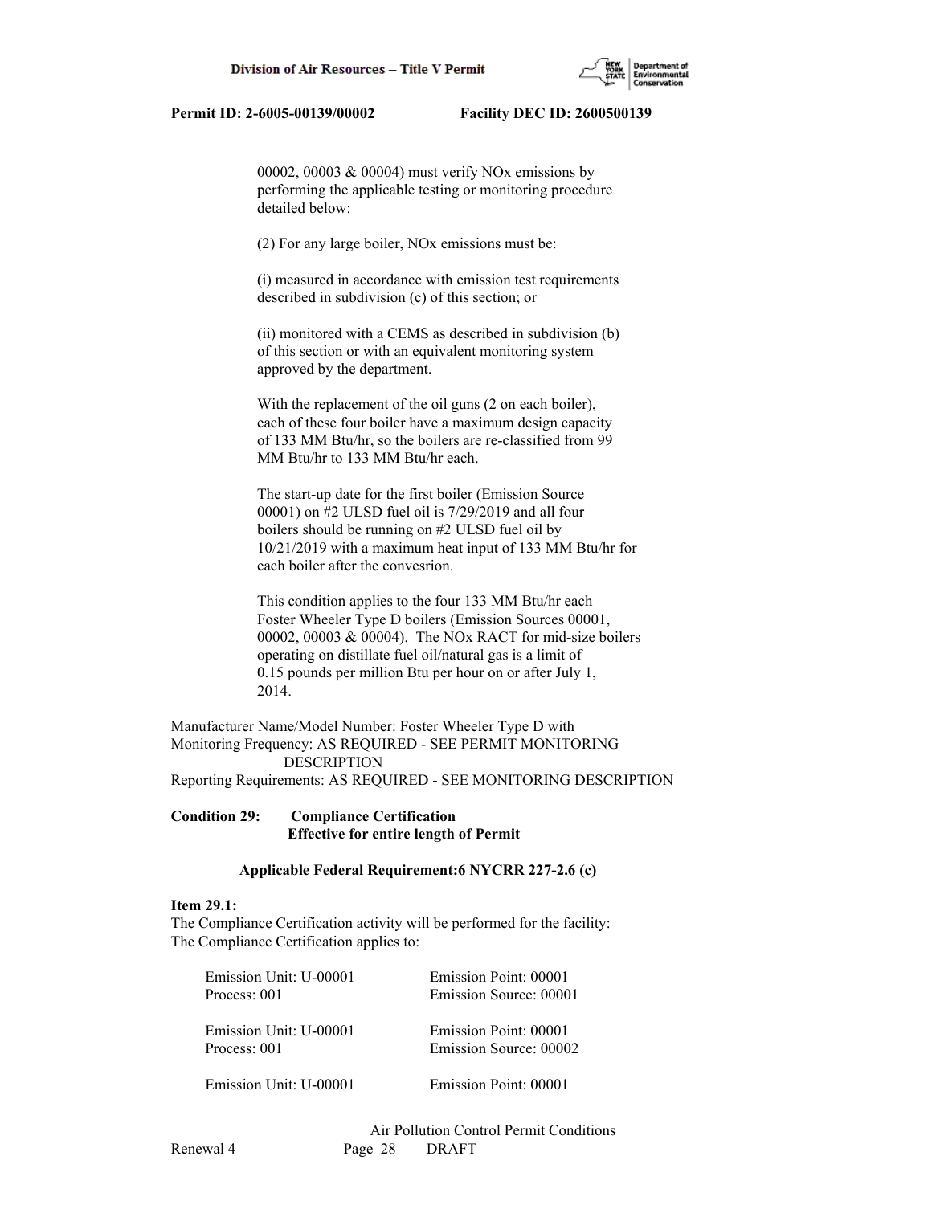00002, 00003 & 00004) must verify NOx emissions by performing the applicable testing or monitoring procedure detailed below:

(2) For any large boiler, NOx emissions must be:

(i) measured in accordance with emission test requirements described in subdivision (c) of this section; or

(ii) monitored with a CEMS as described in subdivision (b) of this section or with an equivalent monitoring system approved by the department.

With the replacement of the oil guns (2 on each boiler), each of these four boiler have a maximum design capacity of 133 MM Btu/hr, so the boilers are re-classified from 99 MM Btu/hr to 133 MM Btu/hr each.

The start-up date for the first boiler (Emission Source 00001) on #2 ULSD fuel oil is 7/29/2019 and all four boilers should be running on #2 ULSD fuel oil by 10/21/2019 with a maximum heat input of 133 MM Btu/hr for each boiler after the convesrion.

This condition applies to the four 133 MM Btu/hr each Foster Wheeler Type D boilers (Emission Sources 00001, 00002, 00003 & 00004). The NOx RACT for mid-size boilers operating on distillate fuel oil/natural gas is a limit of 0.15 pounds per million Btu per hour on or after July 1, 2014.

Manufacturer Name/Model Number: Foster Wheeler Type D with
Monitoring Frequency: AS REQUIRED - SEE PERMIT MONITORING DESCRIPTION
Reporting Requirements: AS REQUIRED - SEE MONITORING DESCRIPTION

**Condition 29: Compliance Certification**
**Effective for entire length of Permit**

**Applicable Federal Requirement:6 NYCRR 227-2.6 (c)**

**Item 29.1:**
The Compliance Certification activity will be performed for the facility:
The Compliance Certification applies to:

| | |
|---|---|
| Emission Unit: U-00001<br>Process: 001 | Emission Point: 00001<br>Emission Source: 00001 |
| Emission Unit: U-00001<br>Process: 001 | Emission Point: 00001<br>Emission Source: 00002 |
| Emission Unit: U-00001 | Emission Point: 00001 |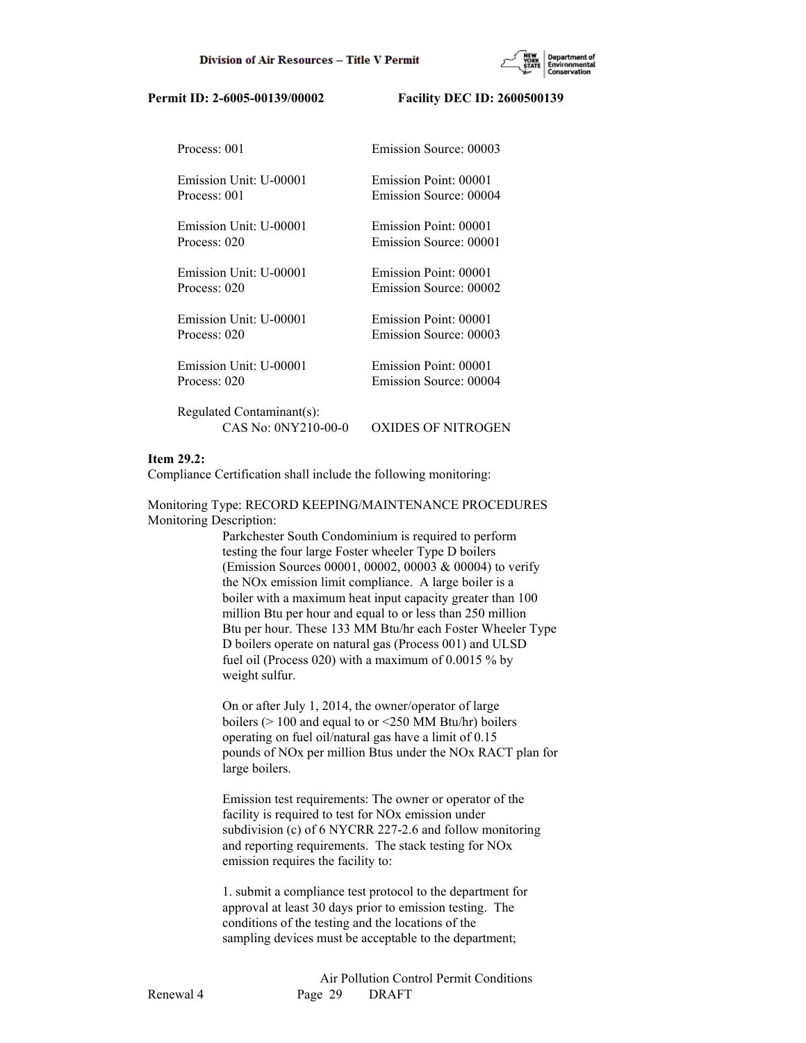Process: 001 Emission Source: 00003

Emission Unit: U-00001 Emission Point: 00001
Process: 001 Emission Source: 00004

Emission Unit: U-00001 Emission Point: 00001
Process: 020 Emission Source: 00001

Emission Unit: U-00001 Emission Point: 00001
Process: 020 Emission Source: 00002

Emission Unit: U-00001 Emission Point: 00001
Process: 020 Emission Source: 00003

Emission Unit: U-00001 Emission Point: 00001
Process: 020 Emission Source: 00004

Regulated Contaminant(s):
CAS No: 0NY210-00-0 OXIDES OF NITROGEN

**Item 29.2:**
Compliance Certification shall include the following monitoring:

Monitoring Type: RECORD KEEPING/MAINTENANCE PROCEDURES
Monitoring Description:

Parkchester South Condominium is required to perform testing the four large Foster wheeler Type D boilers (Emission Sources 00001, 00002, 00003 & 00004) to verify the NOx emission limit compliance. A large boiler is a boiler with a maximum heat input capacity greater than 100 million Btu per hour and equal to or less than 250 million Btu per hour. These 133 MM Btu/hr each Foster Wheeler Type D boilers operate on natural gas (Process 001) and ULSD fuel oil (Process 020) with a maximum of 0.0015 % by weight sulfur.

On or after July 1, 2014, the owner/operator of large boilers (> 100 and equal to or <250 MM Btu/hr) boilers operating on fuel oil/natural gas have a limit of 0.15 pounds of NOx per million Btus under the NOx RACT plan for large boilers.

Emission test requirements: The owner or operator of the facility is required to test for NOx emission under subdivision (c) of 6 NYCRR 227-2.6 and follow monitoring and reporting requirements. The stack testing for NOx emission requires the facility to:

1. submit a compliance test protocol to the department for approval at least 30 days prior to emission testing. The conditions of the testing and the locations of the sampling devices must be acceptable to the department;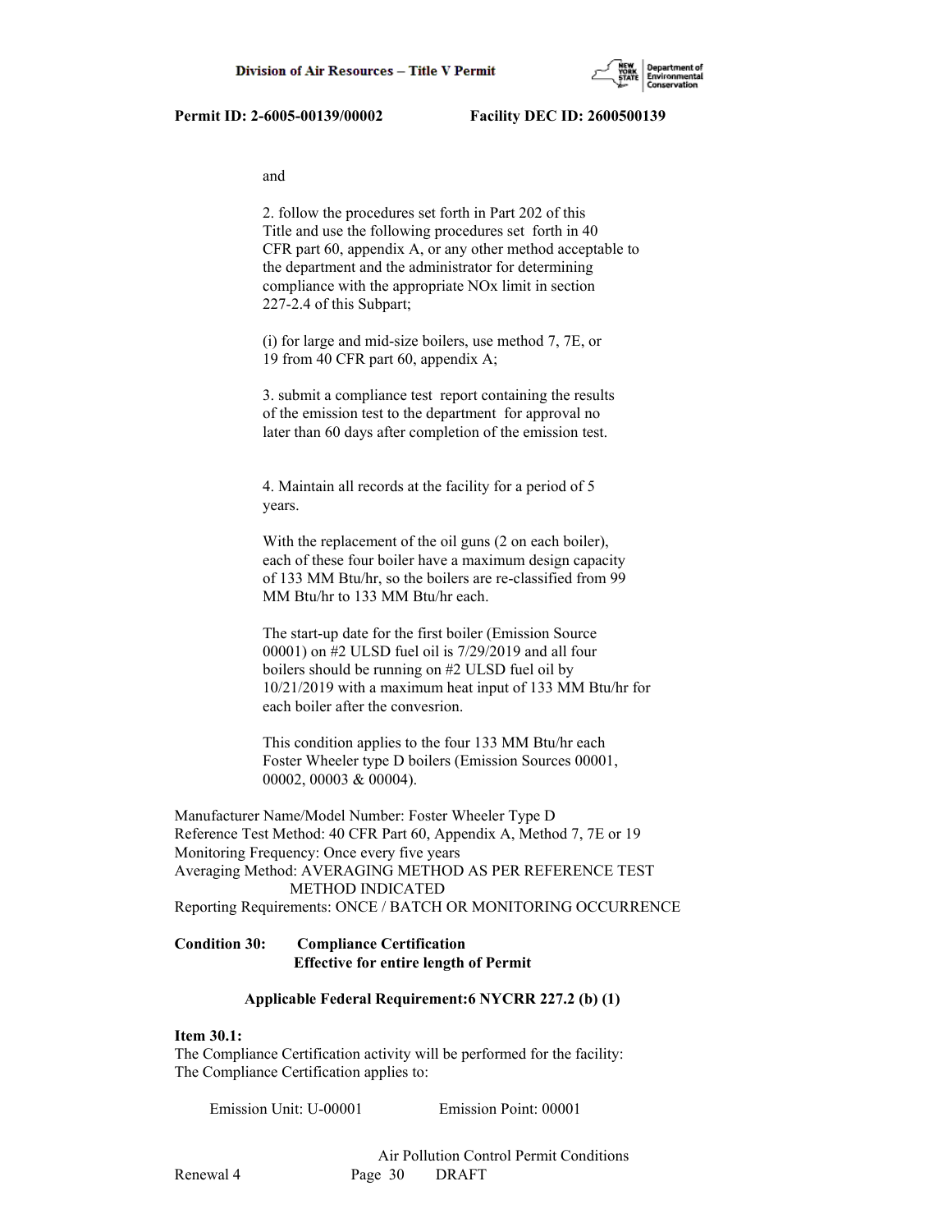and

2. follow the procedures set forth in Part 202 of this Title and use the following procedures set forth in 40 CFR part 60, appendix A, or any other method acceptable to the department and the administrator for determining compliance with the appropriate NOx limit in section 227-2.4 of this Subpart;

(i) for large and mid-size boilers, use method 7, 7E, or 19 from 40 CFR part 60, appendix A;

3. submit a compliance test report containing the results of the emission test to the department for approval no later than 60 days after completion of the emission test.

4. Maintain all records at the facility for a period of 5 years.

With the replacement of the oil guns (2 on each boiler), each of these four boiler have a maximum design capacity of 133 MM Btu/hr, so the boilers are re-classified from 99 MM Btu/hr to 133 MM Btu/hr each.

The start-up date for the first boiler (Emission Source 00001) on #2 ULSD fuel oil is 7/29/2019 and all four boilers should be running on #2 ULSD fuel oil by 10/21/2019 with a maximum heat input of 133 MM Btu/hr for each boiler after the convesrion.

This condition applies to the four 133 MM Btu/hr each Foster Wheeler type D boilers (Emission Sources 00001, 00002, 00003 & 00004).

Manufacturer Name/Model Number: Foster Wheeler Type D
Reference Test Method: 40 CFR Part 60, Appendix A, Method 7, 7E or 19
Monitoring Frequency: Once every five years
Averaging Method: AVERAGING METHOD AS PER REFERENCE TEST METHOD INDICATED
Reporting Requirements: ONCE / BATCH OR MONITORING OCCURRENCE

**Condition 30: Compliance Certification**
**Effective for entire length of Permit**

**Applicable Federal Requirement:6 NYCRR 227.2 (b) (1)**

**Item 30.1:**
The Compliance Certification activity will be performed for the facility:
The Compliance Certification applies to:

Emission Unit: U-00001 Emission Point: 00001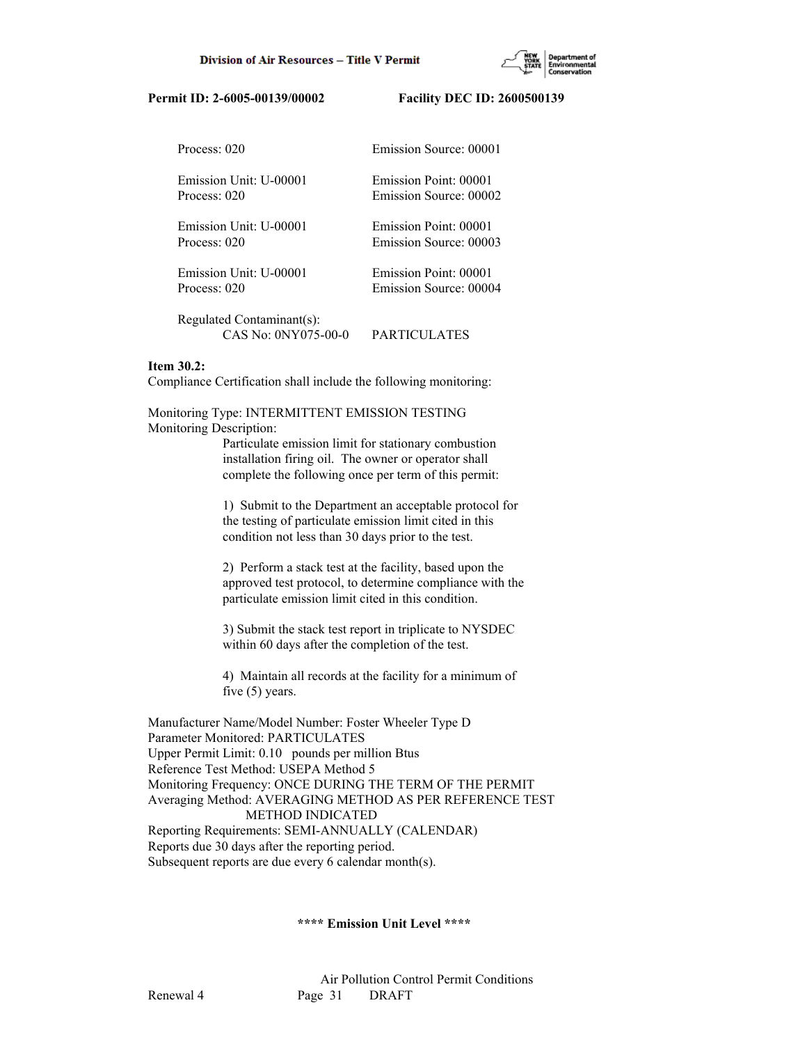Process: 020 Emission Source: 00001

Emission Unit: U-00001 Emission Point: 00001
Process: 020 Emission Source: 00002

Emission Unit: U-00001 Emission Point: 00001
Process: 020 Emission Source: 00003

Emission Unit: U-00001 Emission Point: 00001
Process: 020 Emission Source: 00004

Regulated Contaminant(s):
CAS No: 0NY075-00-0 PARTICULATES

**Item 30.2:**
Compliance Certification shall include the following monitoring:

Monitoring Type: INTERMITTENT EMISSION TESTING
Monitoring Description:

Particulate emission limit for stationary combustion installation firing oil. The owner or operator shall complete the following once per term of this permit:

1) Submit to the Department an acceptable protocol for the testing of particulate emission limit cited in this condition not less than 30 days prior to the test.

2) Perform a stack test at the facility, based upon the approved test protocol, to determine compliance with the particulate emission limit cited in this condition.

3) Submit the stack test report in triplicate to NYSDEC within 60 days after the completion of the test.

4) Maintain all records at the facility for a minimum of five (5) years.

Manufacturer Name/Model Number: Foster Wheeler Type D
Parameter Monitored: PARTICULATES
Upper Permit Limit: 0.10 pounds per million Btus
Reference Test Method: USEPA Method 5
Monitoring Frequency: ONCE DURING THE TERM OF THE PERMIT
Averaging Method: AVERAGING METHOD AS PER REFERENCE TEST METHOD INDICATED
Reporting Requirements: SEMI-ANNUALLY (CALENDAR)
Reports due 30 days after the reporting period.
Subsequent reports are due every 6 calendar month(s).

**\*\*\*\* Emission Unit Level \*\*\*\***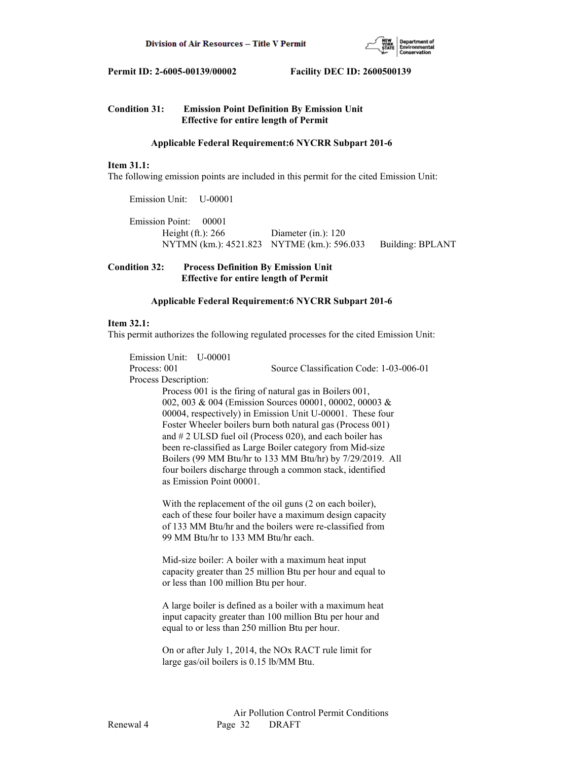**Permit ID: 2-6005-00139/00002 Facility DEC ID: 2600500139**

**Condition 31: Emission Point Definition By Emission Unit**
**Effective for entire length of Permit**

**Applicable Federal Requirement:6 NYCRR Subpart 201-6**

**Item 31.1:**
The following emission points are included in this permit for the cited Emission Unit:

Emission Unit: U-00001

Emission Point: 00001
Height (ft.): 266 Diameter (in.): 120
NYTMN (km.): 4521.823 NYTME (km.): 596.033 Building: BPLANT

**Condition 32: Process Definition By Emission Unit**
**Effective for entire length of Permit**

**Applicable Federal Requirement:6 NYCRR Subpart 201-6**

**Item 32.1:**
This permit authorizes the following regulated processes for the cited Emission Unit:

Emission Unit: U-00001
Process: 001 Source Classification Code: 1-03-006-01
Process Description:

Process 001 is the firing of natural gas in Boilers 001, 002, 003 & 004 (Emission Sources 00001, 00002, 00003 & 00004, respectively) in Emission Unit U-00001. These four Foster Wheeler boilers burn both natural gas (Process 001) and # 2 ULSD fuel oil (Process 020), and each boiler has been re-classified as Large Boiler category from Mid-size Boilers (99 MM Btu/hr to 133 MM Btu/hr) by 7/29/2019. All four boilers discharge through a common stack, identified as Emission Point 00001.

With the replacement of the oil guns (2 on each boiler), each of these four boiler have a maximum design capacity of 133 MM Btu/hr and the boilers were re-classified from 99 MM Btu/hr to 133 MM Btu/hr each.

Mid-size boiler: A boiler with a maximum heat input capacity greater than 25 million Btu per hour and equal to or less than 100 million Btu per hour.

A large boiler is defined as a boiler with a maximum heat input capacity greater than 100 million Btu per hour and equal to or less than 250 million Btu per hour.

On or after July 1, 2014, the NOx RACT rule limit for large gas/oil boilers is 0.15 lb/MM Btu.

Air Pollution Control Permit Conditions
Renewal 4 DRAFT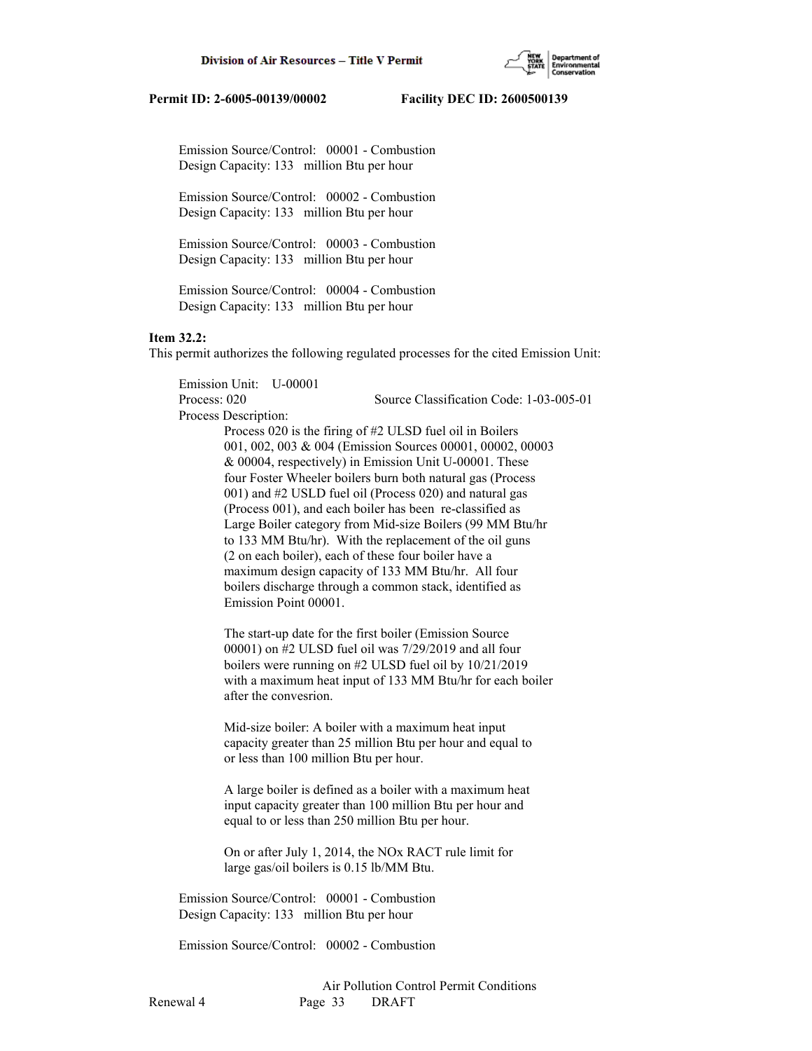Emission Source/Control: 00001 - Combustion
Design Capacity: 133 million Btu per hour

Emission Source/Control: 00002 - Combustion
Design Capacity: 133 million Btu per hour

Emission Source/Control: 00003 - Combustion
Design Capacity: 133 million Btu per hour

Emission Source/Control: 00004 - Combustion
Design Capacity: 133 million Btu per hour

**Item 32.2:**
This permit authorizes the following regulated processes for the cited Emission Unit:

Emission Unit: U-00001
Process: 020 Source Classification Code: 1-03-005-01
Process Description:

Process 020 is the firing of #2 ULSD fuel oil in Boilers 001, 002, 003 & 004 (Emission Sources 00001, 00002, 00003 & 00004, respectively) in Emission Unit U-00001. These four Foster Wheeler boilers burn both natural gas (Process 001) and #2 USLD fuel oil (Process 020) and natural gas (Process 001), and each boiler has been re-classified as Large Boiler category from Mid-size Boilers (99 MM Btu/hr to 133 MM Btu/hr). With the replacement of the oil guns (2 on each boiler), each of these four boiler have a maximum design capacity of 133 MM Btu/hr. All four boilers discharge through a common stack, identified as Emission Point 00001.

The start-up date for the first boiler (Emission Source 00001) on #2 ULSD fuel oil was 7/29/2019 and all four boilers were running on #2 ULSD fuel oil by 10/21/2019 with a maximum heat input of 133 MM Btu/hr for each boiler after the convesrion.

Mid-size boiler: A boiler with a maximum heat input capacity greater than 25 million Btu per hour and equal to or less than 100 million Btu per hour.

A large boiler is defined as a boiler with a maximum heat input capacity greater than 100 million Btu per hour and equal to or less than 250 million Btu per hour.

On or after July 1, 2014, the NOx RACT rule limit for large gas/oil boilers is 0.15 lb/MM Btu.

Emission Source/Control: 00001 - Combustion
Design Capacity: 133 million Btu per hour

Emission Source/Control: 00002 - Combustion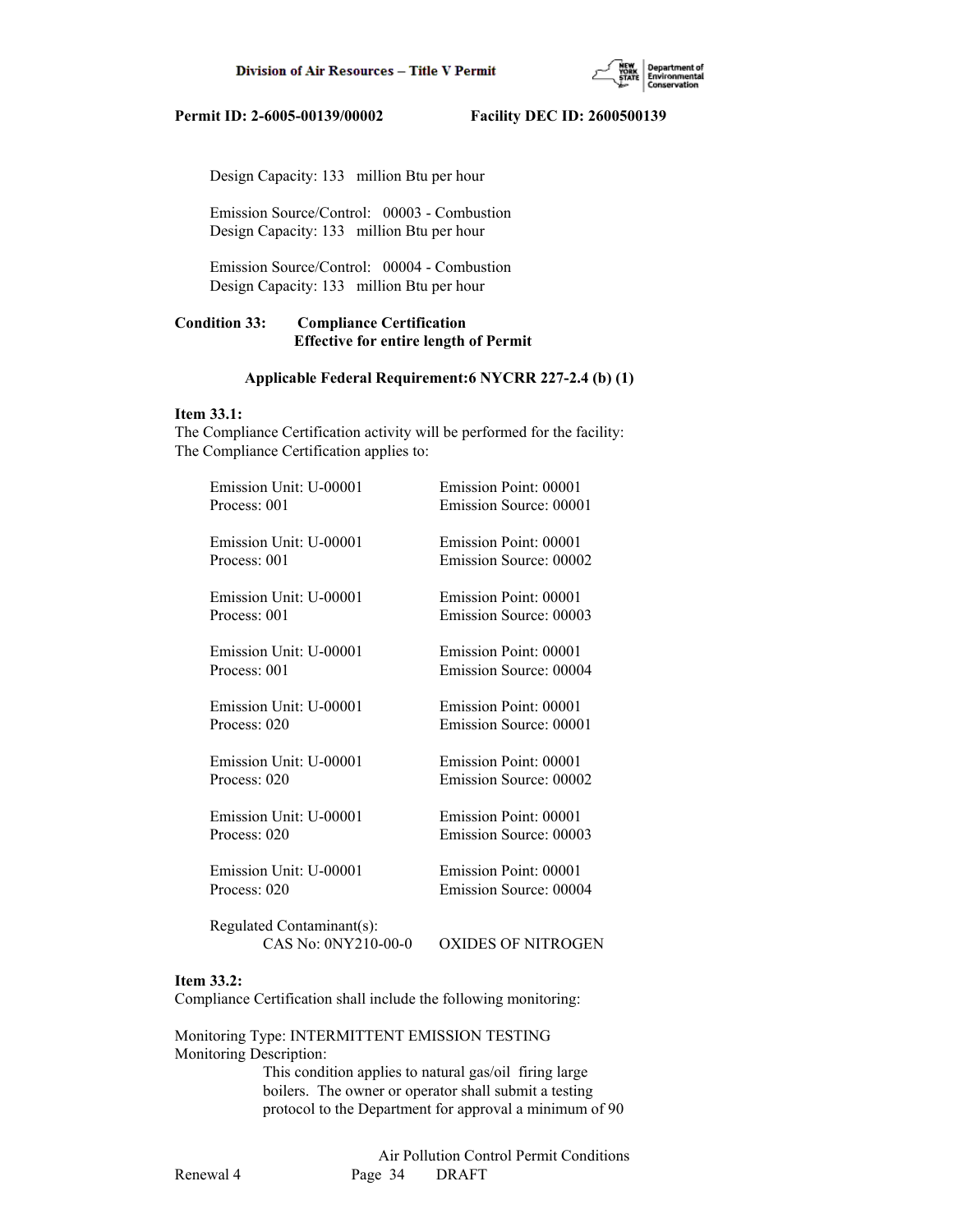Design Capacity: 133 million Btu per hour

Emission Source/Control: 00003 - Combustion
Design Capacity: 133 million Btu per hour

Emission Source/Control: 00004 - Combustion
Design Capacity: 133 million Btu per hour

**Condition 33: Compliance Certification**
**Effective for entire length of Permit**

**Applicable Federal Requirement:6 NYCRR 227-2.4 (b) (1)**

**Item 33.1:**
The Compliance Certification activity will be performed for the facility:
The Compliance Certification applies to:

Emission Unit: U-00001 Emission Point: 00001
Process: 001 Emission Source: 00001

Emission Unit: U-00001 Emission Point: 00001
Process: 001 Emission Source: 00002

Emission Unit: U-00001 Emission Point: 00001
Process: 001 Emission Source: 00003

Emission Unit: U-00001 Emission Point: 00001
Process: 001 Emission Source: 00004

Emission Unit: U-00001 Emission Point: 00001
Process: 020 Emission Source: 00001

Emission Unit: U-00001 Emission Point: 00001
Process: 020 Emission Source: 00002

Emission Unit: U-00001 Emission Point: 00001
Process: 020 Emission Source: 00003

Emission Unit: U-00001 Emission Point: 00001
Process: 020 Emission Source: 00004

Regulated Contaminant(s):
CAS No: 0NY210-00-0 OXIDES OF NITROGEN

**Item 33.2:**
Compliance Certification shall include the following monitoring:

Monitoring Type: INTERMITTENT EMISSION TESTING
Monitoring Description:
This condition applies to natural gas/oil firing large boilers. The owner or operator shall submit a testing protocol to the Department for approval a minimum of 90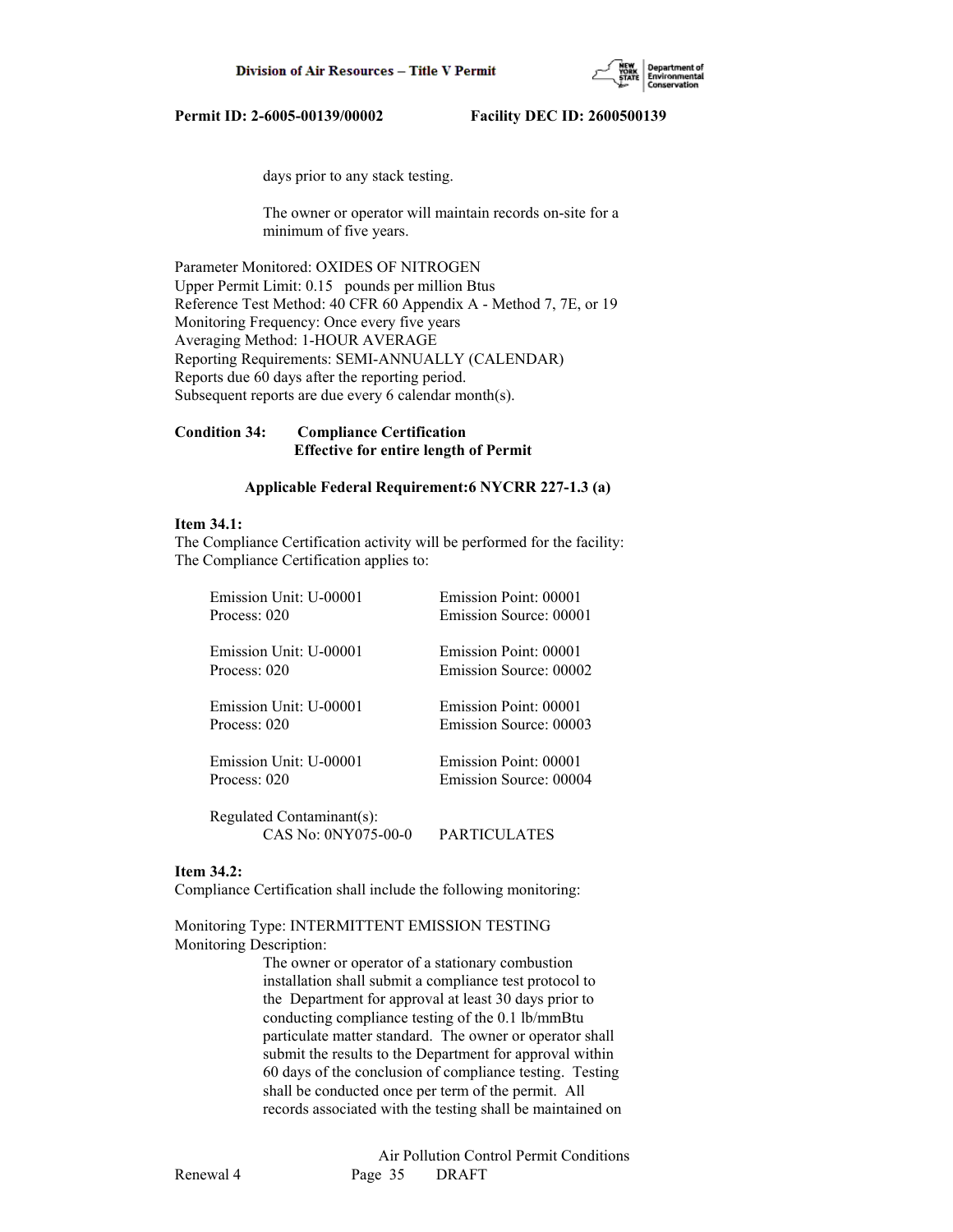days prior to any stack testing.

The owner or operator will maintain records on-site for a minimum of five years.

Parameter Monitored: OXIDES OF NITROGEN
Upper Permit Limit: 0.15 pounds per million Btus
Reference Test Method: 40 CFR 60 Appendix A - Method 7, 7E, or 19
Monitoring Frequency: Once every five years
Averaging Method: 1-HOUR AVERAGE
Reporting Requirements: SEMI-ANNUALLY (CALENDAR)
Reports due 60 days after the reporting period.
Subsequent reports are due every 6 calendar month(s).

**Condition 34: Compliance Certification**
**Effective for entire length of Permit**

**Applicable Federal Requirement:6 NYCRR 227-1.3 (a)**

**Item 34.1:**
The Compliance Certification activity will be performed for the facility:
The Compliance Certification applies to:

| | |
|---|---|
| Emission Unit: U-00001 | Emission Point: 00001 |
| Process: 020 | Emission Source: 00001 |
| Emission Unit: U-00001 | Emission Point: 00001 |
| Process: 020 | Emission Source: 00002 |
| Emission Unit: U-00001 | Emission Point: 00001 |
| Process: 020 | Emission Source: 00003 |
| Emission Unit: U-00001 | Emission Point: 00001 |
| Process: 020 | Emission Source: 00004 |

Regulated Contaminant(s):
CAS No: 0NY075-00-0 PARTICULATES

**Item 34.2:**
Compliance Certification shall include the following monitoring:

Monitoring Type: INTERMITTENT EMISSION TESTING
Monitoring Description:
The owner or operator of a stationary combustion installation shall submit a compliance test protocol to the Department for approval at least 30 days prior to conducting compliance testing of the 0.1 lb/mmBtu particulate matter standard. The owner or operator shall submit the results to the Department for approval within 60 days of the conclusion of compliance testing. Testing shall be conducted once per term of the permit. All records associated with the testing shall be maintained on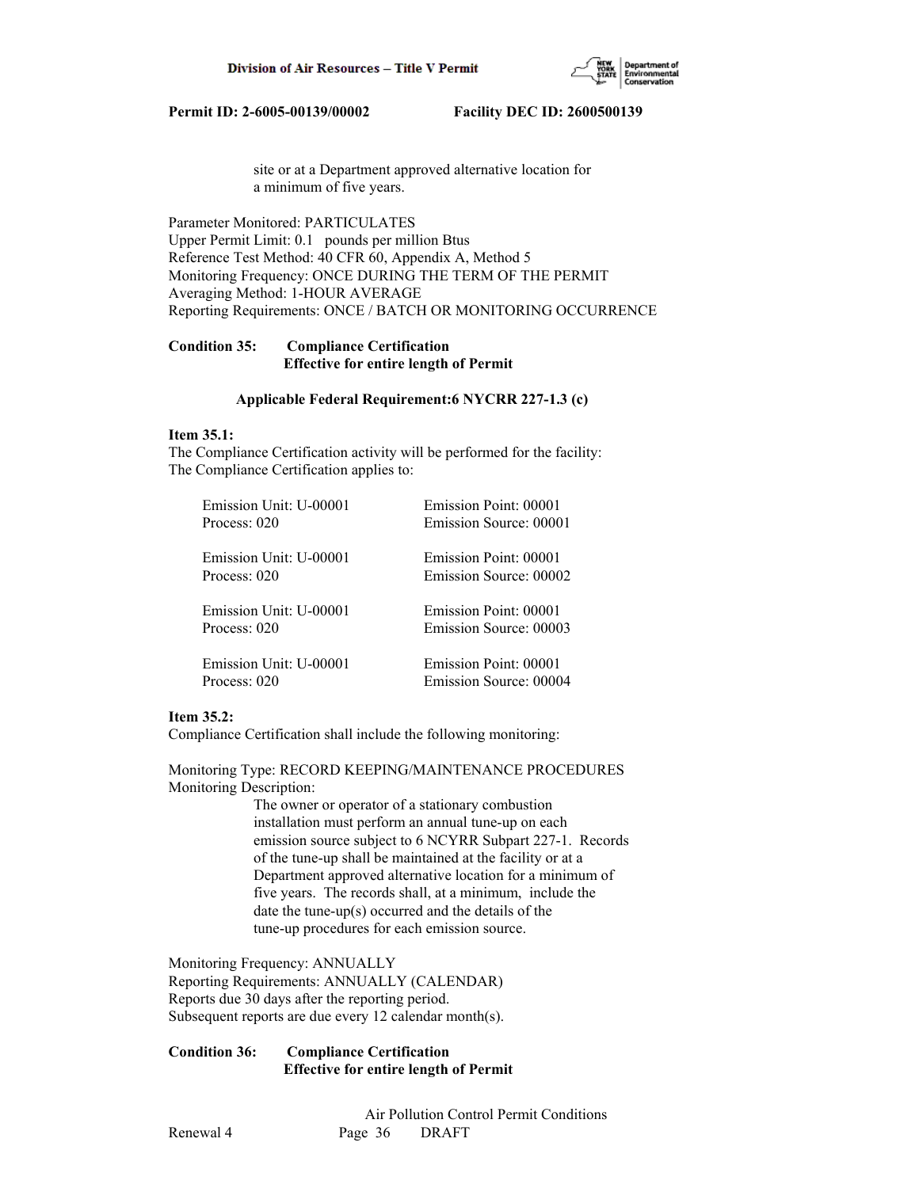site or at a Department approved alternative location for a minimum of five years.

Parameter Monitored: PARTICULATES
Upper Permit Limit: 0.1 pounds per million Btus
Reference Test Method: 40 CFR 60, Appendix A, Method 5
Monitoring Frequency: ONCE DURING THE TERM OF THE PERMIT
Averaging Method: 1-HOUR AVERAGE
Reporting Requirements: ONCE / BATCH OR MONITORING OCCURRENCE

**Condition 35: Compliance Certification**
**Effective for entire length of Permit**

**Applicable Federal Requirement:6 NYCRR 227-1.3 (c)**

**Item 35.1:**
The Compliance Certification activity will be performed for the facility:
The Compliance Certification applies to:

Emission Unit: U-00001 Emission Point: 00001
Process: 020 Emission Source: 00001

Emission Unit: U-00001 Emission Point: 00001
Process: 020 Emission Source: 00002

Emission Unit: U-00001 Emission Point: 00001
Process: 020 Emission Source: 00003

Emission Unit: U-00001 Emission Point: 00001
Process: 020 Emission Source: 00004

**Item 35.2:**
Compliance Certification shall include the following monitoring:

Monitoring Type: RECORD KEEPING/MAINTENANCE PROCEDURES
Monitoring Description:
The owner or operator of a stationary combustion installation must perform an annual tune-up on each emission source subject to 6 NCYRR Subpart 227-1. Records of the tune-up shall be maintained at the facility or at a Department approved alternative location for a minimum of five years. The records shall, at a minimum, include the date the tune-up(s) occurred and the details of the tune-up procedures for each emission source.

Monitoring Frequency: ANNUALLY
Reporting Requirements: ANNUALLY (CALENDAR)
Reports due 30 days after the reporting period.
Subsequent reports are due every 12 calendar month(s).

**Condition 36: Compliance Certification**
**Effective for entire length of Permit**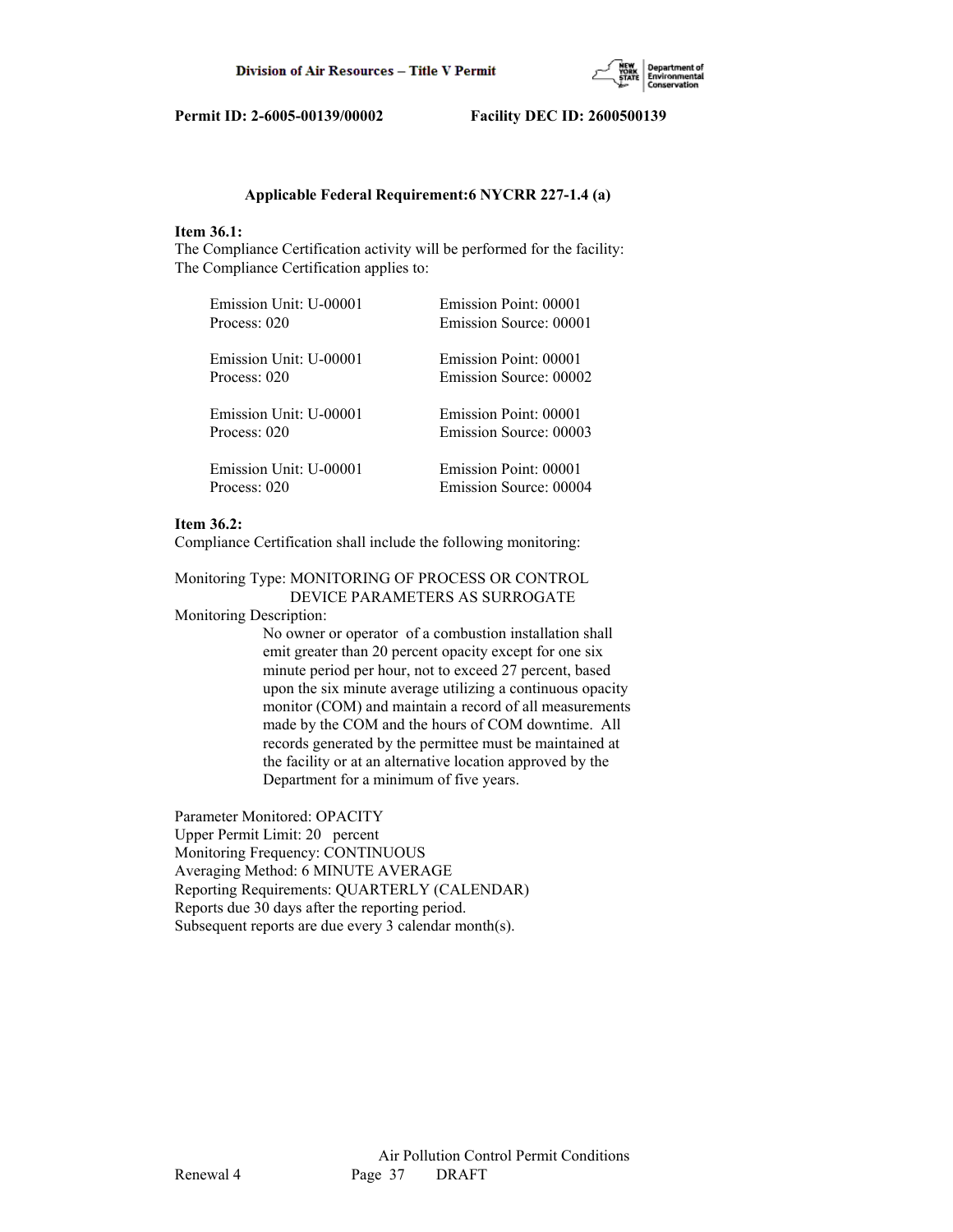**Applicable Federal Requirement:6 NYCRR 227-1.4 (a)**

**Item 36.1:**
The Compliance Certification activity will be performed for the facility:
The Compliance Certification applies to:

| | |
|---|---|
| Emission Unit: U-00001 | Emission Point: 00001 |
| Process: 020 | Emission Source: 00001 |
| Emission Unit: U-00001 | Emission Point: 00001 |
| Process: 020 | Emission Source: 00002 |
| Emission Unit: U-00001 | Emission Point: 00001 |
| Process: 020 | Emission Source: 00003 |
| Emission Unit: U-00001 | Emission Point: 00001 |
| Process: 020 | Emission Source: 00004 |

**Item 36.2:**
Compliance Certification shall include the following monitoring:

Monitoring Type: MONITORING OF PROCESS OR CONTROL DEVICE PARAMETERS AS SURROGATE

Monitoring Description:

No owner or operator of a combustion installation shall emit greater than 20 percent opacity except for one six minute period per hour, not to exceed 27 percent, based upon the six minute average utilizing a continuous opacity monitor (COM) and maintain a record of all measurements made by the COM and the hours of COM downtime. All records generated by the permittee must be maintained at the facility or at an alternative location approved by the Department for a minimum of five years.

Parameter Monitored: OPACITY
Upper Permit Limit: 20 percent
Monitoring Frequency: CONTINUOUS
Averaging Method: 6 MINUTE AVERAGE
Reporting Requirements: QUARTERLY (CALENDAR)
Reports due 30 days after the reporting period.
Subsequent reports are due every 3 calendar month(s).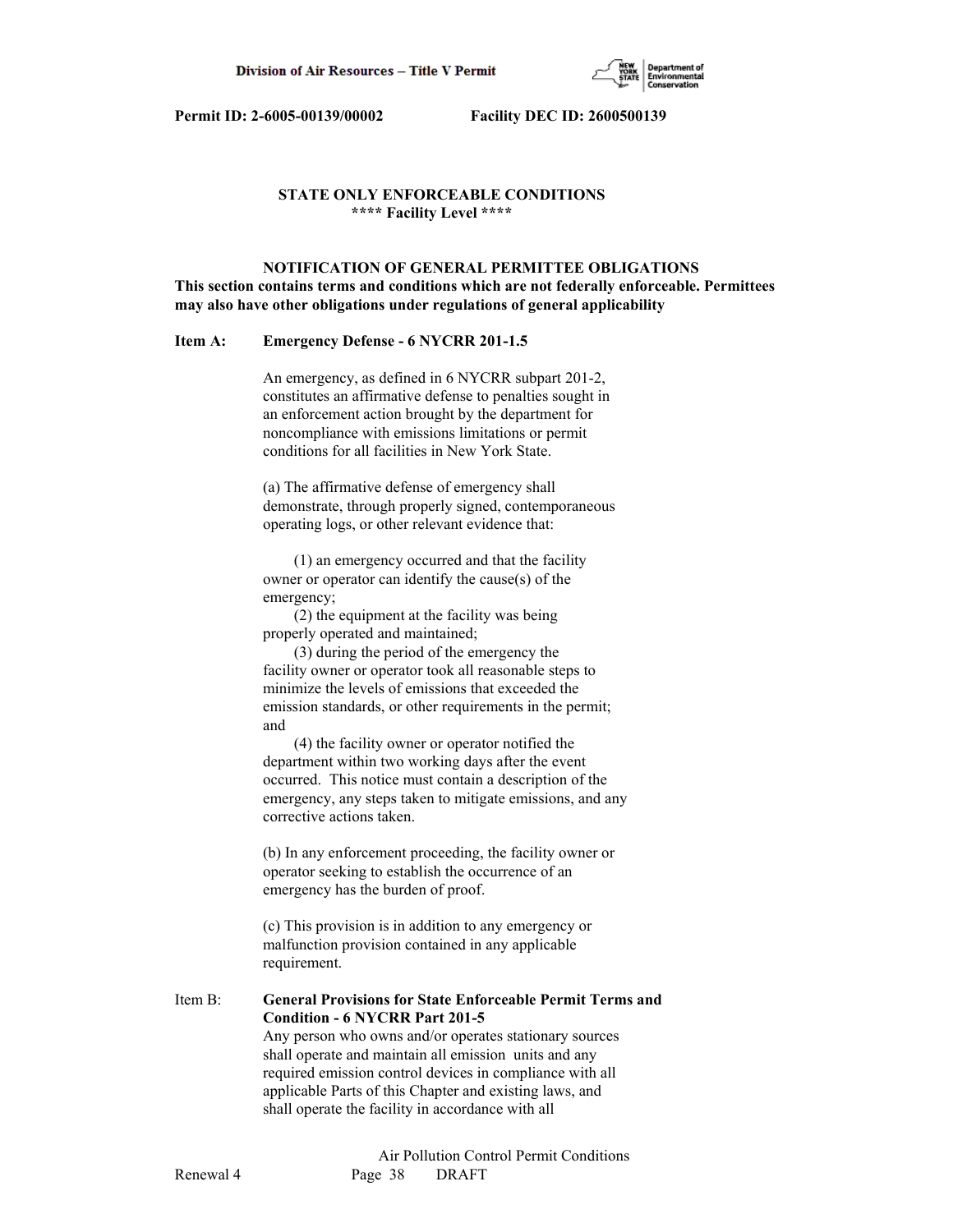**STATE ONLY ENFORCEABLE CONDITIONS**
**\*\*\*\* Facility Level \*\*\*\***

**NOTIFICATION OF GENERAL PERMITTEE OBLIGATIONS**
**This section contains terms and conditions which are not federally enforceable. Permittees may also have other obligations under regulations of general applicability**

**Item A: Emergency Defense - 6 NYCRR 201-1.5**

An emergency, as defined in 6 NYCRR subpart 201-2, constitutes an affirmative defense to penalties sought in an enforcement action brought by the department for noncompliance with emissions limitations or permit conditions for all facilities in New York State.

(a) The affirmative defense of emergency shall demonstrate, through properly signed, contemporaneous operating logs, or other relevant evidence that:

(1) an emergency occurred and that the facility owner or operator can identify the cause(s) of the emergency;
(2) the equipment at the facility was being properly operated and maintained;
(3) during the period of the emergency the facility owner or operator took all reasonable steps to minimize the levels of emissions that exceeded the emission standards, or other requirements in the permit; and
(4) the facility owner or operator notified the department within two working days after the event occurred. This notice must contain a description of the emergency, any steps taken to mitigate emissions, and any corrective actions taken.

(b) In any enforcement proceeding, the facility owner or operator seeking to establish the occurrence of an emergency has the burden of proof.

(c) This provision is in addition to any emergency or malfunction provision contained in any applicable requirement.

Item B: **General Provisions for State Enforceable Permit Terms and Condition - 6 NYCRR Part 201-5**

Any person who owns and/or operates stationary sources shall operate and maintain all emission units and any required emission control devices in compliance with all applicable Parts of this Chapter and existing laws, and shall operate the facility in accordance with all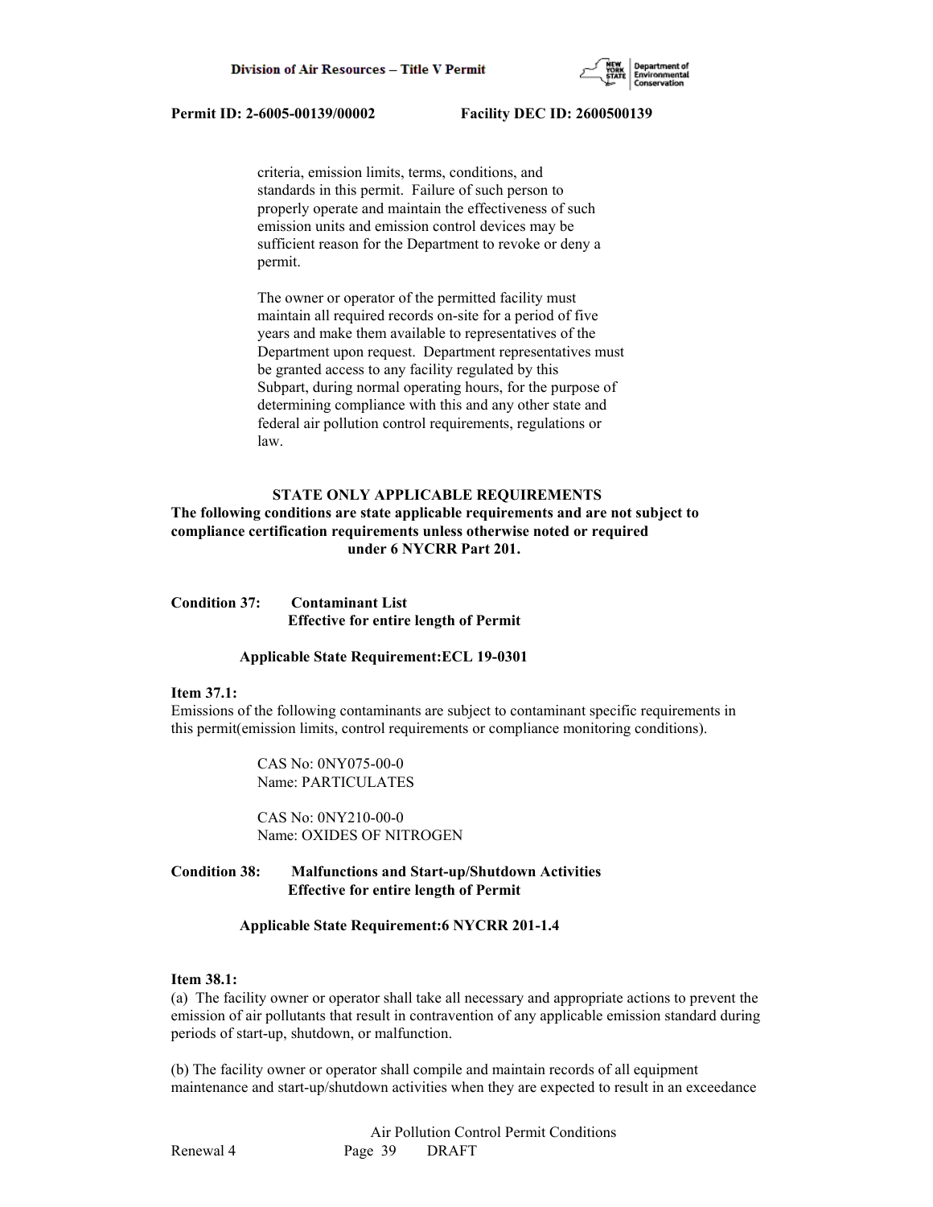criteria, emission limits, terms, conditions, and standards in this permit. Failure of such person to properly operate and maintain the effectiveness of such emission units and emission control devices may be sufficient reason for the Department to revoke or deny a permit.

The owner or operator of the permitted facility must maintain all required records on-site for a period of five years and make them available to representatives of the Department upon request. Department representatives must be granted access to any facility regulated by this Subpart, during normal operating hours, for the purpose of determining compliance with this and any other state and federal air pollution control requirements, regulations or law.

**STATE ONLY APPLICABLE REQUIREMENTS**

**The following conditions are state applicable requirements and are not subject to compliance certification requirements unless otherwise noted or required under 6 NYCRR Part 201.**

**Condition 37: Contaminant List**
**Effective for entire length of Permit**

**Applicable State Requirement:ECL 19-0301**

**Item 37.1:**
Emissions of the following contaminants are subject to contaminant specific requirements in this permit(emission limits, control requirements or compliance monitoring conditions).

CAS No: 0NY075-00-0
Name: PARTICULATES

CAS No: 0NY210-00-0
Name: OXIDES OF NITROGEN

**Condition 38: Malfunctions and Start-up/Shutdown Activities**
**Effective for entire length of Permit**

**Applicable State Requirement:6 NYCRR 201-1.4**

**Item 38.1:**
(a) The facility owner or operator shall take all necessary and appropriate actions to prevent the emission of air pollutants that result in contravention of any applicable emission standard during periods of start-up, shutdown, or malfunction.

(b) The facility owner or operator shall compile and maintain records of all equipment maintenance and start-up/shutdown activities when they are expected to result in an exceedance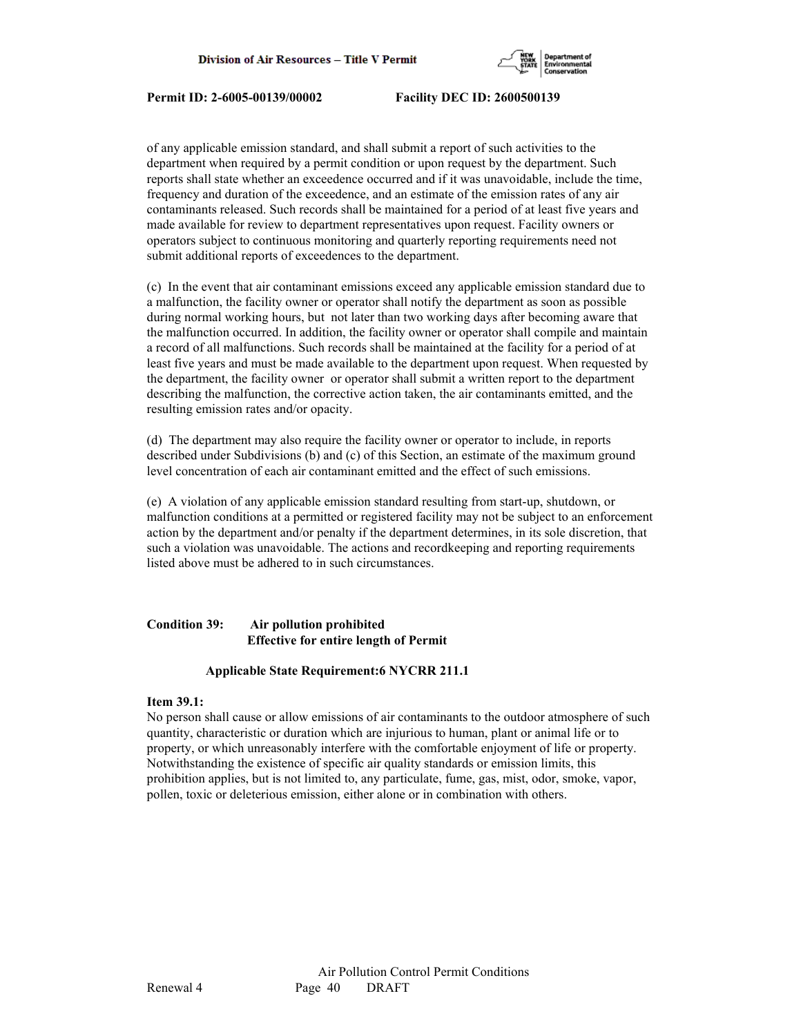of any applicable emission standard, and shall submit a report of such activities to the department when required by a permit condition or upon request by the department. Such reports shall state whether an exceedence occurred and if it was unavoidable, include the time, frequency and duration of the exceedence, and an estimate of the emission rates of any air contaminants released. Such records shall be maintained for a period of at least five years and made available for review to department representatives upon request. Facility owners or operators subject to continuous monitoring and quarterly reporting requirements need not submit additional reports of exceedences to the department.

(c) In the event that air contaminant emissions exceed any applicable emission standard due to a malfunction, the facility owner or operator shall notify the department as soon as possible during normal working hours, but not later than two working days after becoming aware that the malfunction occurred. In addition, the facility owner or operator shall compile and maintain a record of all malfunctions. Such records shall be maintained at the facility for a period of at least five years and must be made available to the department upon request. When requested by the department, the facility owner or operator shall submit a written report to the department describing the malfunction, the corrective action taken, the air contaminants emitted, and the resulting emission rates and/or opacity.

(d) The department may also require the facility owner or operator to include, in reports described under Subdivisions (b) and (c) of this Section, an estimate of the maximum ground level concentration of each air contaminant emitted and the effect of such emissions.

(e) A violation of any applicable emission standard resulting from start-up, shutdown, or malfunction conditions at a permitted or registered facility may not be subject to an enforcement action by the department and/or penalty if the department determines, in its sole discretion, that such a violation was unavoidable. The actions and recordkeeping and reporting requirements listed above must be adhered to in such circumstances.

**Condition 39: Air pollution prohibited**
**Effective for entire length of Permit**

**Applicable State Requirement:6 NYCRR 211.1**

**Item 39.1:**
No person shall cause or allow emissions of air contaminants to the outdoor atmosphere of such quantity, characteristic or duration which are injurious to human, plant or animal life or to property, or which unreasonably interfere with the comfortable enjoyment of life or property. Notwithstanding the existence of specific air quality standards or emission limits, this prohibition applies, but is not limited to, any particulate, fume, gas, mist, odor, smoke, vapor, pollen, toxic or deleterious emission, either alone or in combination with others.